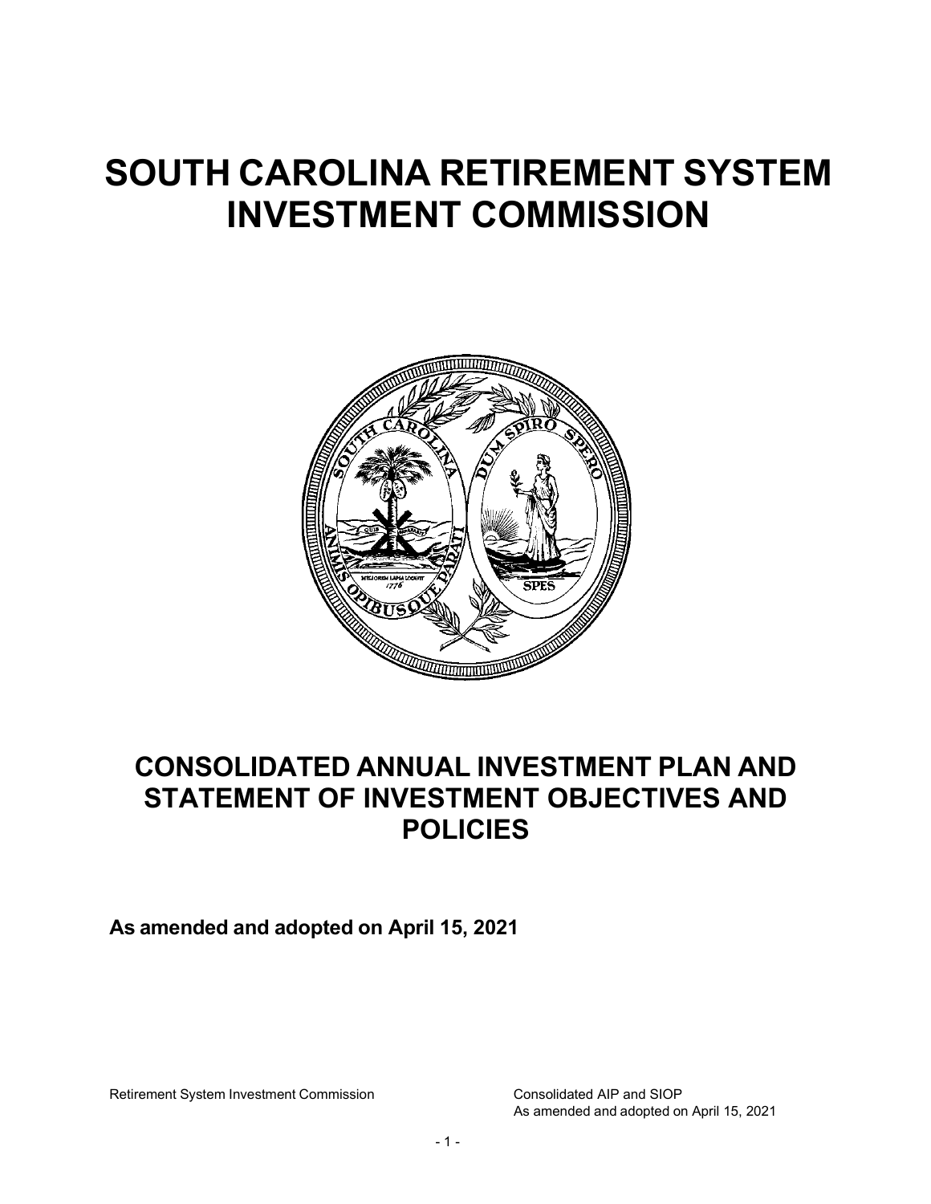# SOUTH CAROLINA RETIREMENT SYSTEM INVESTMENT COMMISSION

## CONSOLIDATED ANNUAL INVESTMENT PLAN AND STATEMENT OF INVESTMENT OBJECTIVES AND POLICIES

**As amended and adopted on April 15, 2021**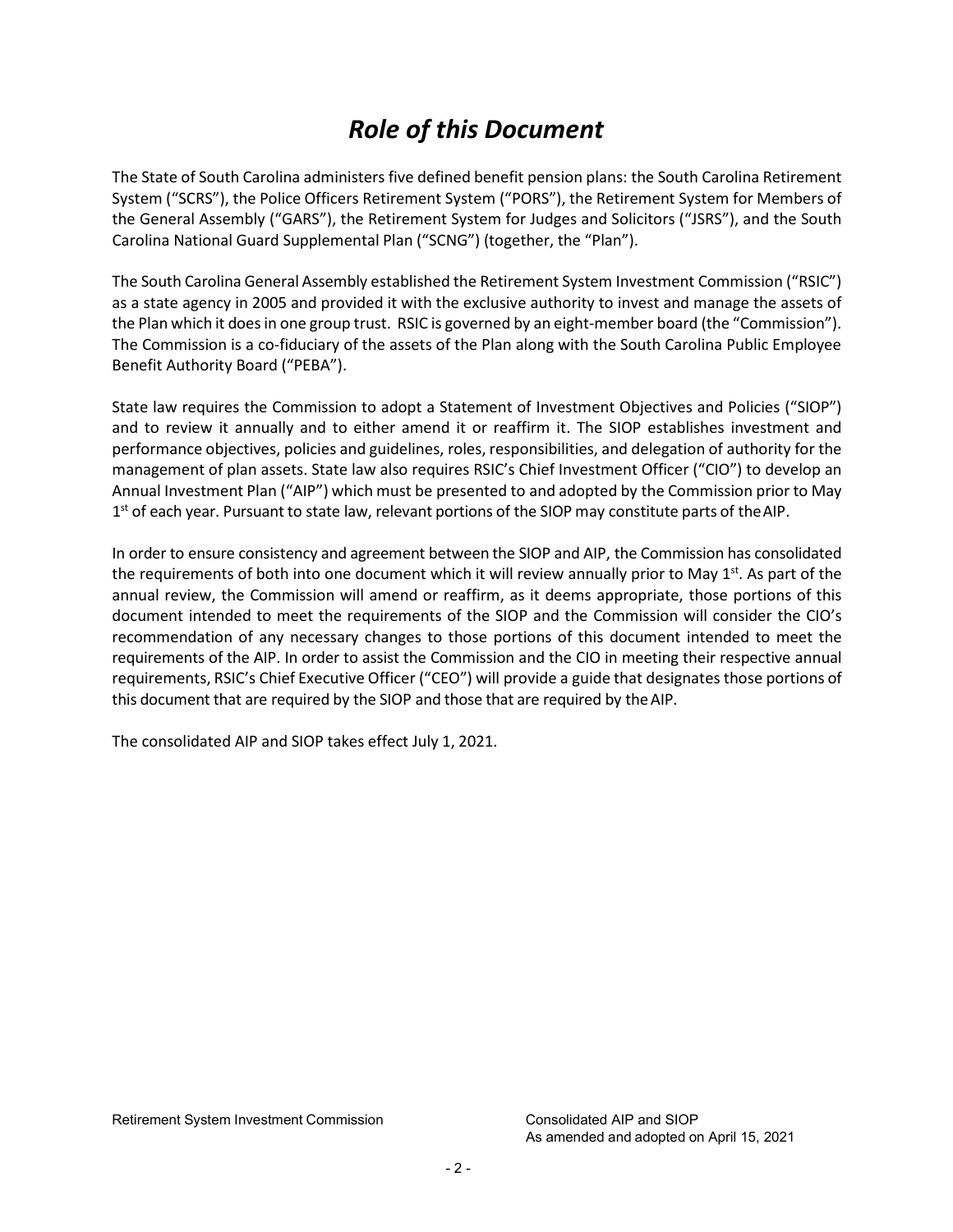# *Role of this Document*

The State of South Carolina administers five defined benefit pension plans: the South Carolina Retirement System ("SCRS"), the Police Officers Retirement System ("PORS"), the Retirement System for Members of the General Assembly ("GARS"), the Retirement System for Judges and Solicitors ("JSRS"), and the South Carolina National Guard Supplemental Plan ("SCNG") (together, the "Plan").

The South Carolina General Assembly established the Retirement System Investment Commission ("RSIC") as a state agency in 2005 and provided it with the exclusive authority to invest and manage the assets of the Plan which it does in one group trust. RSIC is governed by an eight-member board (the "Commission"). The Commission is a co-fiduciary of the assets of the Plan along with the South Carolina Public Employee Benefit Authority Board ("PEBA").

State law requires the Commission to adopt a Statement of Investment Objectives and Policies ("SIOP") and to review it annually and to either amend it or reaffirm it. The SIOP establishes investment and performance objectives, policies and guidelines, roles, responsibilities, and delegation of authority for the management of plan assets. State law also requires RSIC's Chief Investment Officer ("CIO") to develop an Annual Investment Plan ("AIP") which must be presented to and adopted by the Commission prior to May 1st of each year. Pursuant to state law, relevant portions of the SIOP may constitute parts of the AIP.

In order to ensure consistency and agreement between the SIOP and AIP, the Commission has consolidated the requirements of both into one document which it will review annually prior to May 1st. As part of the annual review, the Commission will amend or reaffirm, as it deems appropriate, those portions of this document intended to meet the requirements of the SIOP and the Commission will consider the CIO's recommendation of any necessary changes to those portions of this document intended to meet the requirements of the AIP. In order to assist the Commission and the CIO in meeting their respective annual requirements, RSIC's Chief Executive Officer ("CEO") will provide a guide that designates those portions of this document that are required by the SIOP and those that are required by the AIP.

The consolidated AIP and SIOP takes effect July 1, 2021.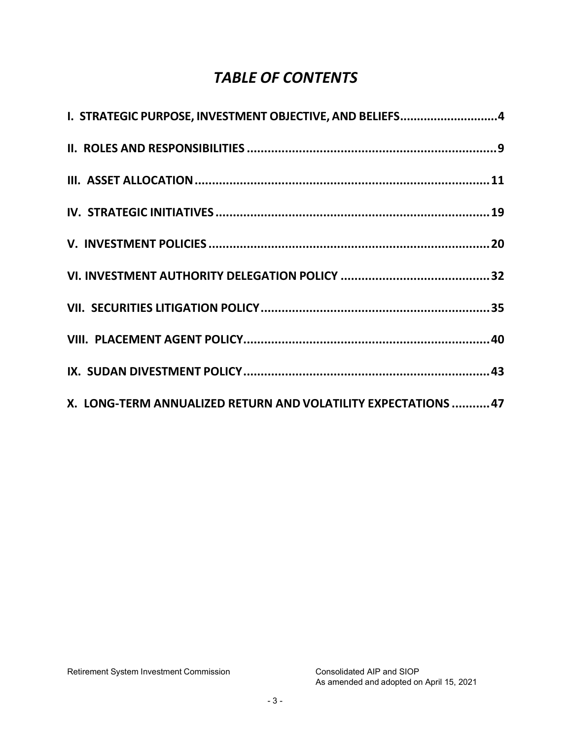# *TABLE OF CONTENTS*

**I. STRATEGIC PURPOSE, INVESTMENT OBJECTIVE, AND BELIEFS............................4**

**II. ROLES AND RESPONSIBILITIES ........................................................................9**

**III. ASSET ALLOCATION .....................................................................................11**

**IV. STRATEGIC INITIATIVES ...............................................................................19**

**V. INVESTMENT POLICIES ..................................................................................20**

**VI. INVESTMENT AUTHORITY DELEGATION POLICY ..........................................32**

**VII. SECURITIES LITIGATION POLICY..................................................................35**

**VIII. PLACEMENT AGENT POLICY.......................................................................40**

**IX. SUDAN DIVESTMENT POLICY.......................................................................43**

**X. LONG-TERM ANNUALIZED RETURN AND VOLATILITY EXPECTATIONS ...........47**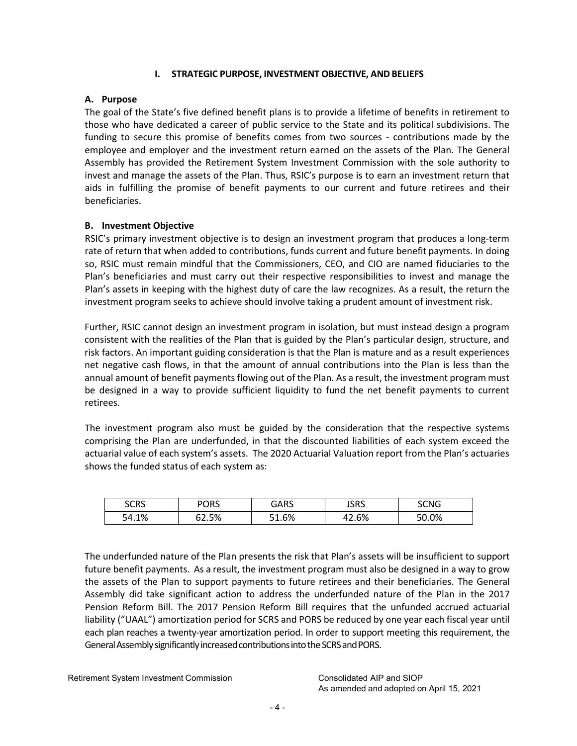## I. STRATEGIC PURPOSE, INVESTMENT OBJECTIVE, AND BELIEFS

### A. Purpose

The goal of the State's five defined benefit plans is to provide a lifetime of benefits in retirement to those who have dedicated a career of public service to the State and its political subdivisions. The funding to secure this promise of benefits comes from two sources - contributions made by the employee and employer and the investment return earned on the assets of the Plan. The General Assembly has provided the Retirement System Investment Commission with the sole authority to invest and manage the assets of the Plan. Thus, RSIC's purpose is to earn an investment return that aids in fulfilling the promise of benefit payments to our current and future retirees and their beneficiaries.

### B. Investment Objective

RSIC's primary investment objective is to design an investment program that produces a long-term rate of return that when added to contributions, funds current and future benefit payments. In doing so, RSIC must remain mindful that the Commissioners, CEO, and CIO are named fiduciaries to the Plan's beneficiaries and must carry out their respective responsibilities to invest and manage the Plan's assets in keeping with the highest duty of care the law recognizes. As a result, the return the investment program seeks to achieve should involve taking a prudent amount of investment risk.

Further, RSIC cannot design an investment program in isolation, but must instead design a program consistent with the realities of the Plan that is guided by the Plan's particular design, structure, and risk factors. An important guiding consideration is that the Plan is mature and as a result experiences net negative cash flows, in that the amount of annual contributions into the Plan is less than the annual amount of benefit payments flowing out of the Plan. As a result, the investment program must be designed in a way to provide sufficient liquidity to fund the net benefit payments to current retirees.

The investment program also must be guided by the consideration that the respective systems comprising the Plan are underfunded, in that the discounted liabilities of each system exceed the actuarial value of each system's assets. The 2020 Actuarial Valuation report from the Plan's actuaries shows the funded status of each system as:

| SCRS | PORS | GARS | JSRS | SCNG |
|---|---|---|---|---|
| 54.1% | 62.5% | 51.6% | 42.6% | 50.0% |

The underfunded nature of the Plan presents the risk that Plan's assets will be insufficient to support future benefit payments. As a result, the investment program must also be designed in a way to grow the assets of the Plan to support payments to future retirees and their beneficiaries. The General Assembly did take significant action to address the underfunded nature of the Plan in the 2017 Pension Reform Bill. The 2017 Pension Reform Bill requires that the unfunded accrued actuarial liability ("UAAL") amortization period for SCRS and PORS be reduced by one year each fiscal year until each plan reaches a twenty-year amortization period. In order to support meeting this requirement, the General Assembly significantly increased contributions into the SCRS and PORS.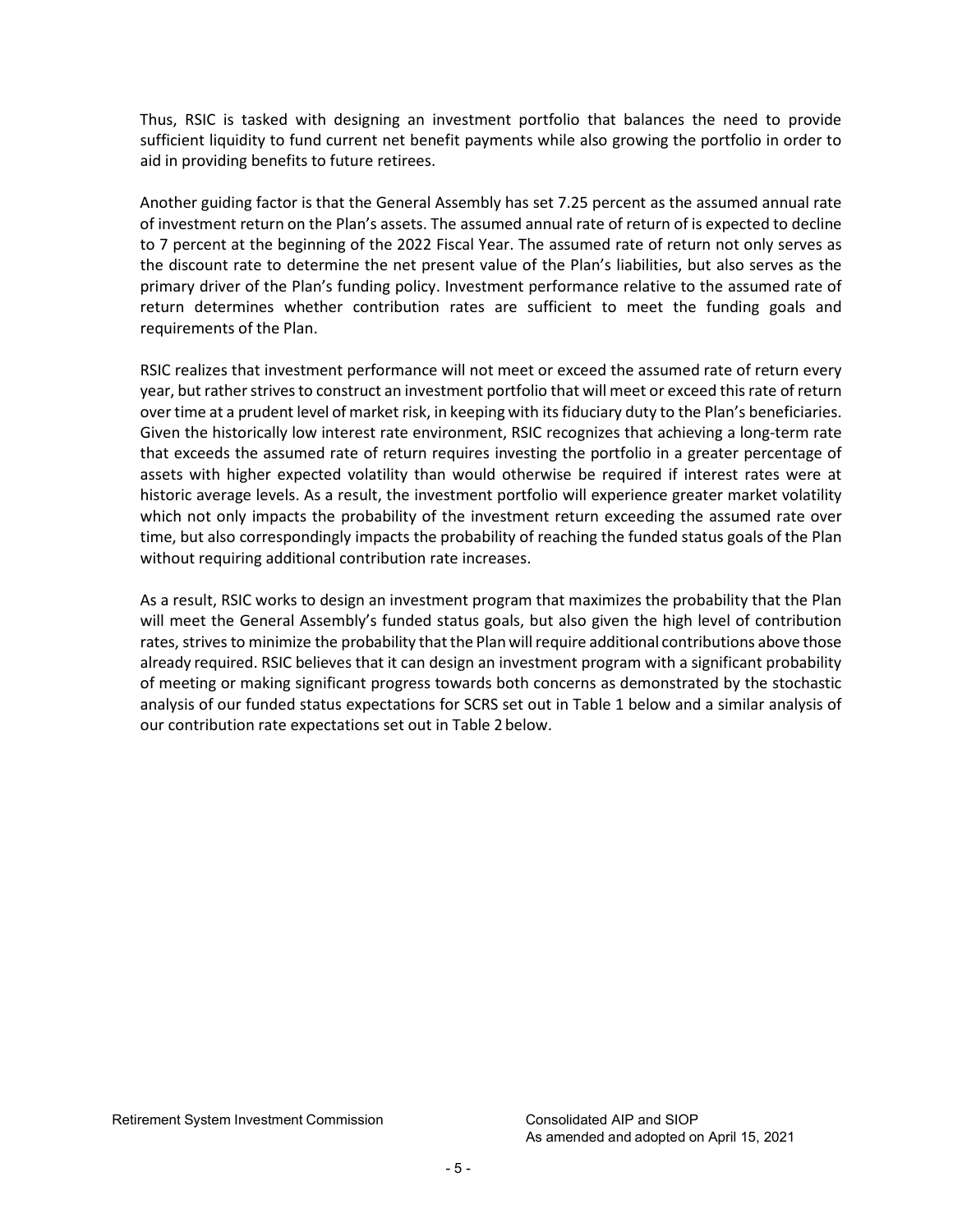Thus, RSIC is tasked with designing an investment portfolio that balances the need to provide sufficient liquidity to fund current net benefit payments while also growing the portfolio in order to aid in providing benefits to future retirees.

Another guiding factor is that the General Assembly has set 7.25 percent as the assumed annual rate of investment return on the Plan's assets. The assumed annual rate of return of is expected to decline to 7 percent at the beginning of the 2022 Fiscal Year. The assumed rate of return not only serves as the discount rate to determine the net present value of the Plan's liabilities, but also serves as the primary driver of the Plan's funding policy. Investment performance relative to the assumed rate of return determines whether contribution rates are sufficient to meet the funding goals and requirements of the Plan.

RSIC realizes that investment performance will not meet or exceed the assumed rate of return every year, but rather strives to construct an investment portfolio that will meet or exceed this rate of return over time at a prudent level of market risk, in keeping with its fiduciary duty to the Plan's beneficiaries. Given the historically low interest rate environment, RSIC recognizes that achieving a long-term rate that exceeds the assumed rate of return requires investing the portfolio in a greater percentage of assets with higher expected volatility than would otherwise be required if interest rates were at historic average levels. As a result, the investment portfolio will experience greater market volatility which not only impacts the probability of the investment return exceeding the assumed rate over time, but also correspondingly impacts the probability of reaching the funded status goals of the Plan without requiring additional contribution rate increases.

As a result, RSIC works to design an investment program that maximizes the probability that the Plan will meet the General Assembly's funded status goals, but also given the high level of contribution rates, strives to minimize the probability that the Plan will require additional contributions above those already required. RSIC believes that it can design an investment program with a significant probability of meeting or making significant progress towards both concerns as demonstrated by the stochastic analysis of our funded status expectations for SCRS set out in Table 1 below and a similar analysis of our contribution rate expectations set out in Table 2 below.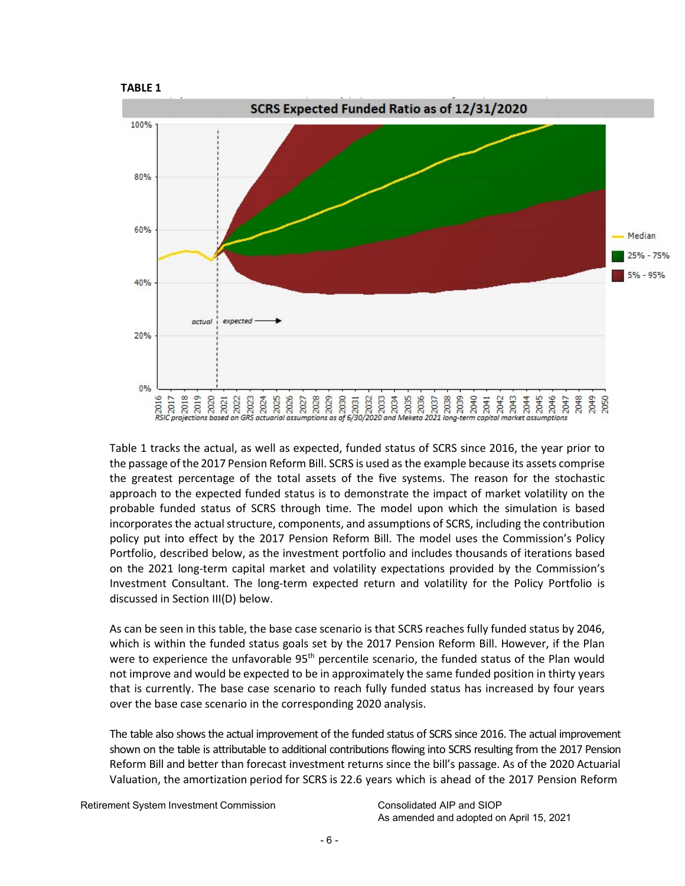**TABLE 1**

SCRS Expected Funded Ratio as of 12/31/2020

RSIC projections based on GRS actuarial assumptions as of 6/30/2020 and Meketa 2021 long-term capital market assumptions

Table 1 tracks the actual, as well as expected, funded status of SCRS since 2016, the year prior to the passage of the 2017 Pension Reform Bill. SCRS is used as the example because its assets comprise the greatest percentage of the total assets of the five systems. The reason for the stochastic approach to the expected funded status is to demonstrate the impact of market volatility on the probable funded status of SCRS through time. The model upon which the simulation is based incorporates the actual structure, components, and assumptions of SCRS, including the contribution policy put into effect by the 2017 Pension Reform Bill. The model uses the Commission's Policy Portfolio, described below, as the investment portfolio and includes thousands of iterations based on the 2021 long-term capital market and volatility expectations provided by the Commission's Investment Consultant. The long-term expected return and volatility for the Policy Portfolio is discussed in Section III(D) below.

As can be seen in this table, the base case scenario is that SCRS reaches fully funded status by 2046, which is within the funded status goals set by the 2017 Pension Reform Bill. However, if the Plan were to experience the unfavorable 95th percentile scenario, the funded status of the Plan would not improve and would be expected to be in approximately the same funded position in thirty years that is currently. The base case scenario to reach fully funded status has increased by four years over the base case scenario in the corresponding 2020 analysis.

The table also shows the actual improvement of the funded status of SCRS since 2016. The actual improvement shown on the table is attributable to additional contributions flowing into SCRS resulting from the 2017 Pension Reform Bill and better than forecast investment returns since the bill's passage. As of the 2020 Actuarial Valuation, the amortization period for SCRS is 22.6 years which is ahead of the 2017 Pension Reform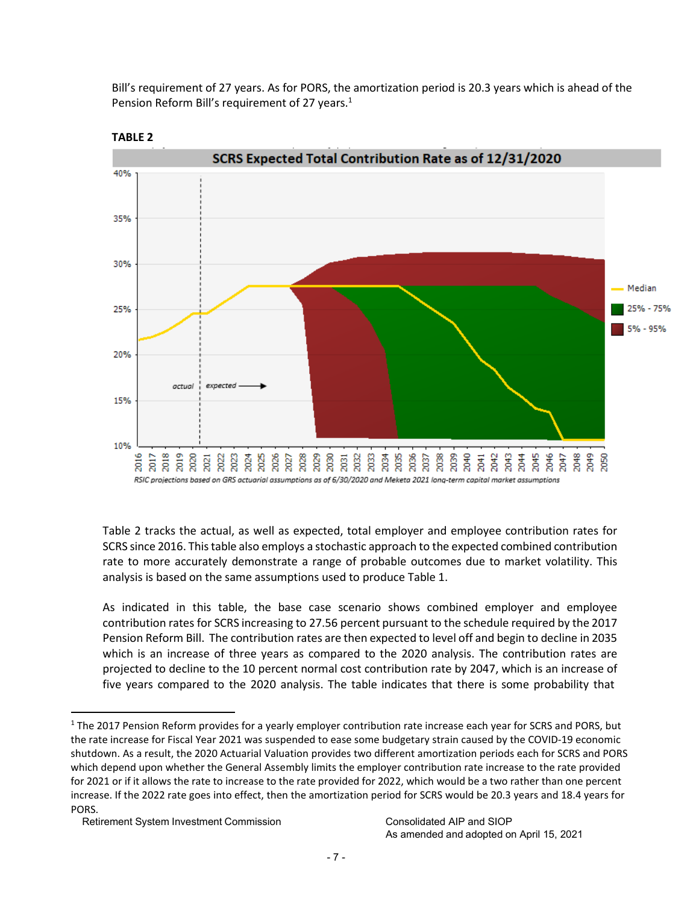Bill's requirement of 27 years. As for PORS, the amortization period is 20.3 years which is ahead of the Pension Reform Bill's requirement of 27 years.[1]

**TABLE 2**

Table 2 tracks the actual, as well as expected, total employer and employee contribution rates for SCRS since 2016. This table also employs a stochastic approach to the expected combined contribution rate to more accurately demonstrate a range of probable outcomes due to market volatility. This analysis is based on the same assumptions used to produce Table 1.

As indicated in this table, the base case scenario shows combined employer and employee contribution rates for SCRS increasing to 27.56 percent pursuant to the schedule required by the 2017 Pension Reform Bill. The contribution rates are then expected to level off and begin to decline in 2035 which is an increase of three years as compared to the 2020 analysis. The contribution rates are projected to decline to the 10 percent normal cost contribution rate by 2047, which is an increase of five years compared to the 2020 analysis. The table indicates that there is some probability that

[1] The 2017 Pension Reform provides for a yearly employer contribution rate increase each year for SCRS and PORS, but the rate increase for Fiscal Year 2021 was suspended to ease some budgetary strain caused by the COVID-19 economic shutdown. As a result, the 2020 Actuarial Valuation provides two different amortization periods each for SCRS and PORS which depend upon whether the General Assembly limits the employer contribution rate increase to the rate provided for 2021 or if it allows the rate to increase to the rate provided for 2022, which would be a two rather than one percent increase. If the 2022 rate goes into effect, then the amortization period for SCRS would be 20.3 years and 18.4 years for PORS.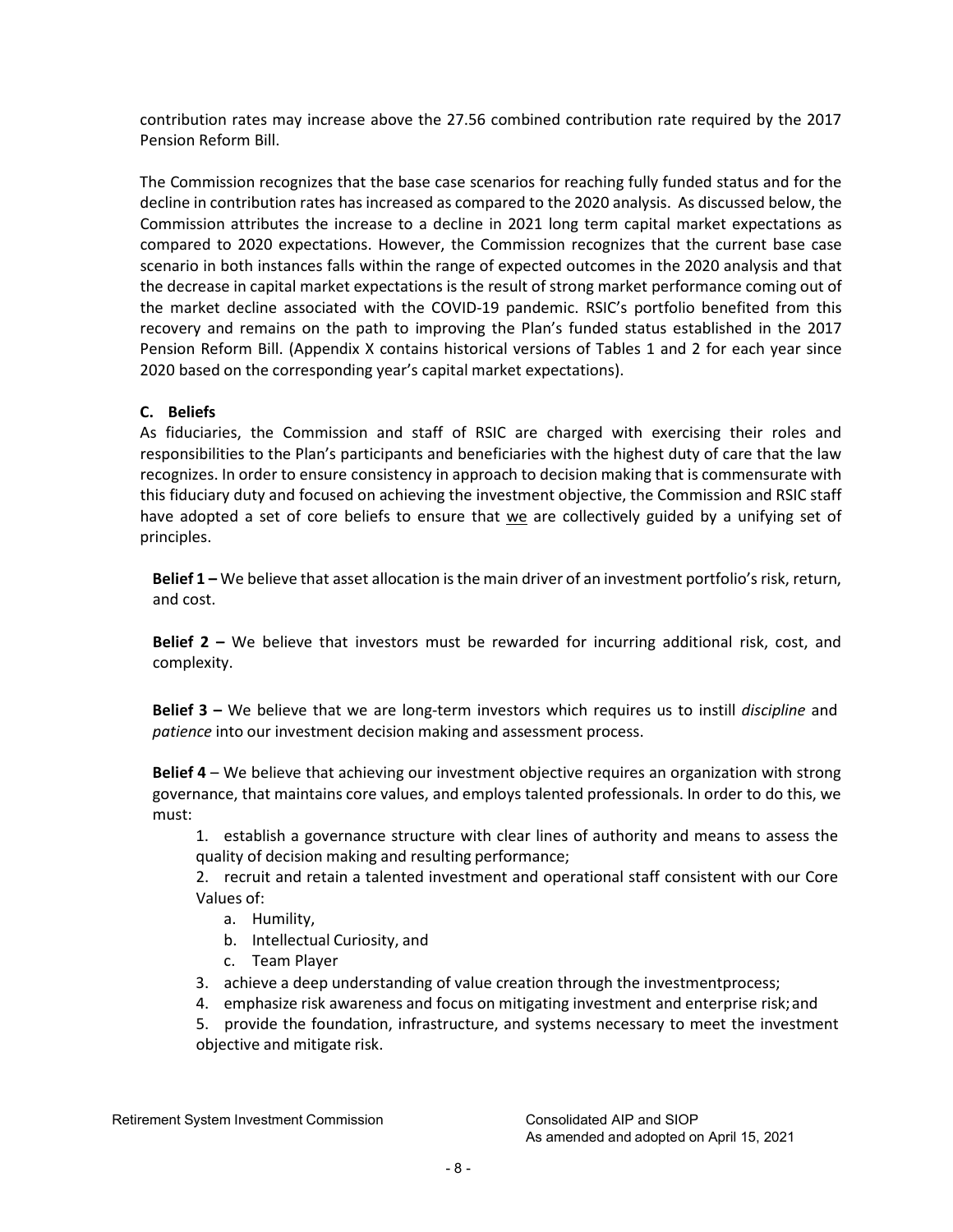contribution rates may increase above the 27.56 combined contribution rate required by the 2017 Pension Reform Bill.

The Commission recognizes that the base case scenarios for reaching fully funded status and for the decline in contribution rates has increased as compared to the 2020 analysis. As discussed below, the Commission attributes the increase to a decline in 2021 long term capital market expectations as compared to 2020 expectations. However, the Commission recognizes that the current base case scenario in both instances falls within the range of expected outcomes in the 2020 analysis and that the decrease in capital market expectations is the result of strong market performance coming out of the market decline associated with the COVID-19 pandemic. RSIC's portfolio benefited from this recovery and remains on the path to improving the Plan's funded status established in the 2017 Pension Reform Bill. (Appendix X contains historical versions of Tables 1 and 2 for each year since 2020 based on the corresponding year's capital market expectations).

### C. Beliefs

As fiduciaries, the Commission and staff of RSIC are charged with exercising their roles and responsibilities to the Plan's participants and beneficiaries with the highest duty of care that the law recognizes. In order to ensure consistency in approach to decision making that is commensurate with this fiduciary duty and focused on achieving the investment objective, the Commission and RSIC staff have adopted a set of core beliefs to ensure that we are collectively guided by a unifying set of principles.

**Belief 1 –** We believe that asset allocation is the main driver of an investment portfolio's risk, return, and cost.

**Belief 2 –** We believe that investors must be rewarded for incurring additional risk, cost, and complexity.

**Belief 3 –** We believe that we are long-term investors which requires us to instill *discipline* and *patience* into our investment decision making and assessment process.

**Belief 4** – We believe that achieving our investment objective requires an organization with strong governance, that maintains core values, and employs talented professionals. In order to do this, we must:

1. establish a governance structure with clear lines of authority and means to assess the quality of decision making and resulting performance;
2. recruit and retain a talented investment and operational staff consistent with our Core Values of:
   a. Humility,
   b. Intellectual Curiosity, and
   c. Team Player
3. achieve a deep understanding of value creation through the investmentprocess;
4. emphasize risk awareness and focus on mitigating investment and enterprise risk; and
5. provide the foundation, infrastructure, and systems necessary to meet the investment objective and mitigate risk.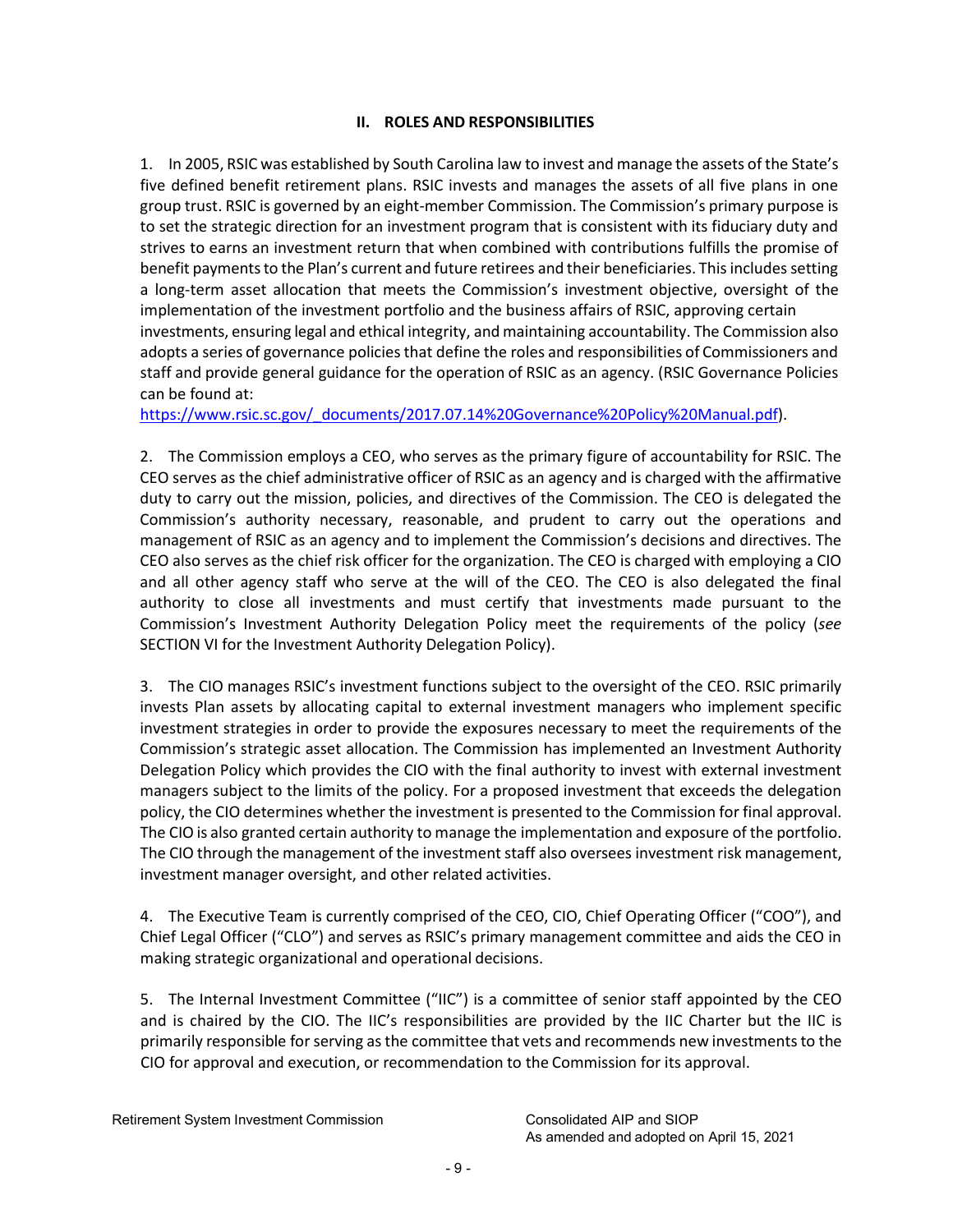## II. ROLES AND RESPONSIBILITIES

1. In 2005, RSIC was established by South Carolina law to invest and manage the assets of the State's five defined benefit retirement plans. RSIC invests and manages the assets of all five plans in one group trust. RSIC is governed by an eight-member Commission. The Commission's primary purpose is to set the strategic direction for an investment program that is consistent with its fiduciary duty and strives to earns an investment return that when combined with contributions fulfills the promise of benefit payments to the Plan's current and future retirees and their beneficiaries. This includes setting a long-term asset allocation that meets the Commission's investment objective, oversight of the implementation of the investment portfolio and the business affairs of RSIC, approving certain investments, ensuring legal and ethical integrity, and maintaining accountability. The Commission also adopts a series of governance policies that define the roles and responsibilities of Commissioners and staff and provide general guidance for the operation of RSIC as an agency. (RSIC Governance Policies can be found at: [https://www.rsic.sc.gov/_documents/2017.07.14%20Governance%20Policy%20Manual.pdf](https://www.rsic.sc.gov/_documents/2017.07.14%20Governance%20Policy%20Manual.pdf)).

2. The Commission employs a CEO, who serves as the primary figure of accountability for RSIC. The CEO serves as the chief administrative officer of RSIC as an agency and is charged with the affirmative duty to carry out the mission, policies, and directives of the Commission. The CEO is delegated the Commission's authority necessary, reasonable, and prudent to carry out the operations and management of RSIC as an agency and to implement the Commission's decisions and directives. The CEO also serves as the chief risk officer for the organization. The CEO is charged with employing a CIO and all other agency staff who serve at the will of the CEO. The CEO is also delegated the final authority to close all investments and must certify that investments made pursuant to the Commission's Investment Authority Delegation Policy meet the requirements of the policy (*see* SECTION VI for the Investment Authority Delegation Policy).

3. The CIO manages RSIC's investment functions subject to the oversight of the CEO. RSIC primarily invests Plan assets by allocating capital to external investment managers who implement specific investment strategies in order to provide the exposures necessary to meet the requirements of the Commission's strategic asset allocation. The Commission has implemented an Investment Authority Delegation Policy which provides the CIO with the final authority to invest with external investment managers subject to the limits of the policy. For a proposed investment that exceeds the delegation policy, the CIO determines whether the investment is presented to the Commission for final approval. The CIO is also granted certain authority to manage the implementation and exposure of the portfolio. The CIO through the management of the investment staff also oversees investment risk management, investment manager oversight, and other related activities.

4. The Executive Team is currently comprised of the CEO, CIO, Chief Operating Officer ("COO"), and Chief Legal Officer ("CLO") and serves as RSIC's primary management committee and aids the CEO in making strategic organizational and operational decisions.

5. The Internal Investment Committee ("IIC") is a committee of senior staff appointed by the CEO and is chaired by the CIO. The IIC's responsibilities are provided by the IIC Charter but the IIC is primarily responsible for serving as the committee that vets and recommends new investments to the CIO for approval and execution, or recommendation to the Commission for its approval.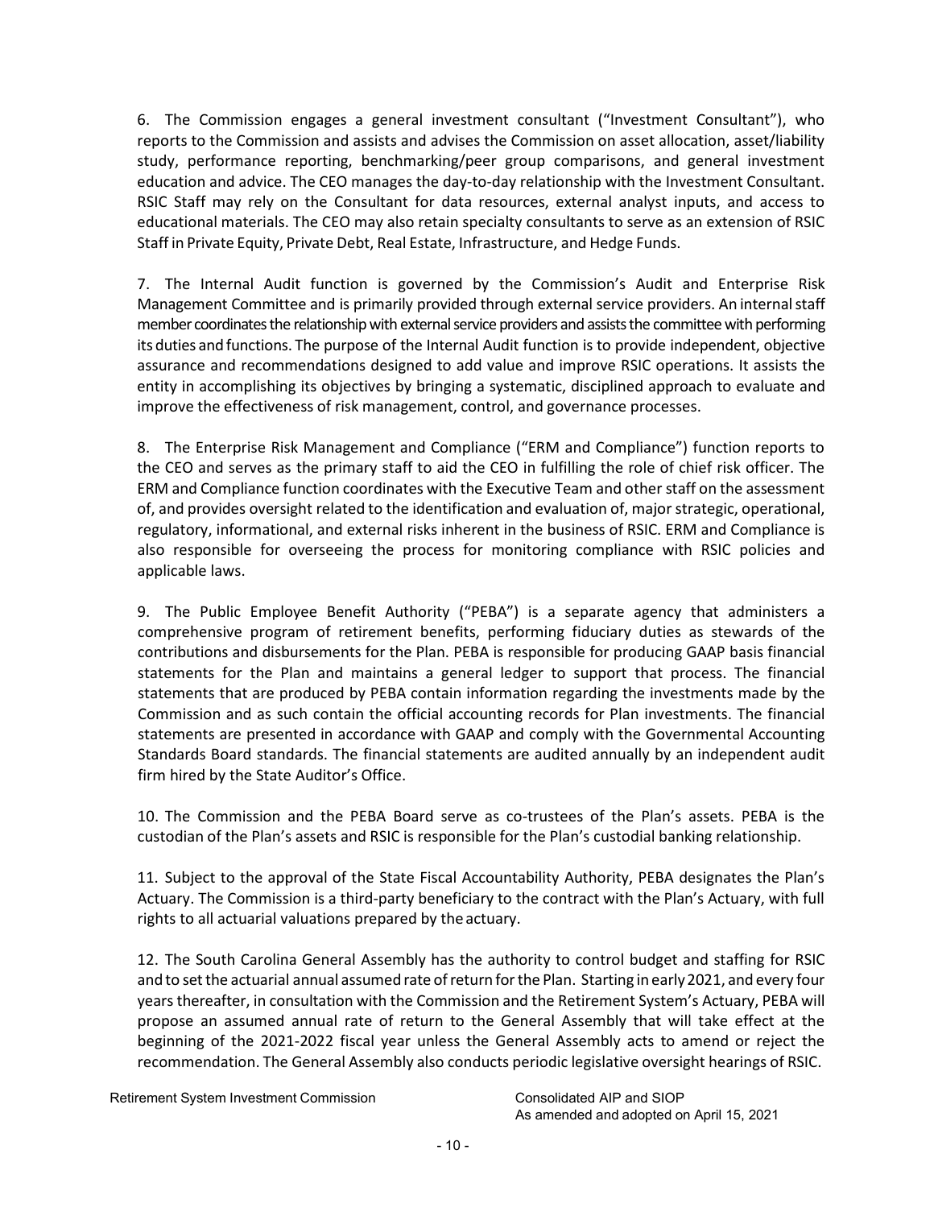6. The Commission engages a general investment consultant ("Investment Consultant"), who reports to the Commission and assists and advises the Commission on asset allocation, asset/liability study, performance reporting, benchmarking/peer group comparisons, and general investment education and advice. The CEO manages the day-to-day relationship with the Investment Consultant. RSIC Staff may rely on the Consultant for data resources, external analyst inputs, and access to educational materials. The CEO may also retain specialty consultants to serve as an extension of RSIC Staff in Private Equity, Private Debt, Real Estate, Infrastructure, and Hedge Funds.

7. The Internal Audit function is governed by the Commission's Audit and Enterprise Risk Management Committee and is primarily provided through external service providers. An internal staff member coordinates the relationship with external service providers and assists the committee with performing its duties and functions. The purpose of the Internal Audit function is to provide independent, objective assurance and recommendations designed to add value and improve RSIC operations. It assists the entity in accomplishing its objectives by bringing a systematic, disciplined approach to evaluate and improve the effectiveness of risk management, control, and governance processes.

8. The Enterprise Risk Management and Compliance ("ERM and Compliance") function reports to the CEO and serves as the primary staff to aid the CEO in fulfilling the role of chief risk officer. The ERM and Compliance function coordinates with the Executive Team and other staff on the assessment of, and provides oversight related to the identification and evaluation of, major strategic, operational, regulatory, informational, and external risks inherent in the business of RSIC. ERM and Compliance is also responsible for overseeing the process for monitoring compliance with RSIC policies and applicable laws.

9. The Public Employee Benefit Authority ("PEBA") is a separate agency that administers a comprehensive program of retirement benefits, performing fiduciary duties as stewards of the contributions and disbursements for the Plan. PEBA is responsible for producing GAAP basis financial statements for the Plan and maintains a general ledger to support that process. The financial statements that are produced by PEBA contain information regarding the investments made by the Commission and as such contain the official accounting records for Plan investments. The financial statements are presented in accordance with GAAP and comply with the Governmental Accounting Standards Board standards. The financial statements are audited annually by an independent audit firm hired by the State Auditor's Office.

10. The Commission and the PEBA Board serve as co-trustees of the Plan's assets. PEBA is the custodian of the Plan's assets and RSIC is responsible for the Plan's custodial banking relationship.

11. Subject to the approval of the State Fiscal Accountability Authority, PEBA designates the Plan's Actuary. The Commission is a third-party beneficiary to the contract with the Plan's Actuary, with full rights to all actuarial valuations prepared by the actuary.

12. The South Carolina General Assembly has the authority to control budget and staffing for RSIC and to set the actuarial annual assumed rate of return for the Plan. Starting in early 2021, and every four years thereafter, in consultation with the Commission and the Retirement System's Actuary, PEBA will propose an assumed annual rate of return to the General Assembly that will take effect at the beginning of the 2021-2022 fiscal year unless the General Assembly acts to amend or reject the recommendation. The General Assembly also conducts periodic legislative oversight hearings of RSIC.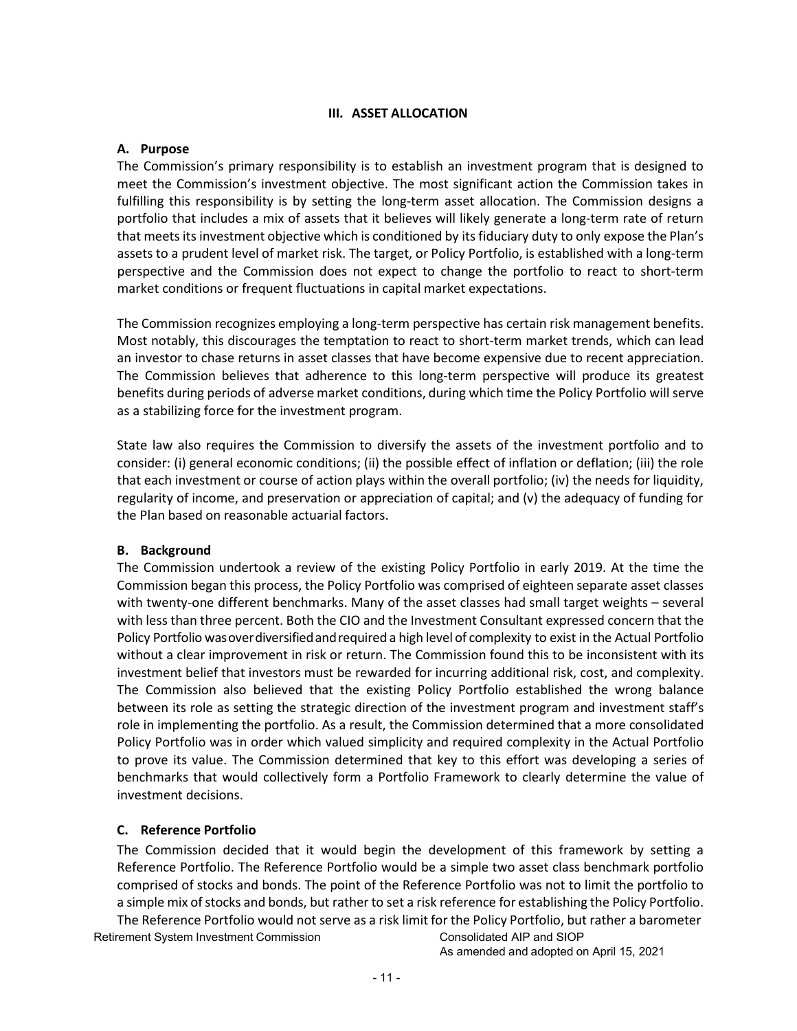## III. ASSET ALLOCATION

### A. Purpose

The Commission's primary responsibility is to establish an investment program that is designed to meet the Commission's investment objective. The most significant action the Commission takes in fulfilling this responsibility is by setting the long-term asset allocation. The Commission designs a portfolio that includes a mix of assets that it believes will likely generate a long-term rate of return that meets its investment objective which is conditioned by its fiduciary duty to only expose the Plan's assets to a prudent level of market risk. The target, or Policy Portfolio, is established with a long-term perspective and the Commission does not expect to change the portfolio to react to short-term market conditions or frequent fluctuations in capital market expectations.

The Commission recognizes employing a long-term perspective has certain risk management benefits. Most notably, this discourages the temptation to react to short-term market trends, which can lead an investor to chase returns in asset classes that have become expensive due to recent appreciation. The Commission believes that adherence to this long-term perspective will produce its greatest benefits during periods of adverse market conditions, during which time the Policy Portfolio will serve as a stabilizing force for the investment program.

State law also requires the Commission to diversify the assets of the investment portfolio and to consider: (i) general economic conditions; (ii) the possible effect of inflation or deflation; (iii) the role that each investment or course of action plays within the overall portfolio; (iv) the needs for liquidity, regularity of income, and preservation or appreciation of capital; and (v) the adequacy of funding for the Plan based on reasonable actuarial factors.

### B. Background

The Commission undertook a review of the existing Policy Portfolio in early 2019. At the time the Commission began this process, the Policy Portfolio was comprised of eighteen separate asset classes with twenty-one different benchmarks. Many of the asset classes had small target weights – several with less than three percent. Both the CIO and the Investment Consultant expressed concern that the Policy Portfolio was over diversified and required a high level of complexity to exist in the Actual Portfolio without a clear improvement in risk or return. The Commission found this to be inconsistent with its investment belief that investors must be rewarded for incurring additional risk, cost, and complexity. The Commission also believed that the existing Policy Portfolio established the wrong balance between its role as setting the strategic direction of the investment program and investment staff's role in implementing the portfolio. As a result, the Commission determined that a more consolidated Policy Portfolio was in order which valued simplicity and required complexity in the Actual Portfolio to prove its value. The Commission determined that key to this effort was developing a series of benchmarks that would collectively form a Portfolio Framework to clearly determine the value of investment decisions.

### C. Reference Portfolio

The Commission decided that it would begin the development of this framework by setting a Reference Portfolio. The Reference Portfolio would be a simple two asset class benchmark portfolio comprised of stocks and bonds. The point of the Reference Portfolio was not to limit the portfolio to a simple mix of stocks and bonds, but rather to set a risk reference for establishing the Policy Portfolio. The Reference Portfolio would not serve as a risk limit for the Policy Portfolio, but rather a barometer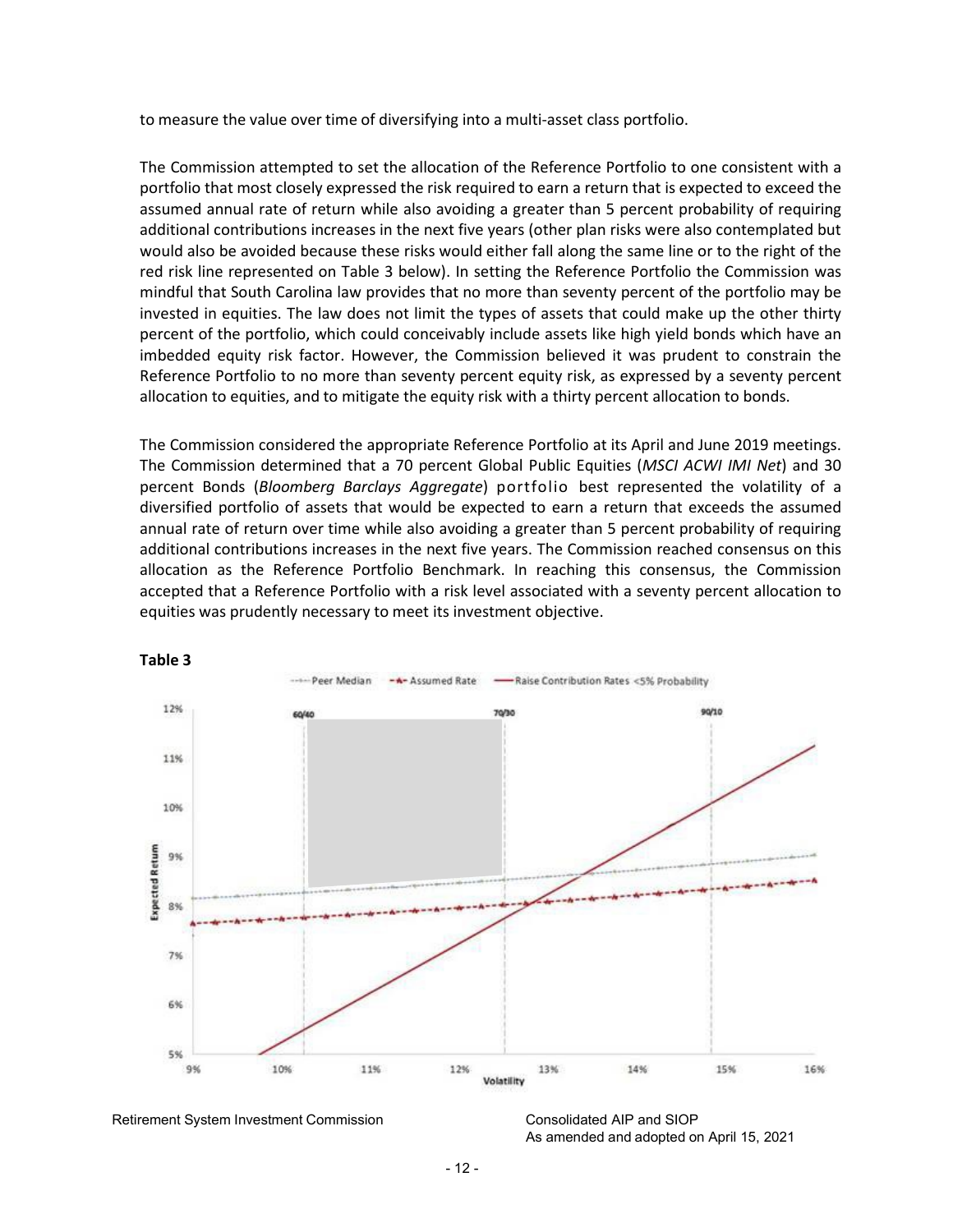to measure the value over time of diversifying into a multi-asset class portfolio.

The Commission attempted to set the allocation of the Reference Portfolio to one consistent with a portfolio that most closely expressed the risk required to earn a return that is expected to exceed the assumed annual rate of return while also avoiding a greater than 5 percent probability of requiring additional contributions increases in the next five years (other plan risks were also contemplated but would also be avoided because these risks would either fall along the same line or to the right of the red risk line represented on Table 3 below). In setting the Reference Portfolio the Commission was mindful that South Carolina law provides that no more than seventy percent of the portfolio may be invested in equities. The law does not limit the types of assets that could make up the other thirty percent of the portfolio, which could conceivably include assets like high yield bonds which have an imbedded equity risk factor. However, the Commission believed it was prudent to constrain the Reference Portfolio to no more than seventy percent equity risk, as expressed by a seventy percent allocation to equities, and to mitigate the equity risk with a thirty percent allocation to bonds.

The Commission considered the appropriate Reference Portfolio at its April and June 2019 meetings. The Commission determined that a 70 percent Global Public Equities (*MSCI ACWI IMI Net*) and 30 percent Bonds (*Bloomberg Barclays Aggregate*) portfolio best represented the volatility of a diversified portfolio of assets that would be expected to earn a return that exceeds the assumed annual rate of return over time while also avoiding a greater than 5 percent probability of requiring additional contributions increases in the next five years. The Commission reached consensus on this allocation as the Reference Portfolio Benchmark. In reaching this consensus, the Commission accepted that a Reference Portfolio with a risk level associated with a seventy percent allocation to equities was prudently necessary to meet its investment objective.

**Table 3**

Peer Median — Assumed Rate — Raise Contribution Rates <5% Probability

60/40 — 70/30 — 90/10

Expected Return: 5%, 6%, 7%, 8%, 9%, 10%, 11%, 12%

Volatility: 9%, 10%, 11%, 12%, 13%, 14%, 15%, 16%

Retirement System Investment Commission

Consolidated AIP and SIOP
As amended and adopted on April 15, 2021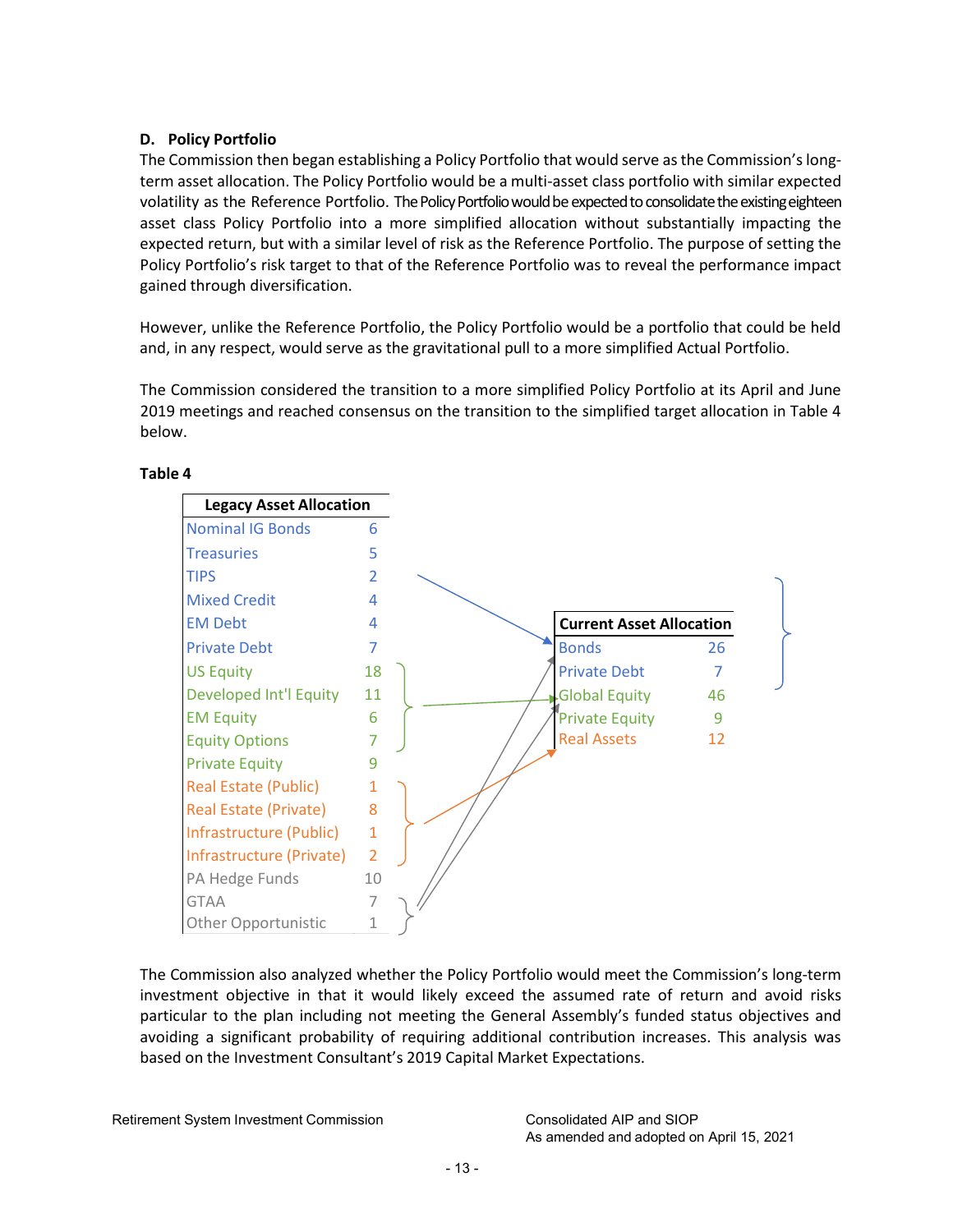### D. Policy Portfolio

The Commission then began establishing a Policy Portfolio that would serve as the Commission's long-term asset allocation. The Policy Portfolio would be a multi-asset class portfolio with similar expected volatility as the Reference Portfolio. The Policy Portfolio would be expected to consolidate the existing eighteen asset class Policy Portfolio into a more simplified allocation without substantially impacting the expected return, but with a similar level of risk as the Reference Portfolio. The purpose of setting the Policy Portfolio's risk target to that of the Reference Portfolio was to reveal the performance impact gained through diversification.

However, unlike the Reference Portfolio, the Policy Portfolio would be a portfolio that could be held and, in any respect, would serve as the gravitational pull to a more simplified Actual Portfolio.

The Commission considered the transition to a more simplified Policy Portfolio at its April and June 2019 meetings and reached consensus on the transition to the simplified target allocation in Table 4 below.

**Table 4**

| Legacy Asset Allocation | |
|---|---|
| Nominal IG Bonds | 6 |
| Treasuries | 5 |
| TIPS | 2 |
| Mixed Credit | 4 |
| EM Debt | 4 |
| Private Debt | 7 |
| US Equity | 18 |
| Developed Int'l Equity | 11 |
| EM Equity | 6 |
| Equity Options | 7 |
| Private Equity | 9 |
| Real Estate (Public) | 1 |
| Real Estate (Private) | 8 |
| Infrastructure (Public) | 1 |
| Infrastructure (Private) | 2 |
| PA Hedge Funds | 10 |
| GTAA | 7 |
| Other Opportunistic | 1 |

| Current Asset Allocation | |
|---|---|
| Bonds | 26 |
| Private Debt | 7 |
| Global Equity | 46 |
| Private Equity | 9 |
| Real Assets | 12 |

The Commission also analyzed whether the Policy Portfolio would meet the Commission's long-term investment objective in that it would likely exceed the assumed rate of return and avoid risks particular to the plan including not meeting the General Assembly's funded status objectives and avoiding a significant probability of requiring additional contribution increases. This analysis was based on the Investment Consultant's 2019 Capital Market Expectations.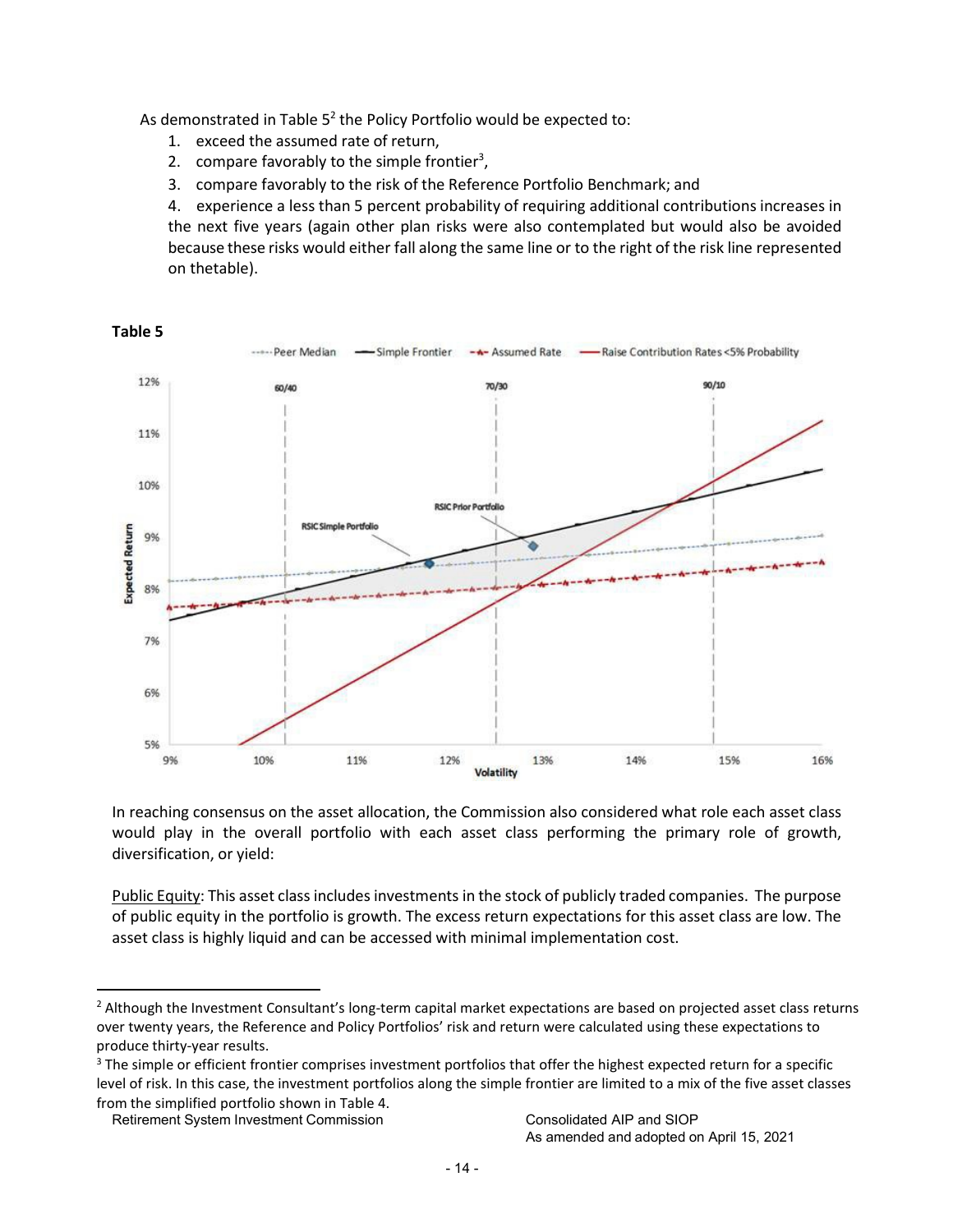As demonstrated in Table 5[2] the Policy Portfolio would be expected to:

1. exceed the assumed rate of return,
2. compare favorably to the simple frontier[3],
3. compare favorably to the risk of the Reference Portfolio Benchmark; and
4. experience a less than 5 percent probability of requiring additional contributions increases in the next five years (again other plan risks were also contemplated but would also be avoided because these risks would either fall along the same line or to the right of the risk line represented on thetable).

**Table 5**

In reaching consensus on the asset allocation, the Commission also considered what role each asset class would play in the overall portfolio with each asset class performing the primary role of growth, diversification, or yield:

Public Equity: This asset class includes investments in the stock of publicly traded companies. The purpose of public equity in the portfolio is growth. The excess return expectations for this asset class are low. The asset class is highly liquid and can be accessed with minimal implementation cost.

---

[2] Although the Investment Consultant's long-term capital market expectations are based on projected asset class returns over twenty years, the Reference and Policy Portfolios' risk and return were calculated using these expectations to produce thirty-year results.

[3] The simple or efficient frontier comprises investment portfolios that offer the highest expected return for a specific level of risk. In this case, the investment portfolios along the simple frontier are limited to a mix of the five asset classes from the simplified portfolio shown in Table 4.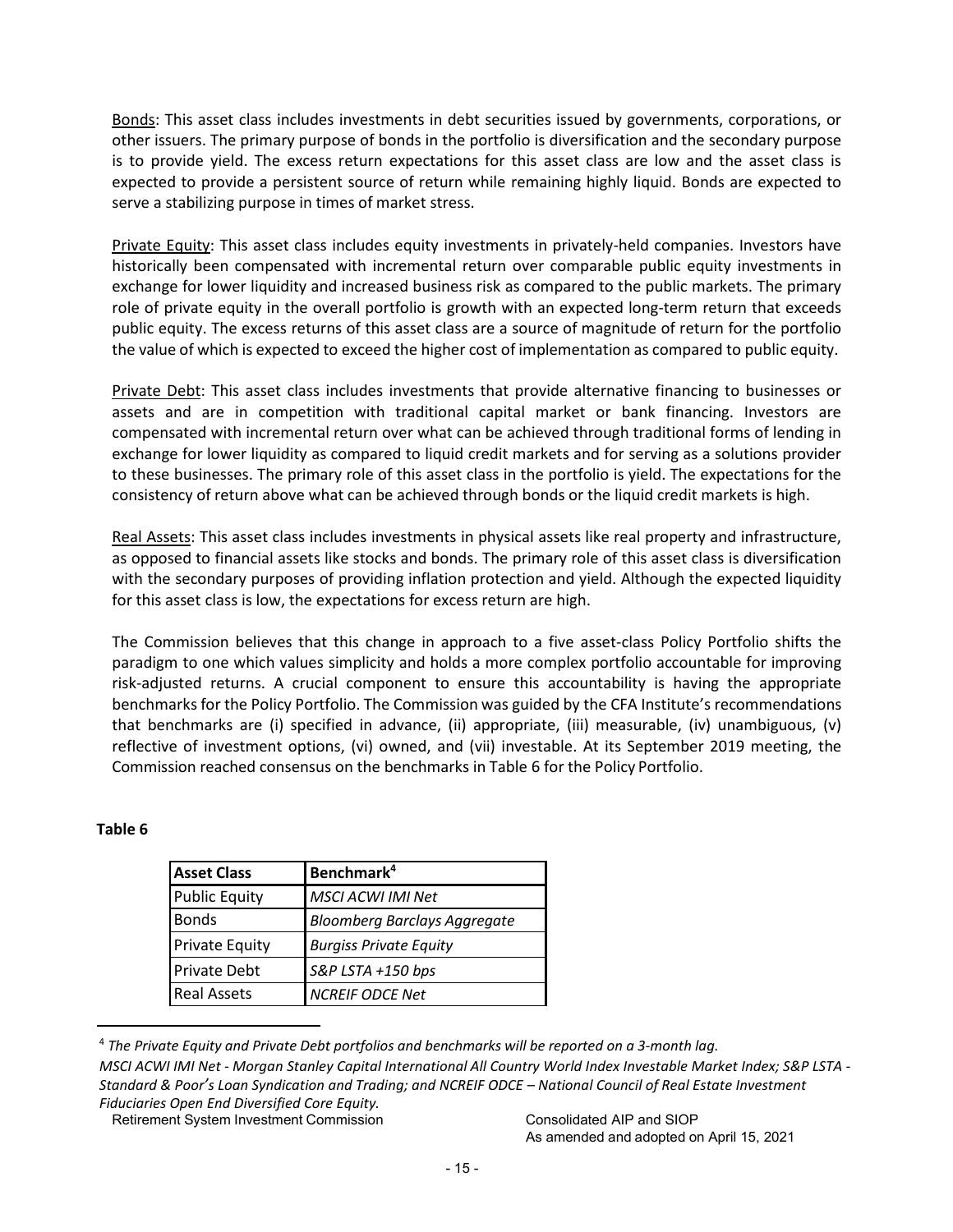Bonds: This asset class includes investments in debt securities issued by governments, corporations, or other issuers. The primary purpose of bonds in the portfolio is diversification and the secondary purpose is to provide yield. The excess return expectations for this asset class are low and the asset class is expected to provide a persistent source of return while remaining highly liquid. Bonds are expected to serve a stabilizing purpose in times of market stress.

Private Equity: This asset class includes equity investments in privately-held companies. Investors have historically been compensated with incremental return over comparable public equity investments in exchange for lower liquidity and increased business risk as compared to the public markets. The primary role of private equity in the overall portfolio is growth with an expected long-term return that exceeds public equity. The excess returns of this asset class are a source of magnitude of return for the portfolio the value of which is expected to exceed the higher cost of implementation as compared to public equity.

Private Debt: This asset class includes investments that provide alternative financing to businesses or assets and are in competition with traditional capital market or bank financing. Investors are compensated with incremental return over what can be achieved through traditional forms of lending in exchange for lower liquidity as compared to liquid credit markets and for serving as a solutions provider to these businesses. The primary role of this asset class in the portfolio is yield. The expectations for the consistency of return above what can be achieved through bonds or the liquid credit markets is high.

Real Assets: This asset class includes investments in physical assets like real property and infrastructure, as opposed to financial assets like stocks and bonds. The primary role of this asset class is diversification with the secondary purposes of providing inflation protection and yield. Although the expected liquidity for this asset class is low, the expectations for excess return are high.

The Commission believes that this change in approach to a five asset-class Policy Portfolio shifts the paradigm to one which values simplicity and holds a more complex portfolio accountable for improving risk-adjusted returns. A crucial component to ensure this accountability is having the appropriate benchmarks for the Policy Portfolio. The Commission was guided by the CFA Institute's recommendations that benchmarks are (i) specified in advance, (ii) appropriate, (iii) measurable, (iv) unambiguous, (v) reflective of investment options, (vi) owned, and (vii) investable. At its September 2019 meeting, the Commission reached consensus on the benchmarks in Table 6 for the Policy Portfolio.

**Table 6**

| **Asset Class** | **Benchmark**[4] |
|---|---|
| Public Equity | *MSCI ACWI IMI Net* |
| Bonds | *Bloomberg Barclays Aggregate* |
| Private Equity | *Burgiss Private Equity* |
| Private Debt | *S&P LSTA +150 bps* |
| Real Assets | *NCREIF ODCE Net* |

[4] *The Private Equity and Private Debt portfolios and benchmarks will be reported on a 3-month lag.*

*MSCI ACWI IMI Net - Morgan Stanley Capital International All Country World Index Investable Market Index; S&P LSTA - Standard & Poor's Loan Syndication and Trading; and NCREIF ODCE – National Council of Real Estate Investment Fiduciaries Open End Diversified Core Equity.*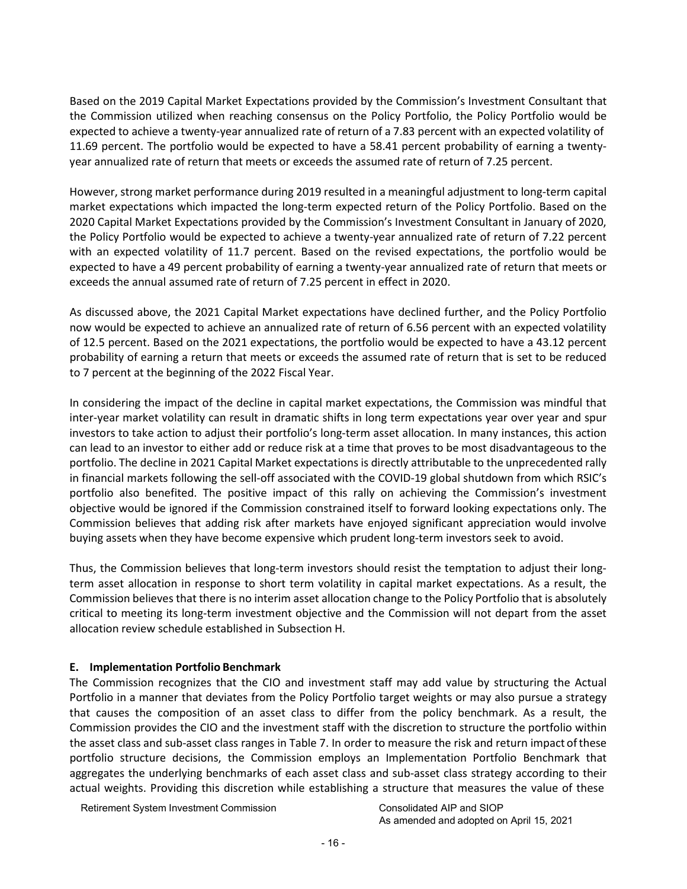Based on the 2019 Capital Market Expectations provided by the Commission's Investment Consultant that the Commission utilized when reaching consensus on the Policy Portfolio, the Policy Portfolio would be expected to achieve a twenty-year annualized rate of return of a 7.83 percent with an expected volatility of 11.69 percent. The portfolio would be expected to have a 58.41 percent probability of earning a twenty-year annualized rate of return that meets or exceeds the assumed rate of return of 7.25 percent.

However, strong market performance during 2019 resulted in a meaningful adjustment to long-term capital market expectations which impacted the long-term expected return of the Policy Portfolio. Based on the 2020 Capital Market Expectations provided by the Commission's Investment Consultant in January of 2020, the Policy Portfolio would be expected to achieve a twenty-year annualized rate of return of 7.22 percent with an expected volatility of 11.7 percent. Based on the revised expectations, the portfolio would be expected to have a 49 percent probability of earning a twenty-year annualized rate of return that meets or exceeds the annual assumed rate of return of 7.25 percent in effect in 2020.

As discussed above, the 2021 Capital Market expectations have declined further, and the Policy Portfolio now would be expected to achieve an annualized rate of return of 6.56 percent with an expected volatility of 12.5 percent. Based on the 2021 expectations, the portfolio would be expected to have a 43.12 percent probability of earning a return that meets or exceeds the assumed rate of return that is set to be reduced to 7 percent at the beginning of the 2022 Fiscal Year.

In considering the impact of the decline in capital market expectations, the Commission was mindful that inter-year market volatility can result in dramatic shifts in long term expectations year over year and spur investors to take action to adjust their portfolio's long-term asset allocation. In many instances, this action can lead to an investor to either add or reduce risk at a time that proves to be most disadvantageous to the portfolio. The decline in 2021 Capital Market expectations is directly attributable to the unprecedented rally in financial markets following the sell-off associated with the COVID-19 global shutdown from which RSIC's portfolio also benefited. The positive impact of this rally on achieving the Commission's investment objective would be ignored if the Commission constrained itself to forward looking expectations only. The Commission believes that adding risk after markets have enjoyed significant appreciation would involve buying assets when they have become expensive which prudent long-term investors seek to avoid.

Thus, the Commission believes that long-term investors should resist the temptation to adjust their long-term asset allocation in response to short term volatility in capital market expectations. As a result, the Commission believes that there is no interim asset allocation change to the Policy Portfolio that is absolutely critical to meeting its long-term investment objective and the Commission will not depart from the asset allocation review schedule established in Subsection H.

### E. Implementation Portfolio Benchmark

The Commission recognizes that the CIO and investment staff may add value by structuring the Actual Portfolio in a manner that deviates from the Policy Portfolio target weights or may also pursue a strategy that causes the composition of an asset class to differ from the policy benchmark. As a result, the Commission provides the CIO and the investment staff with the discretion to structure the portfolio within the asset class and sub-asset class ranges in Table 7. In order to measure the risk and return impact of these portfolio structure decisions, the Commission employs an Implementation Portfolio Benchmark that aggregates the underlying benchmarks of each asset class and sub-asset class strategy according to their actual weights. Providing this discretion while establishing a structure that measures the value of these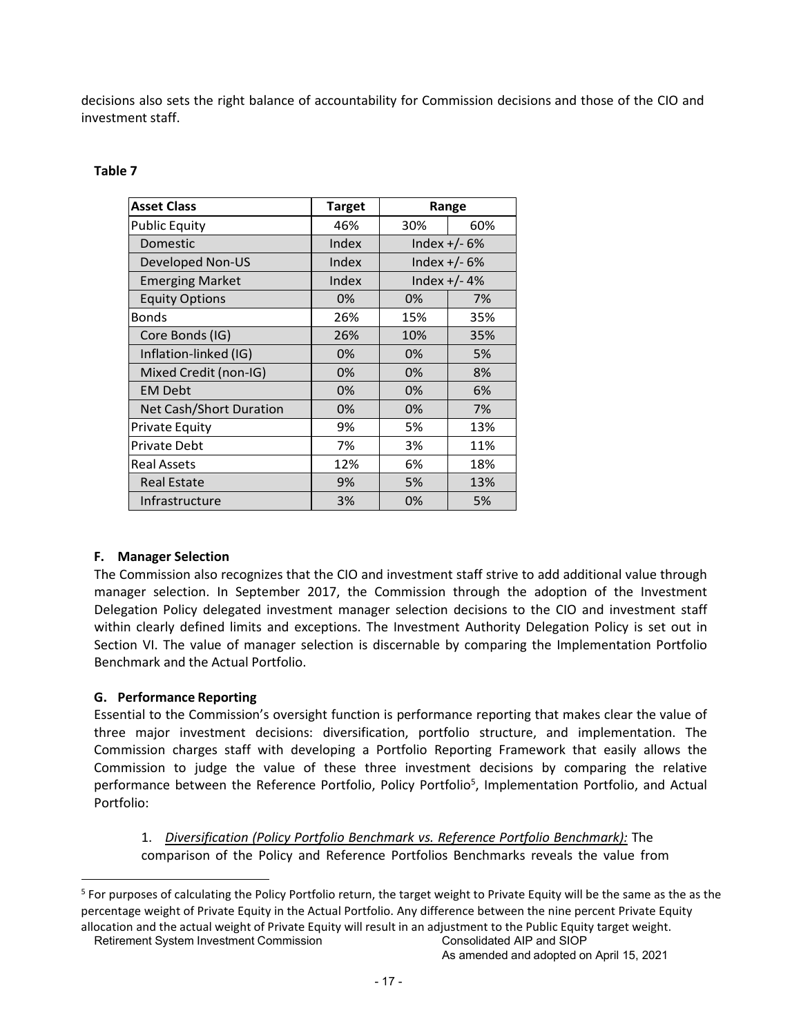decisions also sets the right balance of accountability for Commission decisions and those of the CIO and investment staff.

**Table 7**

| Asset Class | Target | Range | |
|---|---|---|---|
| Public Equity | 46% | 30% | 60% |
| Domestic | Index | Index +/- 6% | |
| Developed Non-US | Index | Index +/- 6% | |
| Emerging Market | Index | Index +/- 4% | |
| Equity Options | 0% | 0% | 7% |
| Bonds | 26% | 15% | 35% |
| Core Bonds (IG) | 26% | 10% | 35% |
| Inflation-linked (IG) | 0% | 0% | 5% |
| Mixed Credit (non-IG) | 0% | 0% | 8% |
| EM Debt | 0% | 0% | 6% |
| Net Cash/Short Duration | 0% | 0% | 7% |
| Private Equity | 9% | 5% | 13% |
| Private Debt | 7% | 3% | 11% |
| Real Assets | 12% | 6% | 18% |
| Real Estate | 9% | 5% | 13% |
| Infrastructure | 3% | 0% | 5% |

### F. Manager Selection

The Commission also recognizes that the CIO and investment staff strive to add additional value through manager selection. In September 2017, the Commission through the adoption of the Investment Delegation Policy delegated investment manager selection decisions to the CIO and investment staff within clearly defined limits and exceptions. The Investment Authority Delegation Policy is set out in Section VI. The value of manager selection is discernable by comparing the Implementation Portfolio Benchmark and the Actual Portfolio.

### G. Performance Reporting

Essential to the Commission's oversight function is performance reporting that makes clear the value of three major investment decisions: diversification, portfolio structure, and implementation. The Commission charges staff with developing a Portfolio Reporting Framework that easily allows the Commission to judge the value of these three investment decisions by comparing the relative performance between the Reference Portfolio, Policy Portfolio[5], Implementation Portfolio, and Actual Portfolio:

1. *Diversification (Policy Portfolio Benchmark vs. Reference Portfolio Benchmark):* The comparison of the Policy and Reference Portfolios Benchmarks reveals the value from

[5] For purposes of calculating the Policy Portfolio return, the target weight to Private Equity will be the same as the as the percentage weight of Private Equity in the Actual Portfolio. Any difference between the nine percent Private Equity allocation and the actual weight of Private Equity will result in an adjustment to the Public Equity target weight.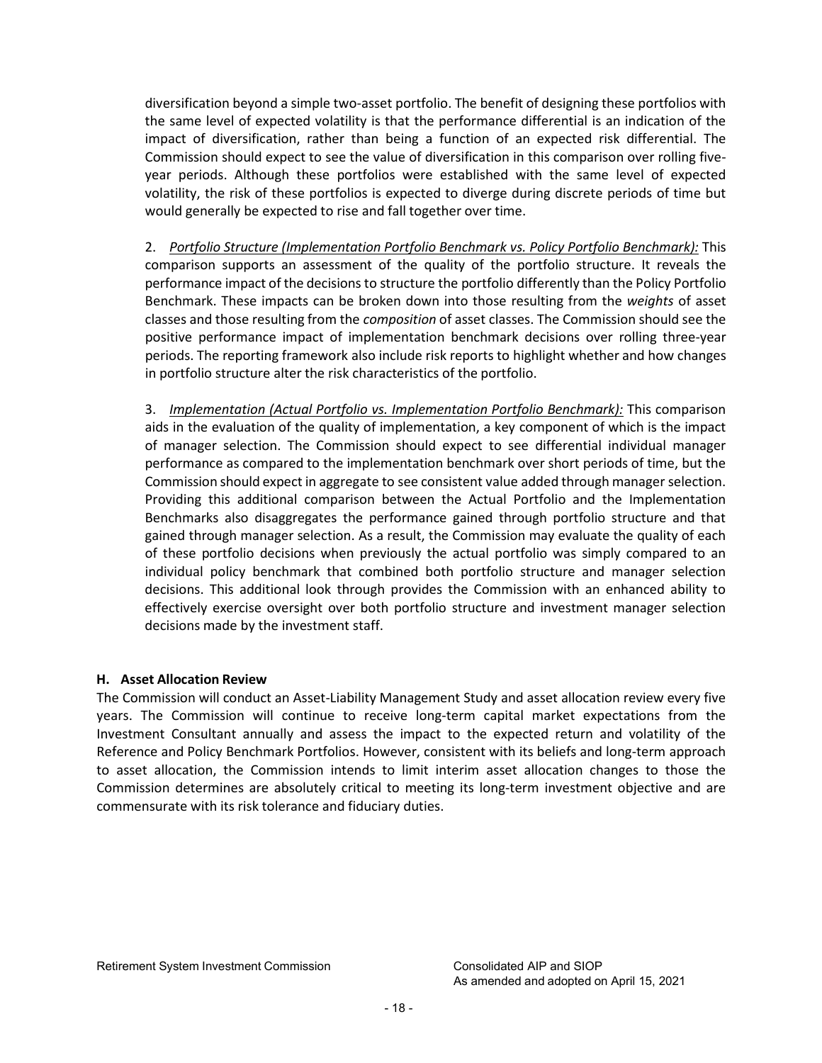diversification beyond a simple two-asset portfolio. The benefit of designing these portfolios with the same level of expected volatility is that the performance differential is an indication of the impact of diversification, rather than being a function of an expected risk differential. The Commission should expect to see the value of diversification in this comparison over rolling five-year periods. Although these portfolios were established with the same level of expected volatility, the risk of these portfolios is expected to diverge during discrete periods of time but would generally be expected to rise and fall together over time.

2. *Portfolio Structure (Implementation Portfolio Benchmark vs. Policy Portfolio Benchmark):* This comparison supports an assessment of the quality of the portfolio structure. It reveals the performance impact of the decisions to structure the portfolio differently than the Policy Portfolio Benchmark. These impacts can be broken down into those resulting from the *weights* of asset classes and those resulting from the *composition* of asset classes. The Commission should see the positive performance impact of implementation benchmark decisions over rolling three-year periods. The reporting framework also include risk reports to highlight whether and how changes in portfolio structure alter the risk characteristics of the portfolio.

3. *Implementation (Actual Portfolio vs. Implementation Portfolio Benchmark):* This comparison aids in the evaluation of the quality of implementation, a key component of which is the impact of manager selection. The Commission should expect to see differential individual manager performance as compared to the implementation benchmark over short periods of time, but the Commission should expect in aggregate to see consistent value added through manager selection. Providing this additional comparison between the Actual Portfolio and the Implementation Benchmarks also disaggregates the performance gained through portfolio structure and that gained through manager selection. As a result, the Commission may evaluate the quality of each of these portfolio decisions when previously the actual portfolio was simply compared to an individual policy benchmark that combined both portfolio structure and manager selection decisions. This additional look through provides the Commission with an enhanced ability to effectively exercise oversight over both portfolio structure and investment manager selection decisions made by the investment staff.

### H. Asset Allocation Review

The Commission will conduct an Asset-Liability Management Study and asset allocation review every five years. The Commission will continue to receive long-term capital market expectations from the Investment Consultant annually and assess the impact to the expected return and volatility of the Reference and Policy Benchmark Portfolios. However, consistent with its beliefs and long-term approach to asset allocation, the Commission intends to limit interim asset allocation changes to those the Commission determines are absolutely critical to meeting its long-term investment objective and are commensurate with its risk tolerance and fiduciary duties.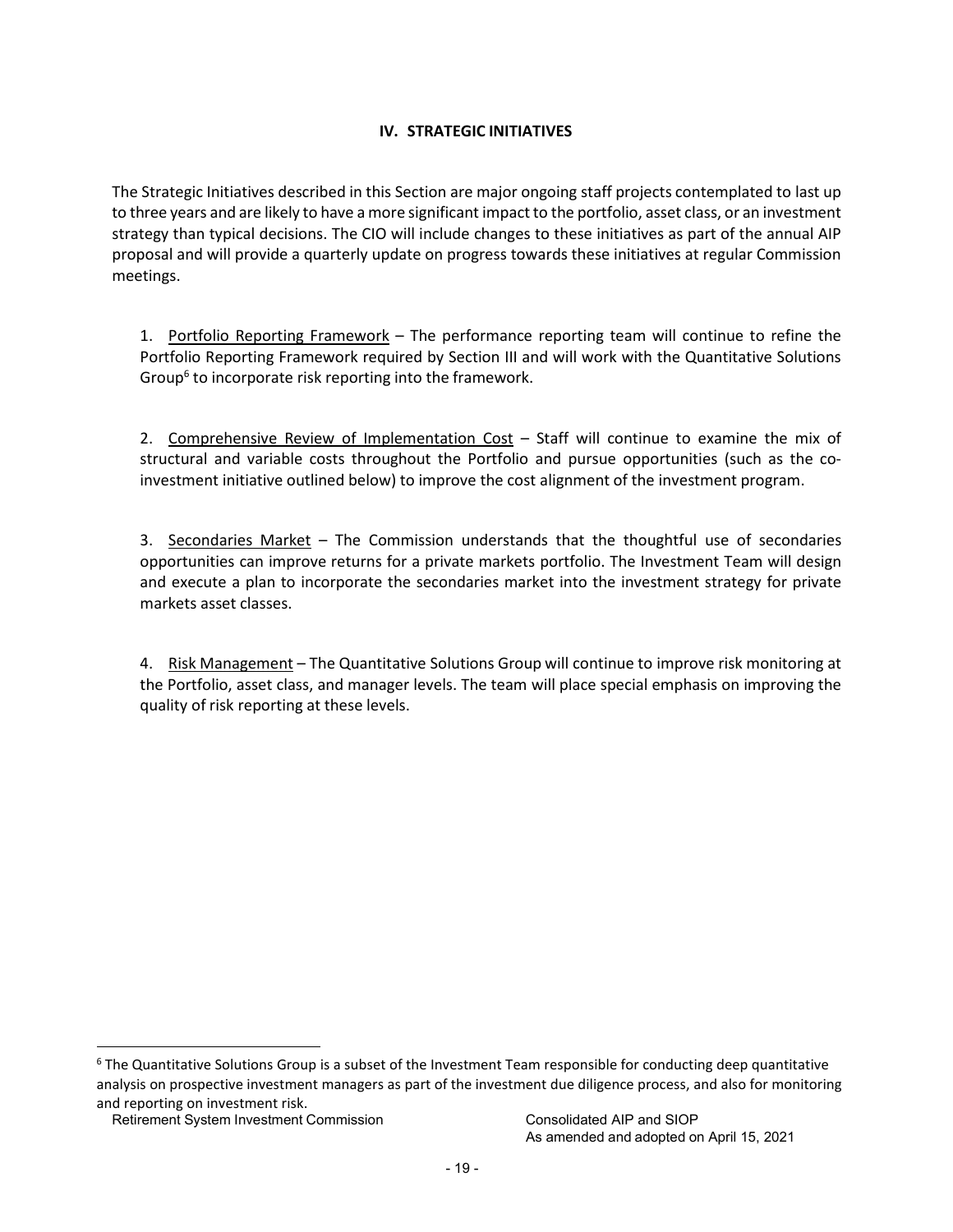## IV. STRATEGIC INITIATIVES

The Strategic Initiatives described in this Section are major ongoing staff projects contemplated to last up to three years and are likely to have a more significant impact to the portfolio, asset class, or an investment strategy than typical decisions. The CIO will include changes to these initiatives as part of the annual AIP proposal and will provide a quarterly update on progress towards these initiatives at regular Commission meetings.

1. Portfolio Reporting Framework – The performance reporting team will continue to refine the Portfolio Reporting Framework required by Section III and will work with the Quantitative Solutions Group[6] to incorporate risk reporting into the framework.

2. Comprehensive Review of Implementation Cost – Staff will continue to examine the mix of structural and variable costs throughout the Portfolio and pursue opportunities (such as the co-investment initiative outlined below) to improve the cost alignment of the investment program.

3. Secondaries Market – The Commission understands that the thoughtful use of secondaries opportunities can improve returns for a private markets portfolio. The Investment Team will design and execute a plan to incorporate the secondaries market into the investment strategy for private markets asset classes.

4. Risk Management – The Quantitative Solutions Group will continue to improve risk monitoring at the Portfolio, asset class, and manager levels. The team will place special emphasis on improving the quality of risk reporting at these levels.

---

[6] The Quantitative Solutions Group is a subset of the Investment Team responsible for conducting deep quantitative analysis on prospective investment managers as part of the investment due diligence process, and also for monitoring and reporting on investment risk.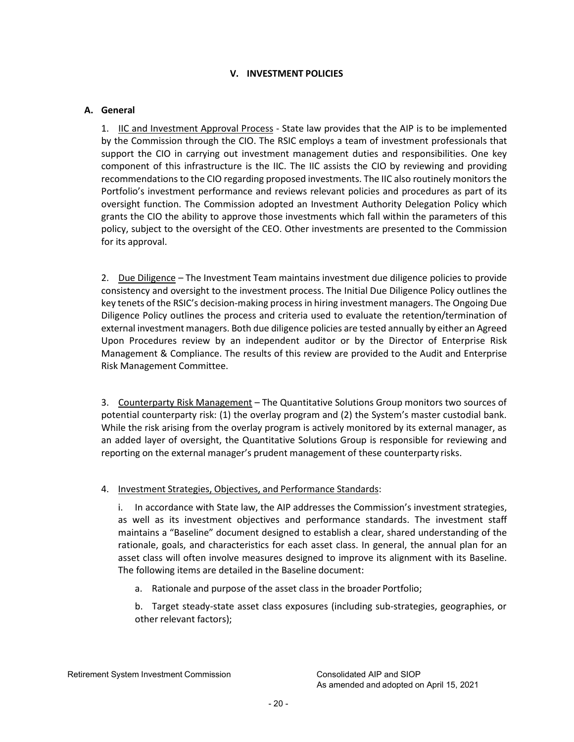## V. INVESTMENT POLICIES

### A. General

1. IIC and Investment Approval Process - State law provides that the AIP is to be implemented by the Commission through the CIO. The RSIC employs a team of investment professionals that support the CIO in carrying out investment management duties and responsibilities. One key component of this infrastructure is the IIC. The IIC assists the CIO by reviewing and providing recommendations to the CIO regarding proposed investments. The IIC also routinely monitors the Portfolio's investment performance and reviews relevant policies and procedures as part of its oversight function. The Commission adopted an Investment Authority Delegation Policy which grants the CIO the ability to approve those investments which fall within the parameters of this policy, subject to the oversight of the CEO. Other investments are presented to the Commission for its approval.

2. Due Diligence – The Investment Team maintains investment due diligence policies to provide consistency and oversight to the investment process. The Initial Due Diligence Policy outlines the key tenets of the RSIC's decision-making process in hiring investment managers. The Ongoing Due Diligence Policy outlines the process and criteria used to evaluate the retention/termination of external investment managers. Both due diligence policies are tested annually by either an Agreed Upon Procedures review by an independent auditor or by the Director of Enterprise Risk Management & Compliance. The results of this review are provided to the Audit and Enterprise Risk Management Committee.

3. Counterparty Risk Management – The Quantitative Solutions Group monitors two sources of potential counterparty risk: (1) the overlay program and (2) the System's master custodial bank. While the risk arising from the overlay program is actively monitored by its external manager, as an added layer of oversight, the Quantitative Solutions Group is responsible for reviewing and reporting on the external manager's prudent management of these counterparty risks.

4. Investment Strategies, Objectives, and Performance Standards:

   i. In accordance with State law, the AIP addresses the Commission's investment strategies, as well as its investment objectives and performance standards. The investment staff maintains a "Baseline" document designed to establish a clear, shared understanding of the rationale, goals, and characteristics for each asset class. In general, the annual plan for an asset class will often involve measures designed to improve its alignment with its Baseline. The following items are detailed in the Baseline document:

      a. Rationale and purpose of the asset class in the broader Portfolio;

      b. Target steady-state asset class exposures (including sub-strategies, geographies, or other relevant factors);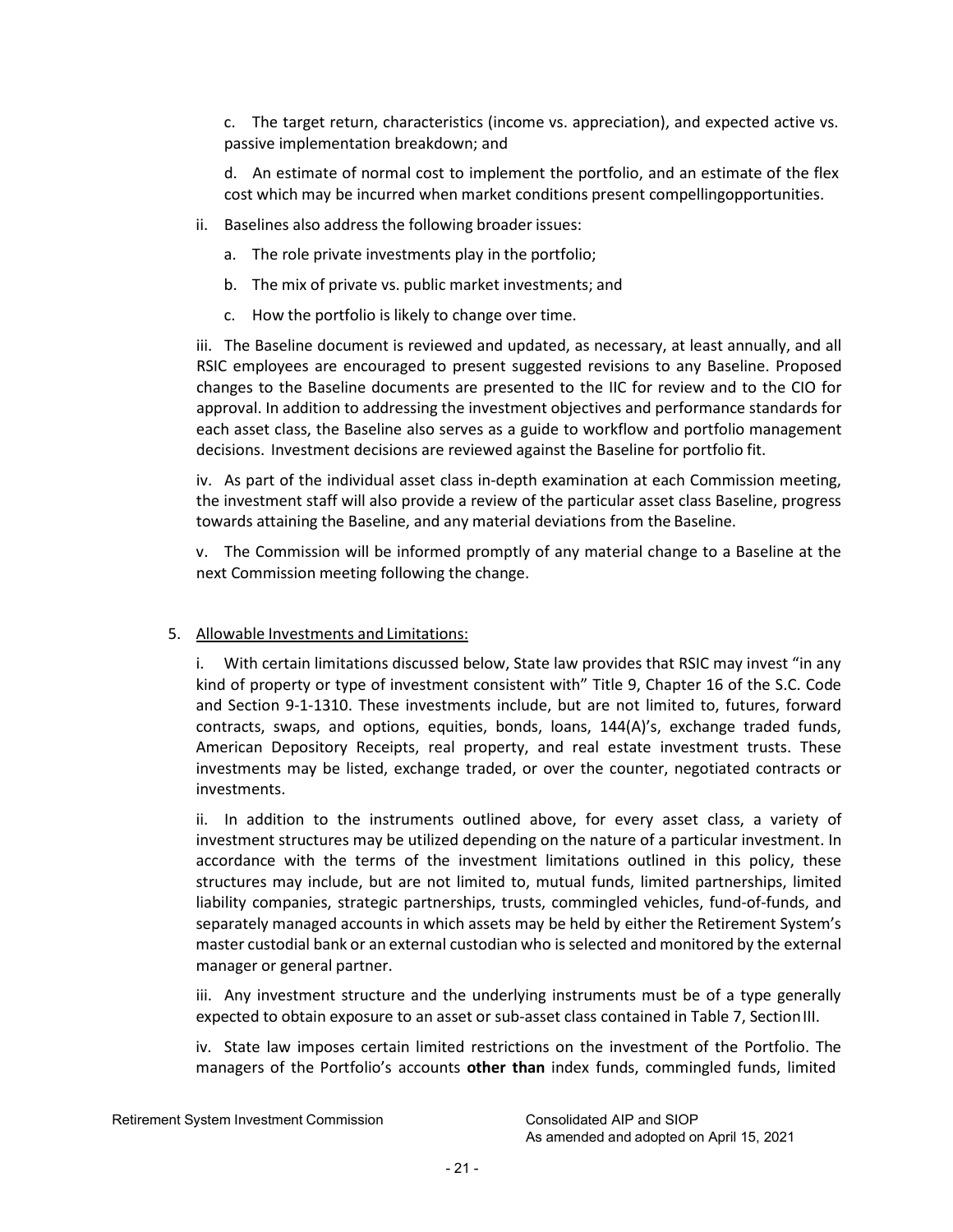c. The target return, characteristics (income vs. appreciation), and expected active vs. passive implementation breakdown; and

d. An estimate of normal cost to implement the portfolio, and an estimate of the flex cost which may be incurred when market conditions present compellingopportunities.

ii. Baselines also address the following broader issues:

a. The role private investments play in the portfolio;

b. The mix of private vs. public market investments; and

c. How the portfolio is likely to change over time.

iii. The Baseline document is reviewed and updated, as necessary, at least annually, and all RSIC employees are encouraged to present suggested revisions to any Baseline. Proposed changes to the Baseline documents are presented to the IIC for review and to the CIO for approval. In addition to addressing the investment objectives and performance standards for each asset class, the Baseline also serves as a guide to workflow and portfolio management decisions. Investment decisions are reviewed against the Baseline for portfolio fit.

iv. As part of the individual asset class in-depth examination at each Commission meeting, the investment staff will also provide a review of the particular asset class Baseline, progress towards attaining the Baseline, and any material deviations from the Baseline.

v. The Commission will be informed promptly of any material change to a Baseline at the next Commission meeting following the change.

5. <u>Allowable Investments and Limitations:</u>

i. With certain limitations discussed below, State law provides that RSIC may invest "in any kind of property or type of investment consistent with" Title 9, Chapter 16 of the S.C. Code and Section 9-1-1310. These investments include, but are not limited to, futures, forward contracts, swaps, and options, equities, bonds, loans, 144(A)'s, exchange traded funds, American Depository Receipts, real property, and real estate investment trusts. These investments may be listed, exchange traded, or over the counter, negotiated contracts or investments.

ii. In addition to the instruments outlined above, for every asset class, a variety of investment structures may be utilized depending on the nature of a particular investment. In accordance with the terms of the investment limitations outlined in this policy, these structures may include, but are not limited to, mutual funds, limited partnerships, limited liability companies, strategic partnerships, trusts, commingled vehicles, fund-of-funds, and separately managed accounts in which assets may be held by either the Retirement System's master custodial bank or an external custodian who is selected and monitored by the external manager or general partner.

iii. Any investment structure and the underlying instruments must be of a type generally expected to obtain exposure to an asset or sub-asset class contained in Table 7, Section III.

iv. State law imposes certain limited restrictions on the investment of the Portfolio. The managers of the Portfolio's accounts **other than** index funds, commingled funds, limited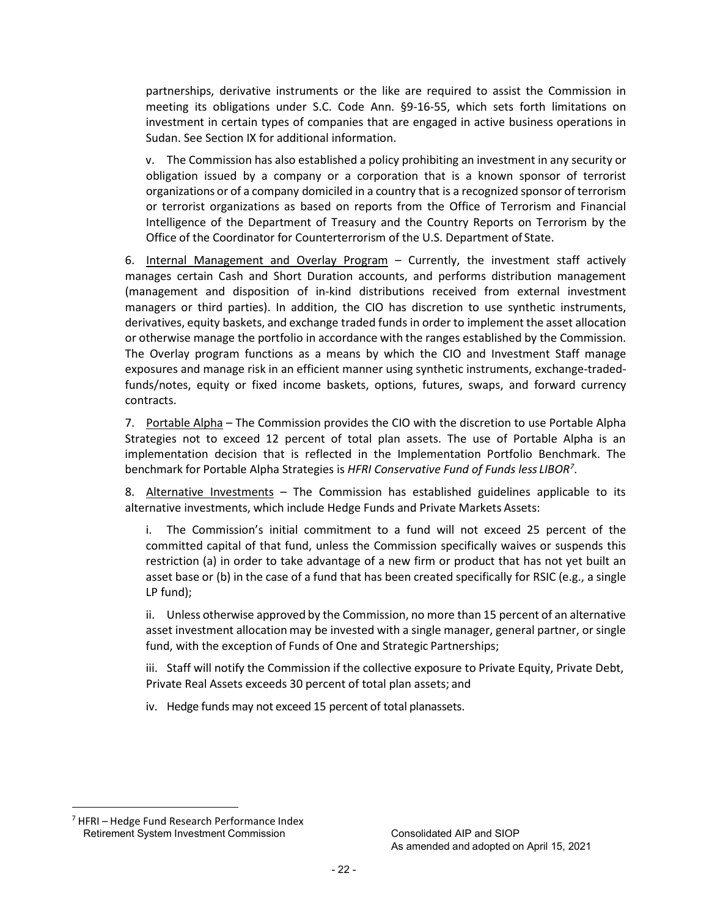partnerships, derivative instruments or the like are required to assist the Commission in meeting its obligations under S.C. Code Ann. §9-16-55, which sets forth limitations on investment in certain types of companies that are engaged in active business operations in Sudan. See Section IX for additional information.

v. The Commission has also established a policy prohibiting an investment in any security or obligation issued by a company or a corporation that is a known sponsor of terrorist organizations or of a company domiciled in a country that is a recognized sponsor of terrorism or terrorist organizations as based on reports from the Office of Terrorism and Financial Intelligence of the Department of Treasury and the Country Reports on Terrorism by the Office of the Coordinator for Counterterrorism of the U.S. Department of State.

6. Internal Management and Overlay Program – Currently, the investment staff actively manages certain Cash and Short Duration accounts, and performs distribution management (management and disposition of in-kind distributions received from external investment managers or third parties). In addition, the CIO has discretion to use synthetic instruments, derivatives, equity baskets, and exchange traded funds in order to implement the asset allocation or otherwise manage the portfolio in accordance with the ranges established by the Commission. The Overlay program functions as a means by which the CIO and Investment Staff manage exposures and manage risk in an efficient manner using synthetic instruments, exchange-traded-funds/notes, equity or fixed income baskets, options, futures, swaps, and forward currency contracts.

7. Portable Alpha – The Commission provides the CIO with the discretion to use Portable Alpha Strategies not to exceed 12 percent of total plan assets. The use of Portable Alpha is an implementation decision that is reflected in the Implementation Portfolio Benchmark. The benchmark for Portable Alpha Strategies is *HFRI Conservative Fund of Funds less LIBOR*[7].

8. Alternative Investments – The Commission has established guidelines applicable to its alternative investments, which include Hedge Funds and Private Markets Assets:

i. The Commission's initial commitment to a fund will not exceed 25 percent of the committed capital of that fund, unless the Commission specifically waives or suspends this restriction (a) in order to take advantage of a new firm or product that has not yet built an asset base or (b) in the case of a fund that has been created specifically for RSIC (e.g., a single LP fund);

ii. Unless otherwise approved by the Commission, no more than 15 percent of an alternative asset investment allocation may be invested with a single manager, general partner, or single fund, with the exception of Funds of One and Strategic Partnerships;

iii. Staff will notify the Commission if the collective exposure to Private Equity, Private Debt, Private Real Assets exceeds 30 percent of total plan assets; and

iv. Hedge funds may not exceed 15 percent of total planassets.

[7] HFRI – Hedge Fund Research Performance Index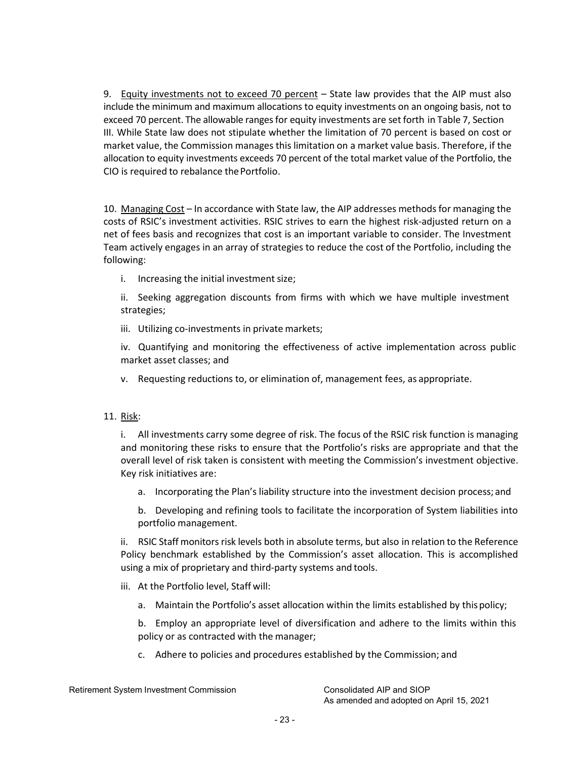9. Equity investments not to exceed 70 percent – State law provides that the AIP must also include the minimum and maximum allocations to equity investments on an ongoing basis, not to exceed 70 percent. The allowable ranges for equity investments are set forth in Table 7, Section III. While State law does not stipulate whether the limitation of 70 percent is based on cost or market value, the Commission manages this limitation on a market value basis. Therefore, if the allocation to equity investments exceeds 70 percent of the total market value of the Portfolio, the CIO is required to rebalance the Portfolio.

10. Managing Cost – In accordance with State law, the AIP addresses methods for managing the costs of RSIC's investment activities. RSIC strives to earn the highest risk-adjusted return on a net of fees basis and recognizes that cost is an important variable to consider. The Investment Team actively engages in an array of strategies to reduce the cost of the Portfolio, including the following:

   i. Increasing the initial investment size;

   ii. Seeking aggregation discounts from firms with which we have multiple investment strategies;

   iii. Utilizing co-investments in private markets;

   iv. Quantifying and monitoring the effectiveness of active implementation across public market asset classes; and

   v. Requesting reductions to, or elimination of, management fees, as appropriate.

11. Risk:

   i. All investments carry some degree of risk. The focus of the RSIC risk function is managing and monitoring these risks to ensure that the Portfolio's risks are appropriate and that the overall level of risk taken is consistent with meeting the Commission's investment objective. Key risk initiatives are:

      a. Incorporating the Plan's liability structure into the investment decision process; and

      b. Developing and refining tools to facilitate the incorporation of System liabilities into portfolio management.

   ii. RSIC Staff monitors risk levels both in absolute terms, but also in relation to the Reference Policy benchmark established by the Commission's asset allocation. This is accomplished using a mix of proprietary and third-party systems and tools.

   iii. At the Portfolio level, Staff will:

      a. Maintain the Portfolio's asset allocation within the limits established by this policy;

      b. Employ an appropriate level of diversification and adhere to the limits within this policy or as contracted with the manager;

      c. Adhere to policies and procedures established by the Commission; and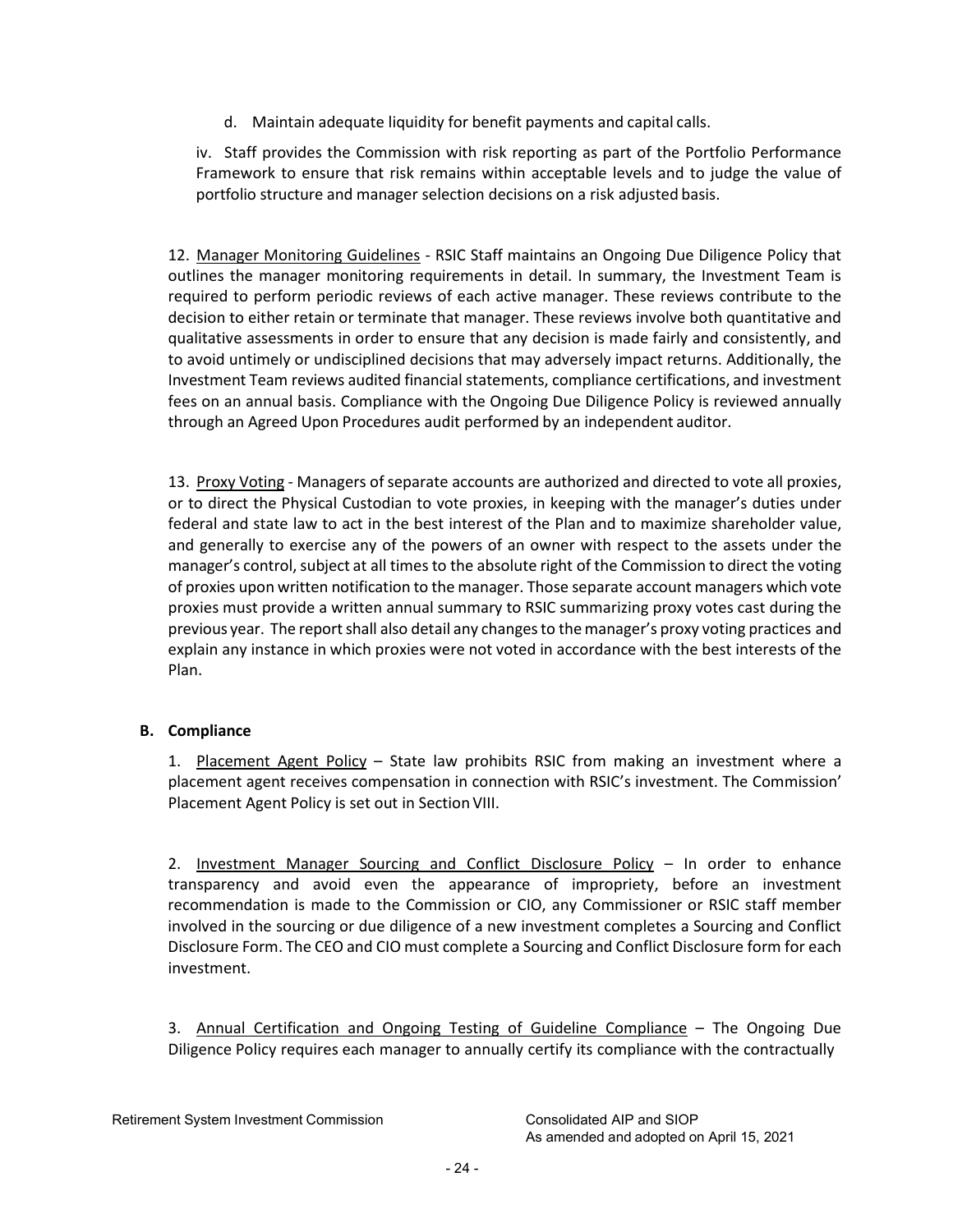d. Maintain adequate liquidity for benefit payments and capital calls.

iv. Staff provides the Commission with risk reporting as part of the Portfolio Performance Framework to ensure that risk remains within acceptable levels and to judge the value of portfolio structure and manager selection decisions on a risk adjusted basis.

12. Manager Monitoring Guidelines - RSIC Staff maintains an Ongoing Due Diligence Policy that outlines the manager monitoring requirements in detail. In summary, the Investment Team is required to perform periodic reviews of each active manager. These reviews contribute to the decision to either retain or terminate that manager. These reviews involve both quantitative and qualitative assessments in order to ensure that any decision is made fairly and consistently, and to avoid untimely or undisciplined decisions that may adversely impact returns. Additionally, the Investment Team reviews audited financial statements, compliance certifications, and investment fees on an annual basis. Compliance with the Ongoing Due Diligence Policy is reviewed annually through an Agreed Upon Procedures audit performed by an independent auditor.

13. Proxy Voting - Managers of separate accounts are authorized and directed to vote all proxies, or to direct the Physical Custodian to vote proxies, in keeping with the manager's duties under federal and state law to act in the best interest of the Plan and to maximize shareholder value, and generally to exercise any of the powers of an owner with respect to the assets under the manager's control, subject at all times to the absolute right of the Commission to direct the voting of proxies upon written notification to the manager. Those separate account managers which vote proxies must provide a written annual summary to RSIC summarizing proxy votes cast during the previous year. The report shall also detail any changes to the manager's proxy voting practices and explain any instance in which proxies were not voted in accordance with the best interests of the Plan.

**B. Compliance**

1. Placement Agent Policy – State law prohibits RSIC from making an investment where a placement agent receives compensation in connection with RSIC's investment. The Commission' Placement Agent Policy is set out in Section VIII.

2. Investment Manager Sourcing and Conflict Disclosure Policy – In order to enhance transparency and avoid even the appearance of impropriety, before an investment recommendation is made to the Commission or CIO, any Commissioner or RSIC staff member involved in the sourcing or due diligence of a new investment completes a Sourcing and Conflict Disclosure Form. The CEO and CIO must complete a Sourcing and Conflict Disclosure form for each investment.

3. Annual Certification and Ongoing Testing of Guideline Compliance – The Ongoing Due Diligence Policy requires each manager to annually certify its compliance with the contractually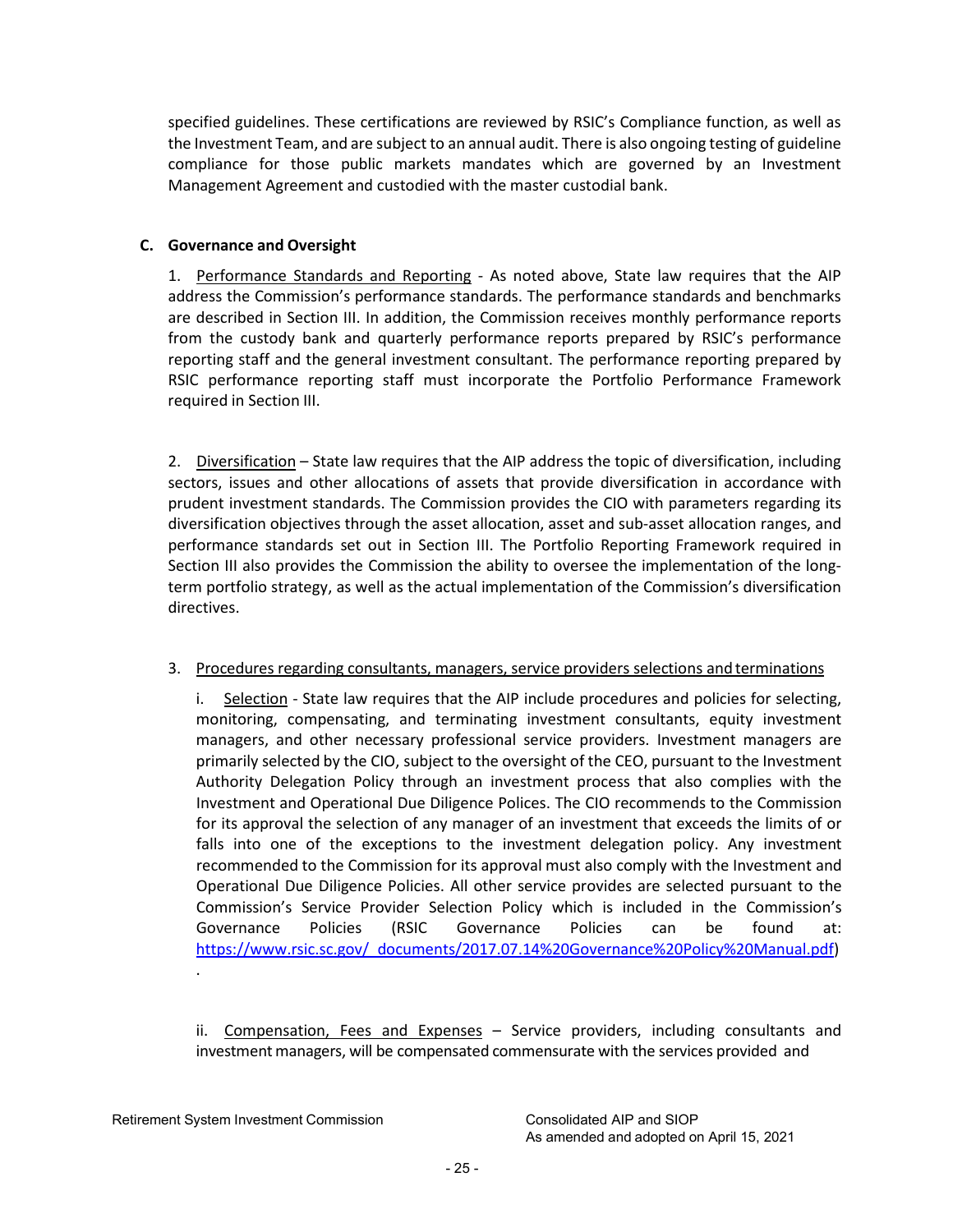specified guidelines. These certifications are reviewed by RSIC's Compliance function, as well as the Investment Team, and are subject to an annual audit. There is also ongoing testing of guideline compliance for those public markets mandates which are governed by an Investment Management Agreement and custodied with the master custodial bank.

**C. Governance and Oversight**

1. Performance Standards and Reporting - As noted above, State law requires that the AIP address the Commission's performance standards. The performance standards and benchmarks are described in Section III. In addition, the Commission receives monthly performance reports from the custody bank and quarterly performance reports prepared by RSIC's performance reporting staff and the general investment consultant. The performance reporting prepared by RSIC performance reporting staff must incorporate the Portfolio Performance Framework required in Section III.

2. Diversification – State law requires that the AIP address the topic of diversification, including sectors, issues and other allocations of assets that provide diversification in accordance with prudent investment standards. The Commission provides the CIO with parameters regarding its diversification objectives through the asset allocation, asset and sub-asset allocation ranges, and performance standards set out in Section III. The Portfolio Reporting Framework required in Section III also provides the Commission the ability to oversee the implementation of the long-term portfolio strategy, as well as the actual implementation of the Commission's diversification directives.

3. Procedures regarding consultants, managers, service providers selections and terminations

i. Selection - State law requires that the AIP include procedures and policies for selecting, monitoring, compensating, and terminating investment consultants, equity investment managers, and other necessary professional service providers. Investment managers are primarily selected by the CIO, subject to the oversight of the CEO, pursuant to the Investment Authority Delegation Policy through an investment process that also complies with the Investment and Operational Due Diligence Polices. The CIO recommends to the Commission for its approval the selection of any manager of an investment that exceeds the limits of or falls into one of the exceptions to the investment delegation policy. Any investment recommended to the Commission for its approval must also comply with the Investment and Operational Due Diligence Policies. All other service provides are selected pursuant to the Commission's Service Provider Selection Policy which is included in the Commission's Governance Policies (RSIC Governance Policies can be found at: https://www.rsic.sc.gov/_documents/2017.07.14%20Governance%20Policy%20Manual.pdf)
.

ii. Compensation, Fees and Expenses – Service providers, including consultants and investment managers, will be compensated commensurate with the services provided and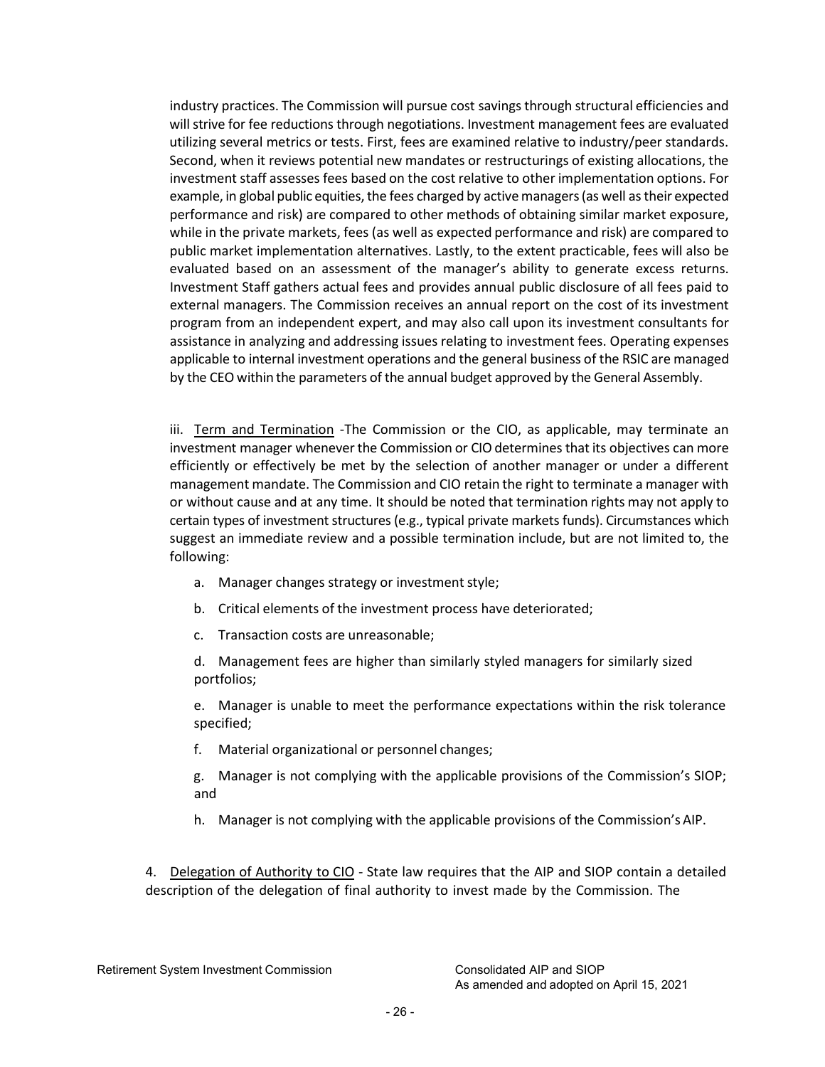industry practices. The Commission will pursue cost savings through structural efficiencies and will strive for fee reductions through negotiations. Investment management fees are evaluated utilizing several metrics or tests. First, fees are examined relative to industry/peer standards. Second, when it reviews potential new mandates or restructurings of existing allocations, the investment staff assesses fees based on the cost relative to other implementation options. For example, in global public equities, the fees charged by active managers (as well as their expected performance and risk) are compared to other methods of obtaining similar market exposure, while in the private markets, fees (as well as expected performance and risk) are compared to public market implementation alternatives. Lastly, to the extent practicable, fees will also be evaluated based on an assessment of the manager's ability to generate excess returns. Investment Staff gathers actual fees and provides annual public disclosure of all fees paid to external managers. The Commission receives an annual report on the cost of its investment program from an independent expert, and may also call upon its investment consultants for assistance in analyzing and addressing issues relating to investment fees. Operating expenses applicable to internal investment operations and the general business of the RSIC are managed by the CEO within the parameters of the annual budget approved by the General Assembly.

iii. <u>Term and Termination</u> -The Commission or the CIO, as applicable, may terminate an investment manager whenever the Commission or CIO determines that its objectives can more efficiently or effectively be met by the selection of another manager or under a different management mandate. The Commission and CIO retain the right to terminate a manager with or without cause and at any time. It should be noted that termination rights may not apply to certain types of investment structures (e.g., typical private markets funds). Circumstances which suggest an immediate review and a possible termination include, but are not limited to, the following:

a. Manager changes strategy or investment style;

b. Critical elements of the investment process have deteriorated;

c. Transaction costs are unreasonable;

d. Management fees are higher than similarly styled managers for similarly sized portfolios;

e. Manager is unable to meet the performance expectations within the risk tolerance specified;

f. Material organizational or personnel changes;

g. Manager is not complying with the applicable provisions of the Commission's SIOP; and

h. Manager is not complying with the applicable provisions of the Commission's AIP.

4. <u>Delegation of Authority to CIO</u> - State law requires that the AIP and SIOP contain a detailed description of the delegation of final authority to invest made by the Commission. The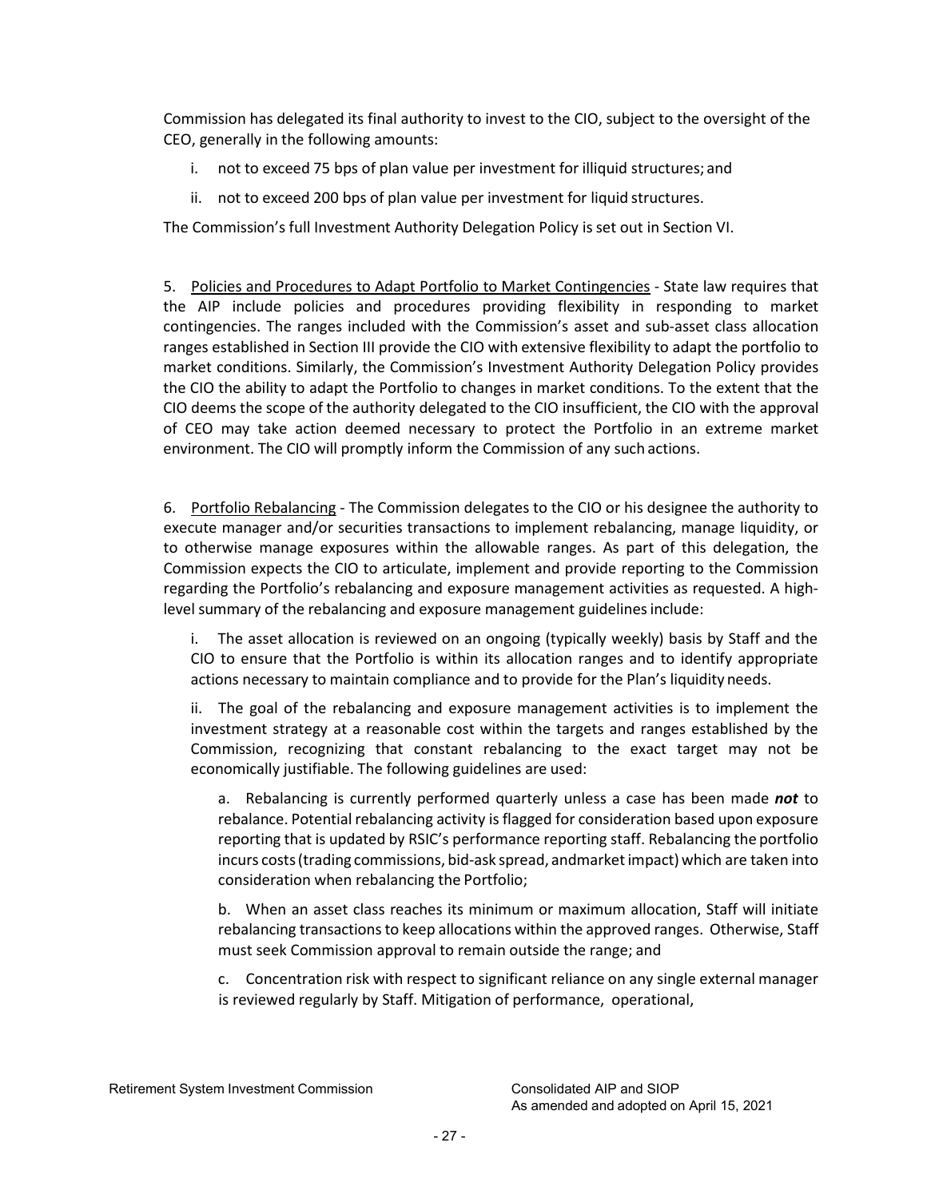Commission has delegated its final authority to invest to the CIO, subject to the oversight of the CEO, generally in the following amounts:

i. not to exceed 75 bps of plan value per investment for illiquid structures; and

ii. not to exceed 200 bps of plan value per investment for liquid structures.

The Commission's full Investment Authority Delegation Policy is set out in Section VI.

5. Policies and Procedures to Adapt Portfolio to Market Contingencies - State law requires that the AIP include policies and procedures providing flexibility in responding to market contingencies. The ranges included with the Commission's asset and sub-asset class allocation ranges established in Section III provide the CIO with extensive flexibility to adapt the portfolio to market conditions. Similarly, the Commission's Investment Authority Delegation Policy provides the CIO the ability to adapt the Portfolio to changes in market conditions. To the extent that the CIO deems the scope of the authority delegated to the CIO insufficient, the CIO with the approval of CEO may take action deemed necessary to protect the Portfolio in an extreme market environment. The CIO will promptly inform the Commission of any such actions.

6. Portfolio Rebalancing - The Commission delegates to the CIO or his designee the authority to execute manager and/or securities transactions to implement rebalancing, manage liquidity, or to otherwise manage exposures within the allowable ranges. As part of this delegation, the Commission expects the CIO to articulate, implement and provide reporting to the Commission regarding the Portfolio's rebalancing and exposure management activities as requested. A high-level summary of the rebalancing and exposure management guidelines include:

i. The asset allocation is reviewed on an ongoing (typically weekly) basis by Staff and the CIO to ensure that the Portfolio is within its allocation ranges and to identify appropriate actions necessary to maintain compliance and to provide for the Plan's liquidity needs.

ii. The goal of the rebalancing and exposure management activities is to implement the investment strategy at a reasonable cost within the targets and ranges established by the Commission, recognizing that constant rebalancing to the exact target may not be economically justifiable. The following guidelines are used:

a. Rebalancing is currently performed quarterly unless a case has been made ***not*** to rebalance. Potential rebalancing activity is flagged for consideration based upon exposure reporting that is updated by RSIC's performance reporting staff. Rebalancing the portfolio incurs costs (trading commissions, bid-ask spread, andmarket impact) which are taken into consideration when rebalancing the Portfolio;

b. When an asset class reaches its minimum or maximum allocation, Staff will initiate rebalancing transactions to keep allocations within the approved ranges. Otherwise, Staff must seek Commission approval to remain outside the range; and

c. Concentration risk with respect to significant reliance on any single external manager is reviewed regularly by Staff. Mitigation of performance, operational,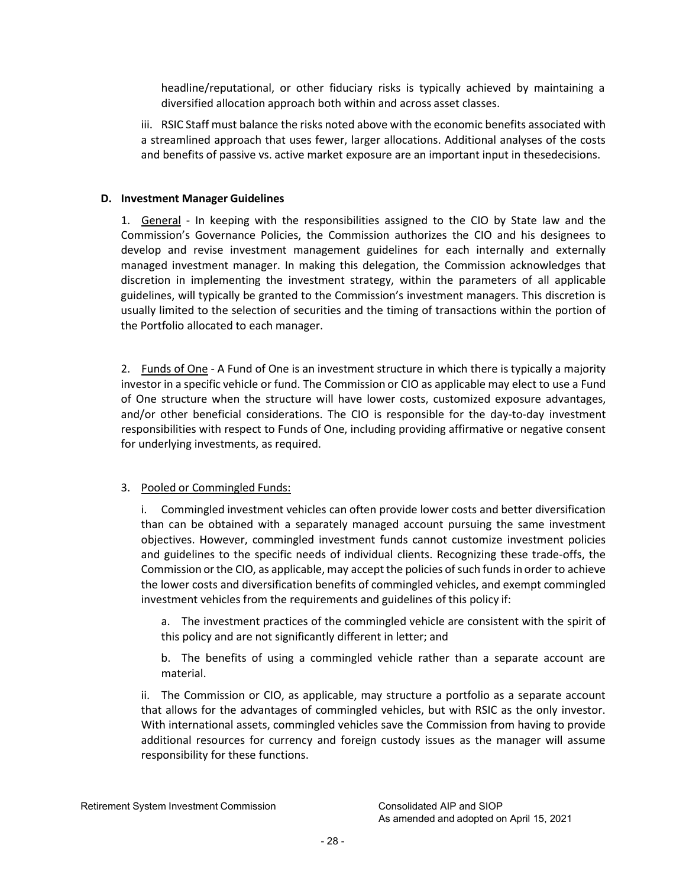headline/reputational, or other fiduciary risks is typically achieved by maintaining a diversified allocation approach both within and across asset classes.

iii. RSIC Staff must balance the risks noted above with the economic benefits associated with a streamlined approach that uses fewer, larger allocations. Additional analyses of the costs and benefits of passive vs. active market exposure are an important input in thesedecisions.

**D. Investment Manager Guidelines**

1. General - In keeping with the responsibilities assigned to the CIO by State law and the Commission's Governance Policies, the Commission authorizes the CIO and his designees to develop and revise investment management guidelines for each internally and externally managed investment manager. In making this delegation, the Commission acknowledges that discretion in implementing the investment strategy, within the parameters of all applicable guidelines, will typically be granted to the Commission's investment managers. This discretion is usually limited to the selection of securities and the timing of transactions within the portion of the Portfolio allocated to each manager.

2. Funds of One - A Fund of One is an investment structure in which there is typically a majority investor in a specific vehicle or fund. The Commission or CIO as applicable may elect to use a Fund of One structure when the structure will have lower costs, customized exposure advantages, and/or other beneficial considerations. The CIO is responsible for the day-to-day investment responsibilities with respect to Funds of One, including providing affirmative or negative consent for underlying investments, as required.

3. Pooled or Commingled Funds:

i. Commingled investment vehicles can often provide lower costs and better diversification than can be obtained with a separately managed account pursuing the same investment objectives. However, commingled investment funds cannot customize investment policies and guidelines to the specific needs of individual clients. Recognizing these trade-offs, the Commission or the CIO, as applicable, may accept the policies of such funds in order to achieve the lower costs and diversification benefits of commingled vehicles, and exempt commingled investment vehicles from the requirements and guidelines of this policy if:

a. The investment practices of the commingled vehicle are consistent with the spirit of this policy and are not significantly different in letter; and

b. The benefits of using a commingled vehicle rather than a separate account are material.

ii. The Commission or CIO, as applicable, may structure a portfolio as a separate account that allows for the advantages of commingled vehicles, but with RSIC as the only investor. With international assets, commingled vehicles save the Commission from having to provide additional resources for currency and foreign custody issues as the manager will assume responsibility for these functions.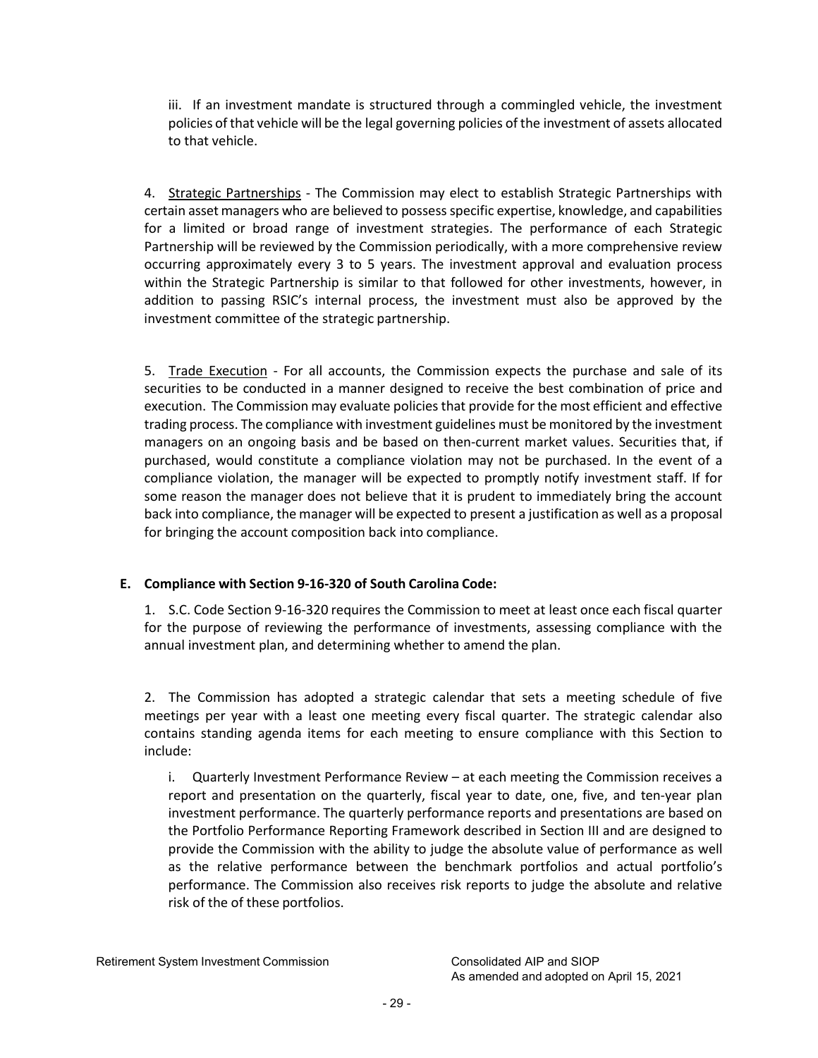iii. If an investment mandate is structured through a commingled vehicle, the investment policies of that vehicle will be the legal governing policies of the investment of assets allocated to that vehicle.

4. Strategic Partnerships - The Commission may elect to establish Strategic Partnerships with certain asset managers who are believed to possess specific expertise, knowledge, and capabilities for a limited or broad range of investment strategies. The performance of each Strategic Partnership will be reviewed by the Commission periodically, with a more comprehensive review occurring approximately every 3 to 5 years. The investment approval and evaluation process within the Strategic Partnership is similar to that followed for other investments, however, in addition to passing RSIC's internal process, the investment must also be approved by the investment committee of the strategic partnership.

5. Trade Execution - For all accounts, the Commission expects the purchase and sale of its securities to be conducted in a manner designed to receive the best combination of price and execution. The Commission may evaluate policies that provide for the most efficient and effective trading process. The compliance with investment guidelines must be monitored by the investment managers on an ongoing basis and be based on then-current market values. Securities that, if purchased, would constitute a compliance violation may not be purchased. In the event of a compliance violation, the manager will be expected to promptly notify investment staff. If for some reason the manager does not believe that it is prudent to immediately bring the account back into compliance, the manager will be expected to present a justification as well as a proposal for bringing the account composition back into compliance.

**E. Compliance with Section 9-16-320 of South Carolina Code:**

1. S.C. Code Section 9-16-320 requires the Commission to meet at least once each fiscal quarter for the purpose of reviewing the performance of investments, assessing compliance with the annual investment plan, and determining whether to amend the plan.

2. The Commission has adopted a strategic calendar that sets a meeting schedule of five meetings per year with a least one meeting every fiscal quarter. The strategic calendar also contains standing agenda items for each meeting to ensure compliance with this Section to include:

i. Quarterly Investment Performance Review – at each meeting the Commission receives a report and presentation on the quarterly, fiscal year to date, one, five, and ten-year plan investment performance. The quarterly performance reports and presentations are based on the Portfolio Performance Reporting Framework described in Section III and are designed to provide the Commission with the ability to judge the absolute value of performance as well as the relative performance between the benchmark portfolios and actual portfolio's performance. The Commission also receives risk reports to judge the absolute and relative risk of the of these portfolios.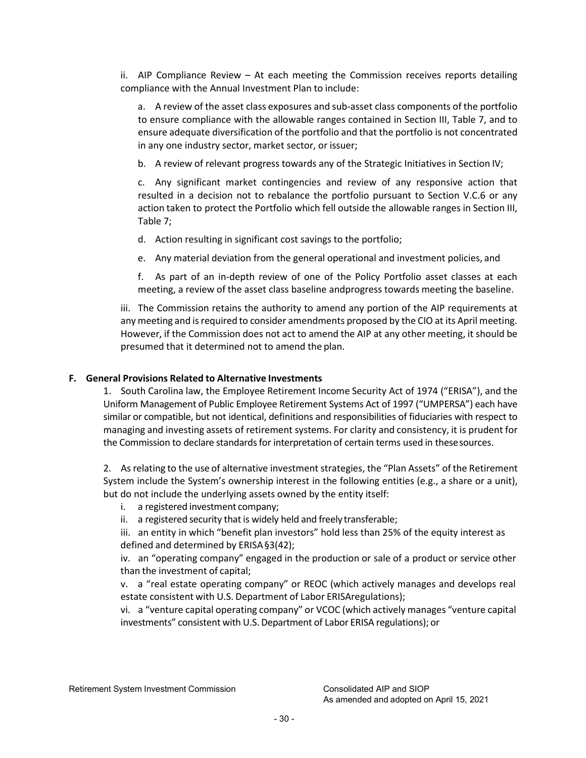ii. AIP Compliance Review – At each meeting the Commission receives reports detailing compliance with the Annual Investment Plan to include:

a. A review of the asset class exposures and sub-asset class components of the portfolio to ensure compliance with the allowable ranges contained in Section III, Table 7, and to ensure adequate diversification of the portfolio and that the portfolio is not concentrated in any one industry sector, market sector, or issuer;

b. A review of relevant progress towards any of the Strategic Initiatives in Section IV;

c. Any significant market contingencies and review of any responsive action that resulted in a decision not to rebalance the portfolio pursuant to Section V.C.6 or any action taken to protect the Portfolio which fell outside the allowable ranges in Section III, Table 7;

d. Action resulting in significant cost savings to the portfolio;

e. Any material deviation from the general operational and investment policies, and

f. As part of an in-depth review of one of the Policy Portfolio asset classes at each meeting, a review of the asset class baseline andprogress towards meeting the baseline.

iii. The Commission retains the authority to amend any portion of the AIP requirements at any meeting and is required to consider amendments proposed by the CIO at its April meeting. However, if the Commission does not act to amend the AIP at any other meeting, it should be presumed that it determined not to amend the plan.

**F. General Provisions Related to Alternative Investments**

1. South Carolina law, the Employee Retirement Income Security Act of 1974 ("ERISA"), and the Uniform Management of Public Employee Retirement Systems Act of 1997 ("UMPERSA") each have similar or compatible, but not identical, definitions and responsibilities of fiduciaries with respect to managing and investing assets of retirement systems. For clarity and consistency, it is prudent for the Commission to declare standards for interpretation of certain terms used in thesesources.

2. As relating to the use of alternative investment strategies, the "Plan Assets" of the Retirement System include the System's ownership interest in the following entities (e.g., a share or a unit), but do not include the underlying assets owned by the entity itself:

i. a registered investment company;
ii. a registered security that is widely held and freely transferable;
iii. an entity in which "benefit plan investors" hold less than 25% of the equity interest as defined and determined by ERISA §3(42);
iv. an "operating company" engaged in the production or sale of a product or service other than the investment of capital;
v. a "real estate operating company" or REOC (which actively manages and develops real estate consistent with U.S. Department of Labor ERISAregulations);
vi. a "venture capital operating company" or VCOC (which actively manages "venture capital investments" consistent with U.S. Department of Labor ERISA regulations); or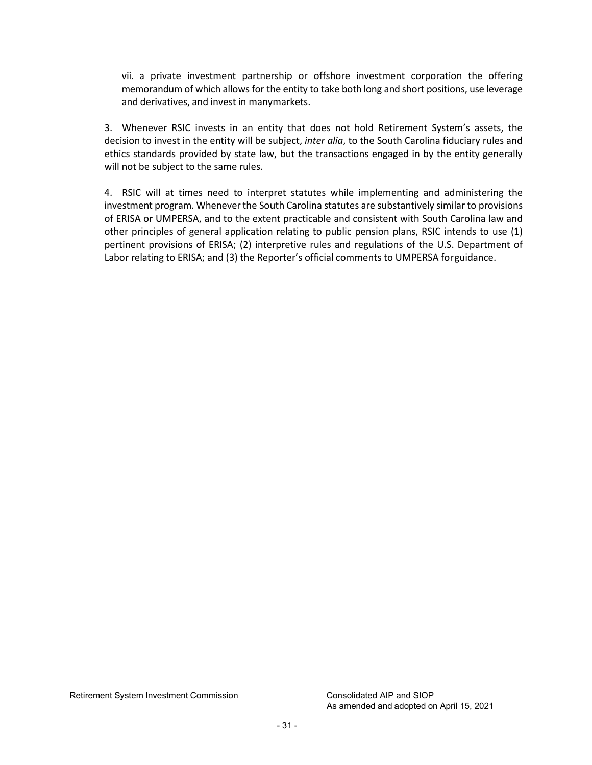vii. a private investment partnership or offshore investment corporation the offering memorandum of which allows for the entity to take both long and short positions, use leverage and derivatives, and invest in manymarkets.

3. Whenever RSIC invests in an entity that does not hold Retirement System's assets, the decision to invest in the entity will be subject, *inter alia*, to the South Carolina fiduciary rules and ethics standards provided by state law, but the transactions engaged in by the entity generally will not be subject to the same rules.

4. RSIC will at times need to interpret statutes while implementing and administering the investment program. Whenever the South Carolina statutes are substantively similar to provisions of ERISA or UMPERSA, and to the extent practicable and consistent with South Carolina law and other principles of general application relating to public pension plans, RSIC intends to use (1) pertinent provisions of ERISA; (2) interpretive rules and regulations of the U.S. Department of Labor relating to ERISA; and (3) the Reporter's official comments to UMPERSA forguidance.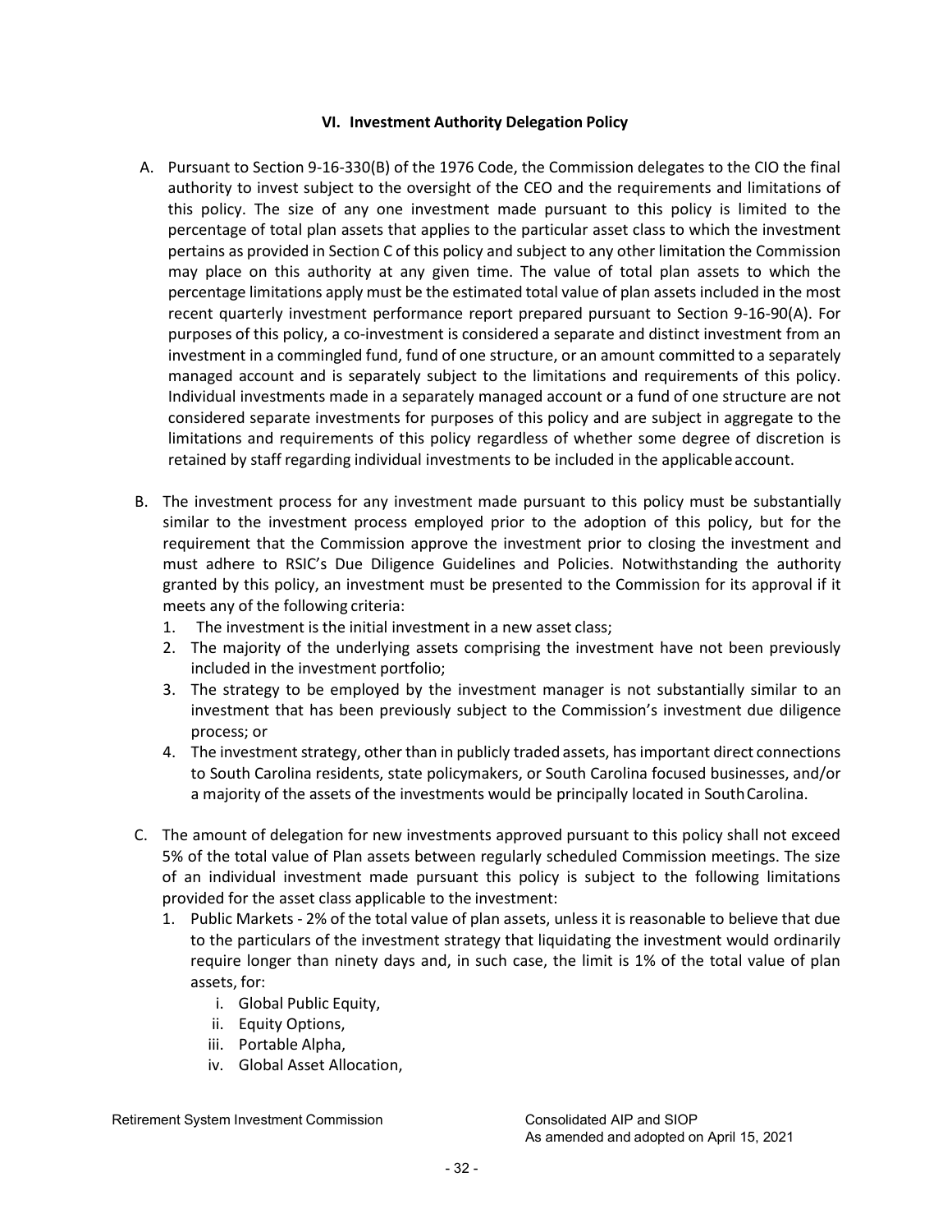## VI. Investment Authority Delegation Policy

A. Pursuant to Section 9-16-330(B) of the 1976 Code, the Commission delegates to the CIO the final authority to invest subject to the oversight of the CEO and the requirements and limitations of this policy. The size of any one investment made pursuant to this policy is limited to the percentage of total plan assets that applies to the particular asset class to which the investment pertains as provided in Section C of this policy and subject to any other limitation the Commission may place on this authority at any given time. The value of total plan assets to which the percentage limitations apply must be the estimated total value of plan assets included in the most recent quarterly investment performance report prepared pursuant to Section 9-16-90(A). For purposes of this policy, a co-investment is considered a separate and distinct investment from an investment in a commingled fund, fund of one structure, or an amount committed to a separately managed account and is separately subject to the limitations and requirements of this policy. Individual investments made in a separately managed account or a fund of one structure are not considered separate investments for purposes of this policy and are subject in aggregate to the limitations and requirements of this policy regardless of whether some degree of discretion is retained by staff regarding individual investments to be included in the applicable account.

B. The investment process for any investment made pursuant to this policy must be substantially similar to the investment process employed prior to the adoption of this policy, but for the requirement that the Commission approve the investment prior to closing the investment and must adhere to RSIC's Due Diligence Guidelines and Policies. Notwithstanding the authority granted by this policy, an investment must be presented to the Commission for its approval if it meets any of the following criteria:
   1. The investment is the initial investment in a new asset class;
   2. The majority of the underlying assets comprising the investment have not been previously included in the investment portfolio;
   3. The strategy to be employed by the investment manager is not substantially similar to an investment that has been previously subject to the Commission's investment due diligence process; or
   4. The investment strategy, other than in publicly traded assets, has important direct connections to South Carolina residents, state policymakers, or South Carolina focused businesses, and/or a majority of the assets of the investments would be principally located in South Carolina.

C. The amount of delegation for new investments approved pursuant to this policy shall not exceed 5% of the total value of Plan assets between regularly scheduled Commission meetings. The size of an individual investment made pursuant this policy is subject to the following limitations provided for the asset class applicable to the investment:
   1. Public Markets - 2% of the total value of plan assets, unless it is reasonable to believe that due to the particulars of the investment strategy that liquidating the investment would ordinarily require longer than ninety days and, in such case, the limit is 1% of the total value of plan assets, for:
      i. Global Public Equity,
      ii. Equity Options,
      iii. Portable Alpha,
      iv. Global Asset Allocation,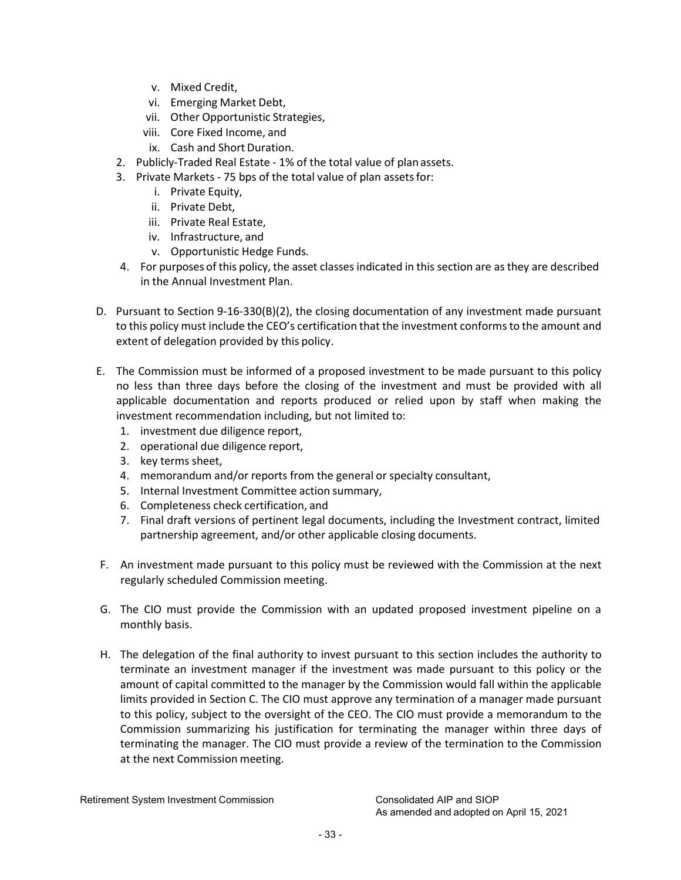v. Mixed Credit,
   vi. Emerging Market Debt,
   vii. Other Opportunistic Strategies,
   viii. Core Fixed Income, and
   ix. Cash and Short Duration.
2. Publicly-Traded Real Estate - 1% of the total value of plan assets.
3. Private Markets - 75 bps of the total value of plan assets for:
   i. Private Equity,
   ii. Private Debt,
   iii. Private Real Estate,
   iv. Infrastructure, and
   v. Opportunistic Hedge Funds.
4. For purposes of this policy, the asset classes indicated in this section are as they are described in the Annual Investment Plan.

D. Pursuant to Section 9-16-330(B)(2), the closing documentation of any investment made pursuant to this policy must include the CEO's certification that the investment conforms to the amount and extent of delegation provided by this policy.

E. The Commission must be informed of a proposed investment to be made pursuant to this policy no less than three days before the closing of the investment and must be provided with all applicable documentation and reports produced or relied upon by staff when making the investment recommendation including, but not limited to:
   1. investment due diligence report,
   2. operational due diligence report,
   3. key terms sheet,
   4. memorandum and/or reports from the general or specialty consultant,
   5. Internal Investment Committee action summary,
   6. Completeness check certification, and
   7. Final draft versions of pertinent legal documents, including the Investment contract, limited partnership agreement, and/or other applicable closing documents.

F. An investment made pursuant to this policy must be reviewed with the Commission at the next regularly scheduled Commission meeting.

G. The CIO must provide the Commission with an updated proposed investment pipeline on a monthly basis.

H. The delegation of the final authority to invest pursuant to this section includes the authority to terminate an investment manager if the investment was made pursuant to this policy or the amount of capital committed to the manager by the Commission would fall within the applicable limits provided in Section C. The CIO must approve any termination of a manager made pursuant to this policy, subject to the oversight of the CEO. The CIO must provide a memorandum to the Commission summarizing his justification for terminating the manager within three days of terminating the manager. The CIO must provide a review of the termination to the Commission at the next Commission meeting.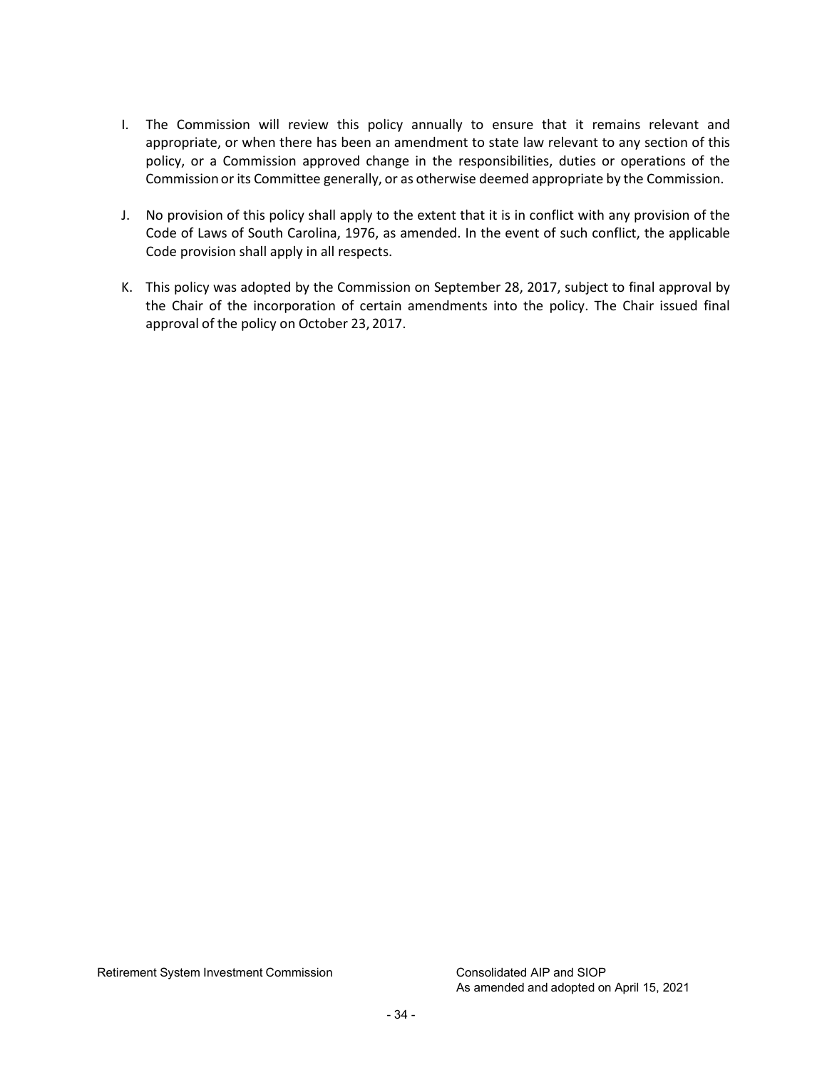I. The Commission will review this policy annually to ensure that it remains relevant and appropriate, or when there has been an amendment to state law relevant to any section of this policy, or a Commission approved change in the responsibilities, duties or operations of the Commission or its Committee generally, or as otherwise deemed appropriate by the Commission.

J. No provision of this policy shall apply to the extent that it is in conflict with any provision of the Code of Laws of South Carolina, 1976, as amended. In the event of such conflict, the applicable Code provision shall apply in all respects.

K. This policy was adopted by the Commission on September 28, 2017, subject to final approval by the Chair of the incorporation of certain amendments into the policy. The Chair issued final approval of the policy on October 23, 2017.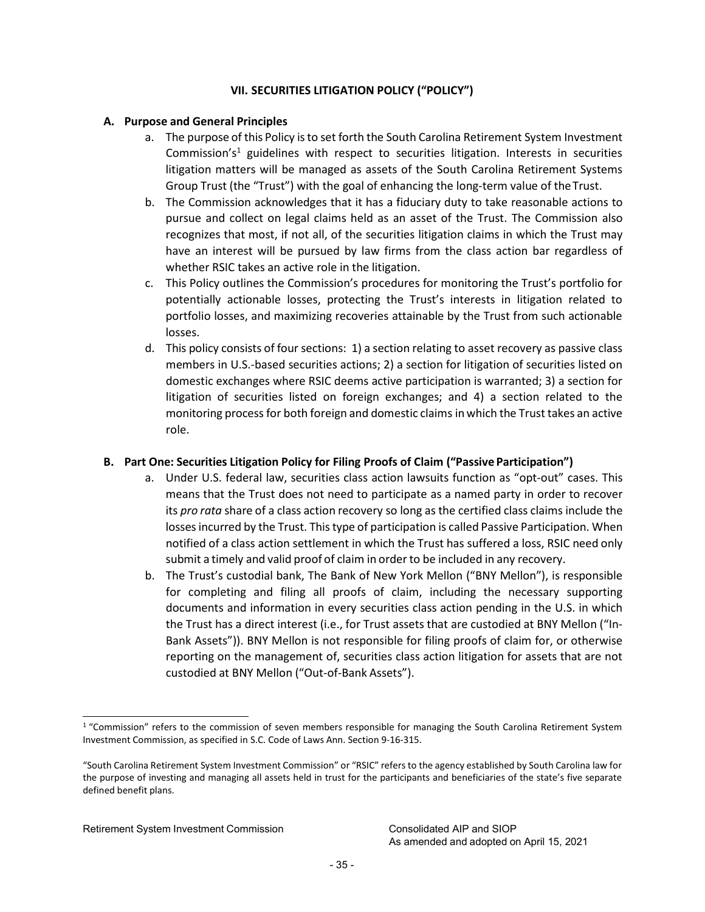## VII. SECURITIES LITIGATION POLICY ("POLICY")

### A. Purpose and General Principles

a. The purpose of this Policy is to set forth the South Carolina Retirement System Investment Commission's[1] guidelines with respect to securities litigation. Interests in securities litigation matters will be managed as assets of the South Carolina Retirement Systems Group Trust (the "Trust") with the goal of enhancing the long-term value of the Trust.

b. The Commission acknowledges that it has a fiduciary duty to take reasonable actions to pursue and collect on legal claims held as an asset of the Trust. The Commission also recognizes that most, if not all, of the securities litigation claims in which the Trust may have an interest will be pursued by law firms from the class action bar regardless of whether RSIC takes an active role in the litigation.

c. This Policy outlines the Commission's procedures for monitoring the Trust's portfolio for potentially actionable losses, protecting the Trust's interests in litigation related to portfolio losses, and maximizing recoveries attainable by the Trust from such actionable losses.

d. This policy consists of four sections: 1) a section relating to asset recovery as passive class members in U.S.-based securities actions; 2) a section for litigation of securities listed on domestic exchanges where RSIC deems active participation is warranted; 3) a section for litigation of securities listed on foreign exchanges; and 4) a section related to the monitoring process for both foreign and domestic claims in which the Trust takes an active role.

### B. Part One: Securities Litigation Policy for Filing Proofs of Claim ("Passive Participation")

a. Under U.S. federal law, securities class action lawsuits function as "opt-out" cases. This means that the Trust does not need to participate as a named party in order to recover its *pro rata* share of a class action recovery so long as the certified class claims include the losses incurred by the Trust. This type of participation is called Passive Participation. When notified of a class action settlement in which the Trust has suffered a loss, RSIC need only submit a timely and valid proof of claim in order to be included in any recovery.

b. The Trust's custodial bank, The Bank of New York Mellon ("BNY Mellon"), is responsible for completing and filing all proofs of claim, including the necessary supporting documents and information in every securities class action pending in the U.S. in which the Trust has a direct interest (i.e., for Trust assets that are custodied at BNY Mellon ("In-Bank Assets")). BNY Mellon is not responsible for filing proofs of claim for, or otherwise reporting on the management of, securities class action litigation for assets that are not custodied at BNY Mellon ("Out-of-Bank Assets").

---

[1] "Commission" refers to the commission of seven members responsible for managing the South Carolina Retirement System Investment Commission, as specified in S.C. Code of Laws Ann. Section 9-16-315.

"South Carolina Retirement System Investment Commission" or "RSIC" refers to the agency established by South Carolina law for the purpose of investing and managing all assets held in trust for the participants and beneficiaries of the state's five separate defined benefit plans.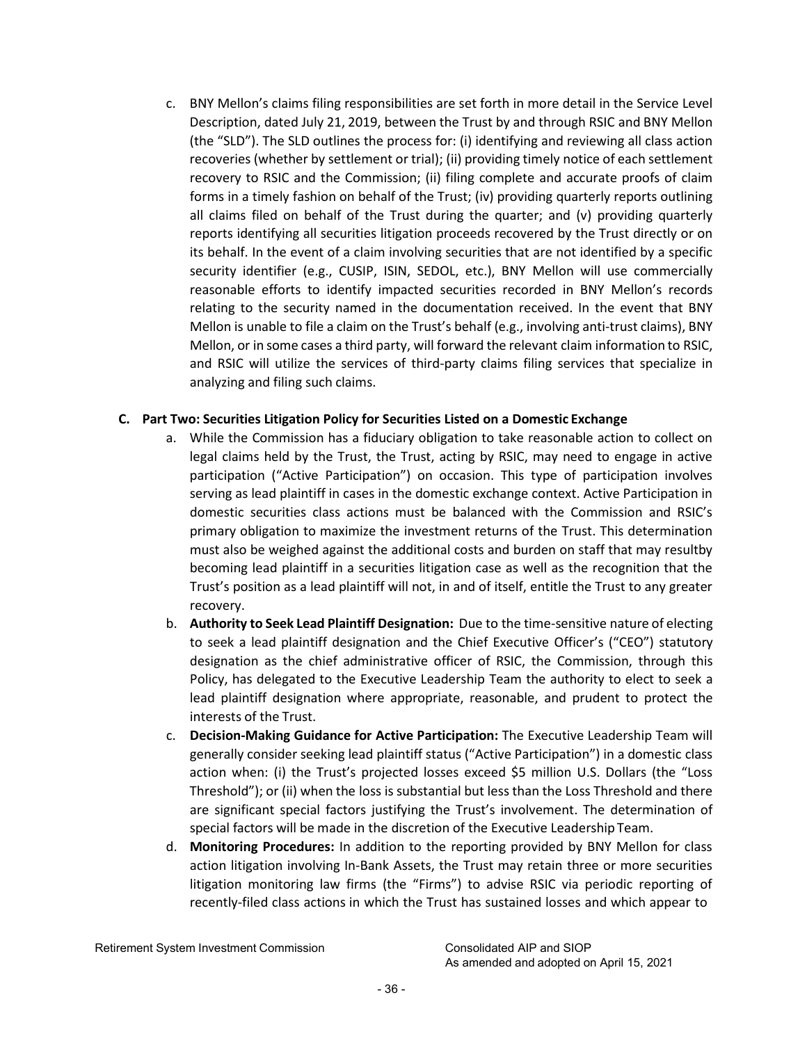c. BNY Mellon's claims filing responsibilities are set forth in more detail in the Service Level Description, dated July 21, 2019, between the Trust by and through RSIC and BNY Mellon (the "SLD"). The SLD outlines the process for: (i) identifying and reviewing all class action recoveries (whether by settlement or trial); (ii) providing timely notice of each settlement recovery to RSIC and the Commission; (ii) filing complete and accurate proofs of claim forms in a timely fashion on behalf of the Trust; (iv) providing quarterly reports outlining all claims filed on behalf of the Trust during the quarter; and (v) providing quarterly reports identifying all securities litigation proceeds recovered by the Trust directly or on its behalf. In the event of a claim involving securities that are not identified by a specific security identifier (e.g., CUSIP, ISIN, SEDOL, etc.), BNY Mellon will use commercially reasonable efforts to identify impacted securities recorded in BNY Mellon's records relating to the security named in the documentation received. In the event that BNY Mellon is unable to file a claim on the Trust's behalf (e.g., involving anti-trust claims), BNY Mellon, or in some cases a third party, will forward the relevant claim information to RSIC, and RSIC will utilize the services of third-party claims filing services that specialize in analyzing and filing such claims.

### C. Part Two: Securities Litigation Policy for Securities Listed on a Domestic Exchange

a. While the Commission has a fiduciary obligation to take reasonable action to collect on legal claims held by the Trust, the Trust, acting by RSIC, may need to engage in active participation ("Active Participation") on occasion. This type of participation involves serving as lead plaintiff in cases in the domestic exchange context. Active Participation in domestic securities class actions must be balanced with the Commission and RSIC's primary obligation to maximize the investment returns of the Trust. This determination must also be weighed against the additional costs and burden on staff that may resultby becoming lead plaintiff in a securities litigation case as well as the recognition that the Trust's position as a lead plaintiff will not, in and of itself, entitle the Trust to any greater recovery.

b. **Authority to Seek Lead Plaintiff Designation:** Due to the time-sensitive nature of electing to seek a lead plaintiff designation and the Chief Executive Officer's ("CEO") statutory designation as the chief administrative officer of RSIC, the Commission, through this Policy, has delegated to the Executive Leadership Team the authority to elect to seek a lead plaintiff designation where appropriate, reasonable, and prudent to protect the interests of the Trust.

c. **Decision-Making Guidance for Active Participation:** The Executive Leadership Team will generally consider seeking lead plaintiff status ("Active Participation") in a domestic class action when: (i) the Trust's projected losses exceed $5 million U.S. Dollars (the "Loss Threshold"); or (ii) when the loss is substantial but less than the Loss Threshold and there are significant special factors justifying the Trust's involvement. The determination of special factors will be made in the discretion of the Executive Leadership Team.

d. **Monitoring Procedures:** In addition to the reporting provided by BNY Mellon for class action litigation involving In-Bank Assets, the Trust may retain three or more securities litigation monitoring law firms (the "Firms") to advise RSIC via periodic reporting of recently-filed class actions in which the Trust has sustained losses and which appear to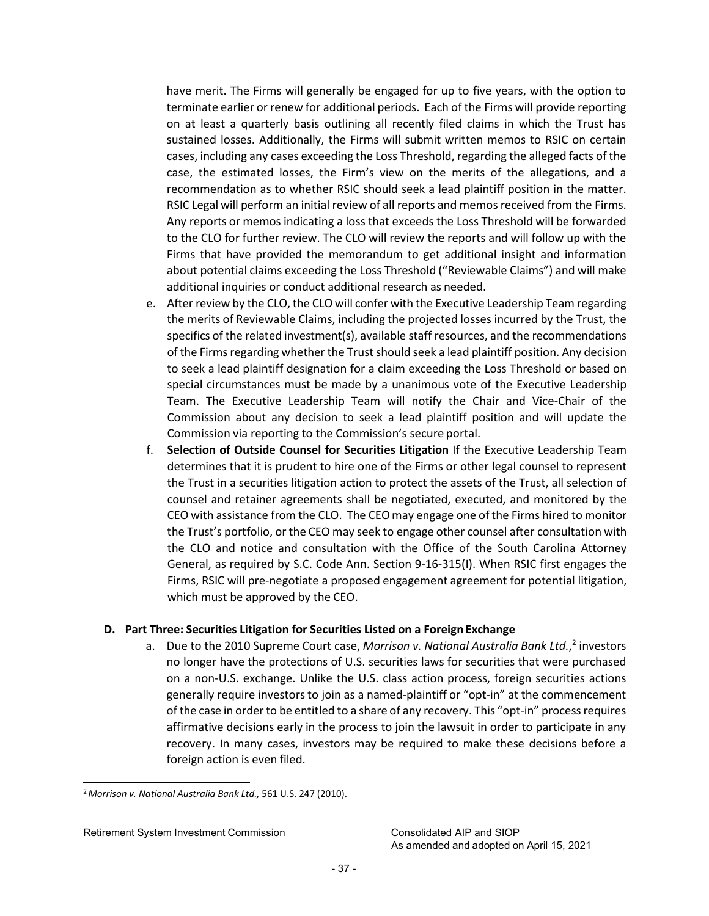have merit. The Firms will generally be engaged for up to five years, with the option to terminate earlier or renew for additional periods. Each of the Firms will provide reporting on at least a quarterly basis outlining all recently filed claims in which the Trust has sustained losses. Additionally, the Firms will submit written memos to RSIC on certain cases, including any cases exceeding the Loss Threshold, regarding the alleged facts of the case, the estimated losses, the Firm's view on the merits of the allegations, and a recommendation as to whether RSIC should seek a lead plaintiff position in the matter. RSIC Legal will perform an initial review of all reports and memos received from the Firms. Any reports or memos indicating a loss that exceeds the Loss Threshold will be forwarded to the CLO for further review. The CLO will review the reports and will follow up with the Firms that have provided the memorandum to get additional insight and information about potential claims exceeding the Loss Threshold ("Reviewable Claims") and will make additional inquiries or conduct additional research as needed.

e. After review by the CLO, the CLO will confer with the Executive Leadership Team regarding the merits of Reviewable Claims, including the projected losses incurred by the Trust, the specifics of the related investment(s), available staff resources, and the recommendations of the Firms regarding whether the Trust should seek a lead plaintiff position. Any decision to seek a lead plaintiff designation for a claim exceeding the Loss Threshold or based on special circumstances must be made by a unanimous vote of the Executive Leadership Team. The Executive Leadership Team will notify the Chair and Vice-Chair of the Commission about any decision to seek a lead plaintiff position and will update the Commission via reporting to the Commission's secure portal.

f. **Selection of Outside Counsel for Securities Litigation** If the Executive Leadership Team determines that it is prudent to hire one of the Firms or other legal counsel to represent the Trust in a securities litigation action to protect the assets of the Trust, all selection of counsel and retainer agreements shall be negotiated, executed, and monitored by the CEO with assistance from the CLO. The CEO may engage one of the Firms hired to monitor the Trust's portfolio, or the CEO may seek to engage other counsel after consultation with the CLO and notice and consultation with the Office of the South Carolina Attorney General, as required by S.C. Code Ann. Section 9-16-315(I). When RSIC first engages the Firms, RSIC will pre-negotiate a proposed engagement agreement for potential litigation, which must be approved by the CEO.

### D. Part Three: Securities Litigation for Securities Listed on a Foreign Exchange

a. Due to the 2010 Supreme Court case, *Morrison v. National Australia Bank Ltd.*,[2] investors no longer have the protections of U.S. securities laws for securities that were purchased on a non-U.S. exchange. Unlike the U.S. class action process, foreign securities actions generally require investors to join as a named-plaintiff or "opt-in" at the commencement of the case in order to be entitled to a share of any recovery. This "opt-in" process requires affirmative decisions early in the process to join the lawsuit in order to participate in any recovery. In many cases, investors may be required to make these decisions before a foreign action is even filed.

[2] *Morrison v. National Australia Bank Ltd.,* 561 U.S. 247 (2010).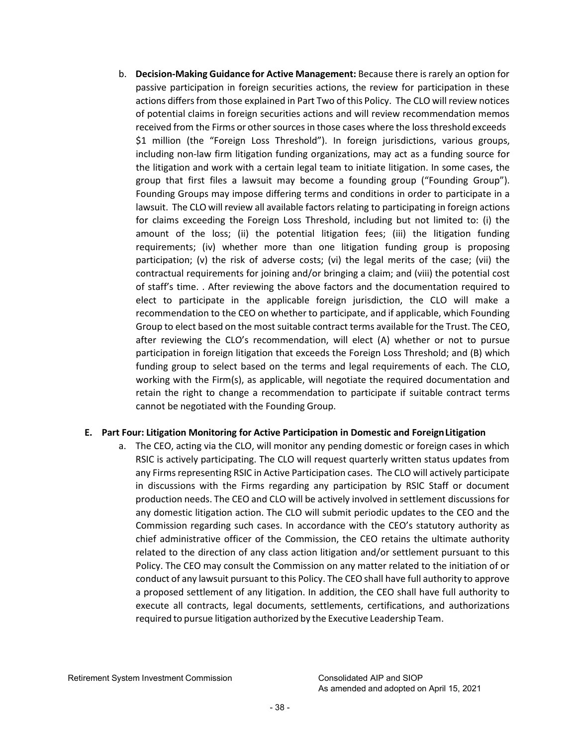b. **Decision-Making Guidance for Active Management:** Because there is rarely an option for passive participation in foreign securities actions, the review for participation in these actions differs from those explained in Part Two of this Policy. The CLO will review notices of potential claims in foreign securities actions and will review recommendation memos received from the Firms or other sources in those cases where the loss threshold exceeds $1 million (the "Foreign Loss Threshold"). In foreign jurisdictions, various groups, including non-law firm litigation funding organizations, may act as a funding source for the litigation and work with a certain legal team to initiate litigation. In some cases, the group that first files a lawsuit may become a founding group ("Founding Group"). Founding Groups may impose differing terms and conditions in order to participate in a lawsuit. The CLO will review all available factors relating to participating in foreign actions for claims exceeding the Foreign Loss Threshold, including but not limited to: (i) the amount of the loss; (ii) the potential litigation fees; (iii) the litigation funding requirements; (iv) whether more than one litigation funding group is proposing participation; (v) the risk of adverse costs; (vi) the legal merits of the case; (vii) the contractual requirements for joining and/or bringing a claim; and (viii) the potential cost of staff's time. . After reviewing the above factors and the documentation required to elect to participate in the applicable foreign jurisdiction, the CLO will make a recommendation to the CEO on whether to participate, and if applicable, which Founding Group to elect based on the most suitable contract terms available for the Trust. The CEO, after reviewing the CLO's recommendation, will elect (A) whether or not to pursue participation in foreign litigation that exceeds the Foreign Loss Threshold; and (B) which funding group to select based on the terms and legal requirements of each. The CLO, working with the Firm(s), as applicable, will negotiate the required documentation and retain the right to change a recommendation to participate if suitable contract terms cannot be negotiated with the Founding Group.

**E. Part Four: Litigation Monitoring for Active Participation in Domestic and Foreign Litigation**

a. The CEO, acting via the CLO, will monitor any pending domestic or foreign cases in which RSIC is actively participating. The CLO will request quarterly written status updates from any Firms representing RSIC in Active Participation cases. The CLO will actively participate in discussions with the Firms regarding any participation by RSIC Staff or document production needs. The CEO and CLO will be actively involved in settlement discussions for any domestic litigation action. The CLO will submit periodic updates to the CEO and the Commission regarding such cases. In accordance with the CEO's statutory authority as chief administrative officer of the Commission, the CEO retains the ultimate authority related to the direction of any class action litigation and/or settlement pursuant to this Policy. The CEO may consult the Commission on any matter related to the initiation of or conduct of any lawsuit pursuant to this Policy. The CEO shall have full authority to approve a proposed settlement of any litigation. In addition, the CEO shall have full authority to execute all contracts, legal documents, settlements, certifications, and authorizations required to pursue litigation authorized by the Executive Leadership Team.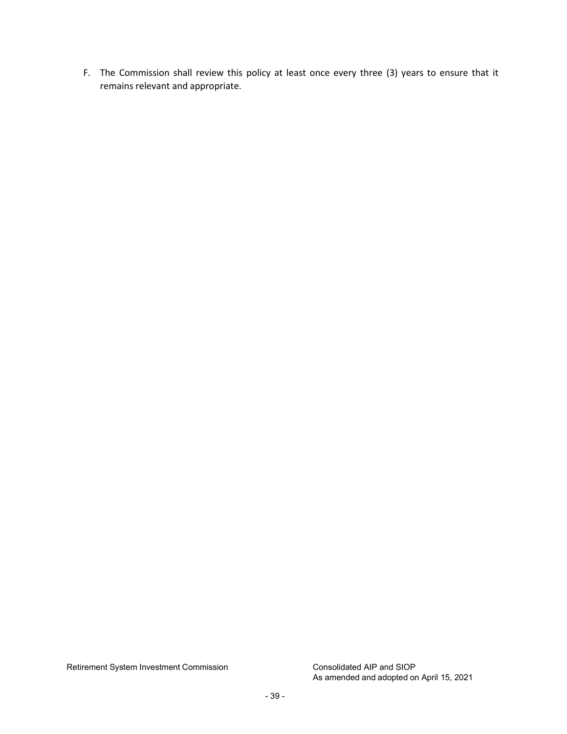F. The Commission shall review this policy at least once every three (3) years to ensure that it remains relevant and appropriate.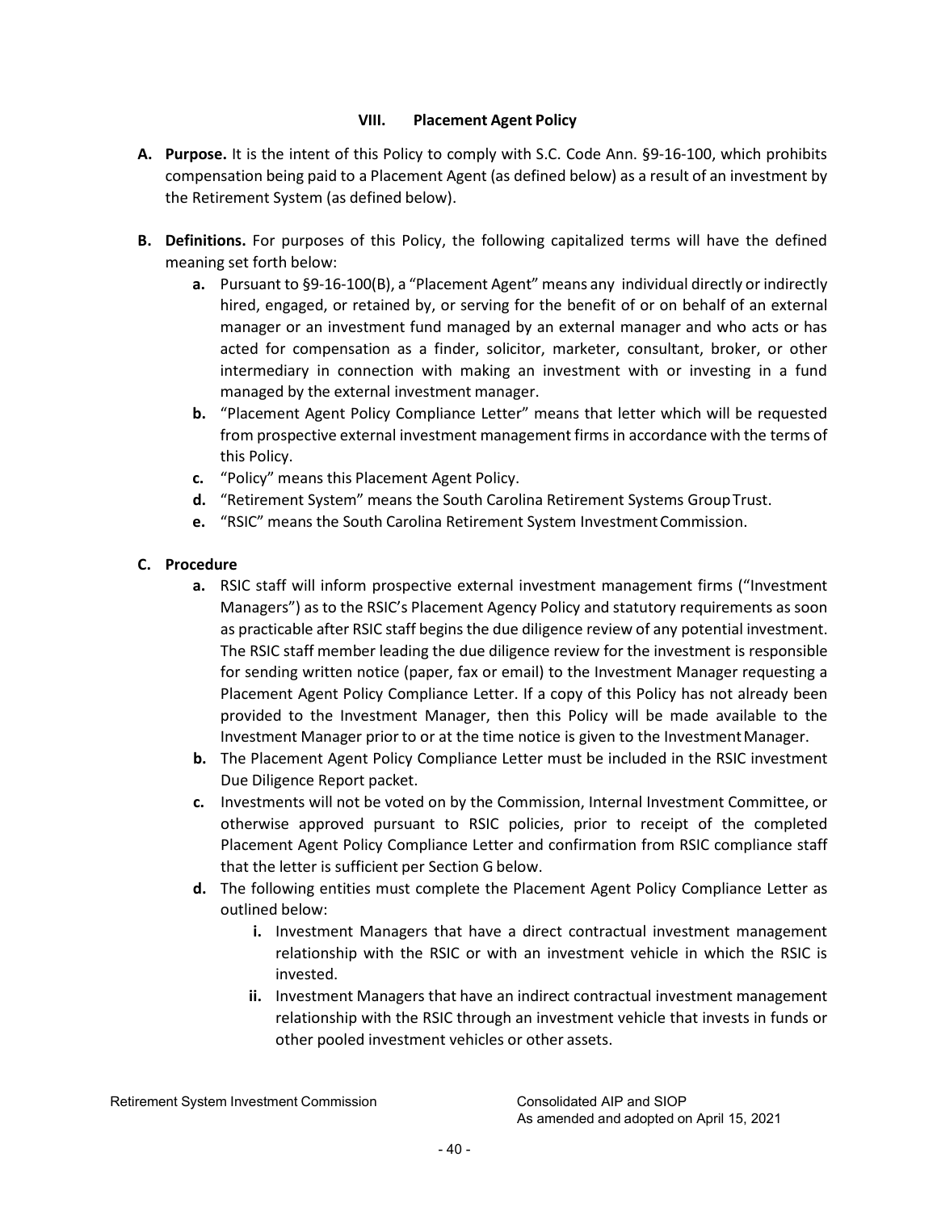## VIII. Placement Agent Policy

**A. Purpose.** It is the intent of this Policy to comply with S.C. Code Ann. §9-16-100, which prohibits compensation being paid to a Placement Agent (as defined below) as a result of an investment by the Retirement System (as defined below).

**B. Definitions.** For purposes of this Policy, the following capitalized terms will have the defined meaning set forth below:

- **a.** Pursuant to §9-16-100(B), a "Placement Agent" means any individual directly or indirectly hired, engaged, or retained by, or serving for the benefit of or on behalf of an external manager or an investment fund managed by an external manager and who acts or has acted for compensation as a finder, solicitor, marketer, consultant, broker, or other intermediary in connection with making an investment with or investing in a fund managed by the external investment manager.
- **b.** "Placement Agent Policy Compliance Letter" means that letter which will be requested from prospective external investment management firms in accordance with the terms of this Policy.
- **c.** "Policy" means this Placement Agent Policy.
- **d.** "Retirement System" means the South Carolina Retirement Systems Group Trust.
- **e.** "RSIC" means the South Carolina Retirement System Investment Commission.

**C. Procedure**

- **a.** RSIC staff will inform prospective external investment management firms ("Investment Managers") as to the RSIC's Placement Agency Policy and statutory requirements as soon as practicable after RSIC staff begins the due diligence review of any potential investment. The RSIC staff member leading the due diligence review for the investment is responsible for sending written notice (paper, fax or email) to the Investment Manager requesting a Placement Agent Policy Compliance Letter. If a copy of this Policy has not already been provided to the Investment Manager, then this Policy will be made available to the Investment Manager prior to or at the time notice is given to the Investment Manager.
- **b.** The Placement Agent Policy Compliance Letter must be included in the RSIC investment Due Diligence Report packet.
- **c.** Investments will not be voted on by the Commission, Internal Investment Committee, or otherwise approved pursuant to RSIC policies, prior to receipt of the completed Placement Agent Policy Compliance Letter and confirmation from RSIC compliance staff that the letter is sufficient per Section G below.
- **d.** The following entities must complete the Placement Agent Policy Compliance Letter as outlined below:
  - **i.** Investment Managers that have a direct contractual investment management relationship with the RSIC or with an investment vehicle in which the RSIC is invested.
  - **ii.** Investment Managers that have an indirect contractual investment management relationship with the RSIC through an investment vehicle that invests in funds or other pooled investment vehicles or other assets.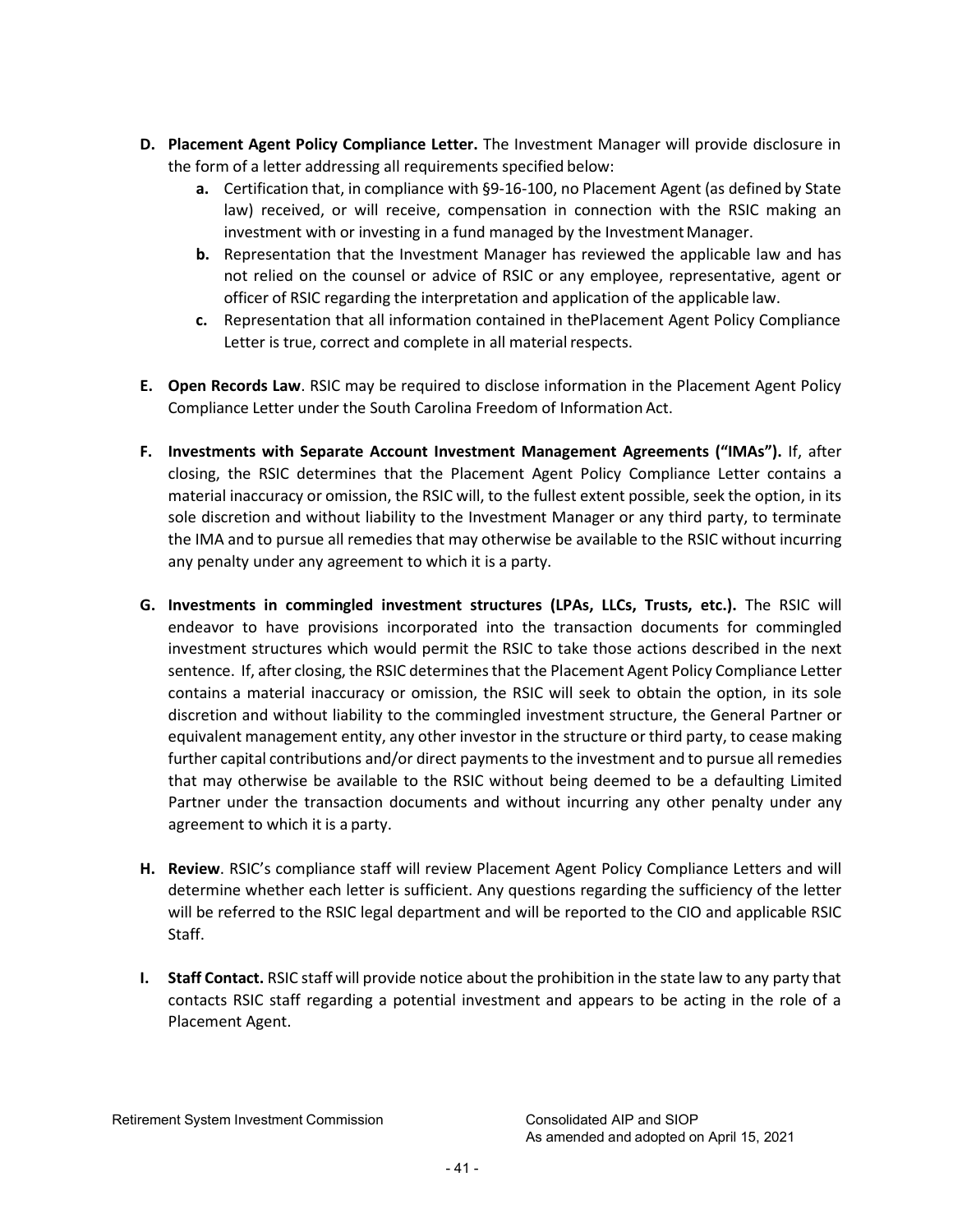**D. Placement Agent Policy Compliance Letter.** The Investment Manager will provide disclosure in the form of a letter addressing all requirements specified below:

  **a.** Certification that, in compliance with §9-16-100, no Placement Agent (as defined by State law) received, or will receive, compensation in connection with the RSIC making an investment with or investing in a fund managed by the Investment Manager.

  **b.** Representation that the Investment Manager has reviewed the applicable law and has not relied on the counsel or advice of RSIC or any employee, representative, agent or officer of RSIC regarding the interpretation and application of the applicable law.

  **c.** Representation that all information contained in thePlacement Agent Policy Compliance Letter is true, correct and complete in all material respects.

**E. Open Records Law**. RSIC may be required to disclose information in the Placement Agent Policy Compliance Letter under the South Carolina Freedom of Information Act.

**F. Investments with Separate Account Investment Management Agreements ("IMAs").** If, after closing, the RSIC determines that the Placement Agent Policy Compliance Letter contains a material inaccuracy or omission, the RSIC will, to the fullest extent possible, seek the option, in its sole discretion and without liability to the Investment Manager or any third party, to terminate the IMA and to pursue all remedies that may otherwise be available to the RSIC without incurring any penalty under any agreement to which it is a party.

**G. Investments in commingled investment structures (LPAs, LLCs, Trusts, etc.).** The RSIC will endeavor to have provisions incorporated into the transaction documents for commingled investment structures which would permit the RSIC to take those actions described in the next sentence. If, after closing, the RSIC determines that the Placement Agent Policy Compliance Letter contains a material inaccuracy or omission, the RSIC will seek to obtain the option, in its sole discretion and without liability to the commingled investment structure, the General Partner or equivalent management entity, any other investor in the structure or third party, to cease making further capital contributions and/or direct payments to the investment and to pursue all remedies that may otherwise be available to the RSIC without being deemed to be a defaulting Limited Partner under the transaction documents and without incurring any other penalty under any agreement to which it is a party.

**H. Review**. RSIC's compliance staff will review Placement Agent Policy Compliance Letters and will determine whether each letter is sufficient. Any questions regarding the sufficiency of the letter will be referred to the RSIC legal department and will be reported to the CIO and applicable RSIC Staff.

**I. Staff Contact.** RSIC staff will provide notice about the prohibition in the state law to any party that contacts RSIC staff regarding a potential investment and appears to be acting in the role of a Placement Agent.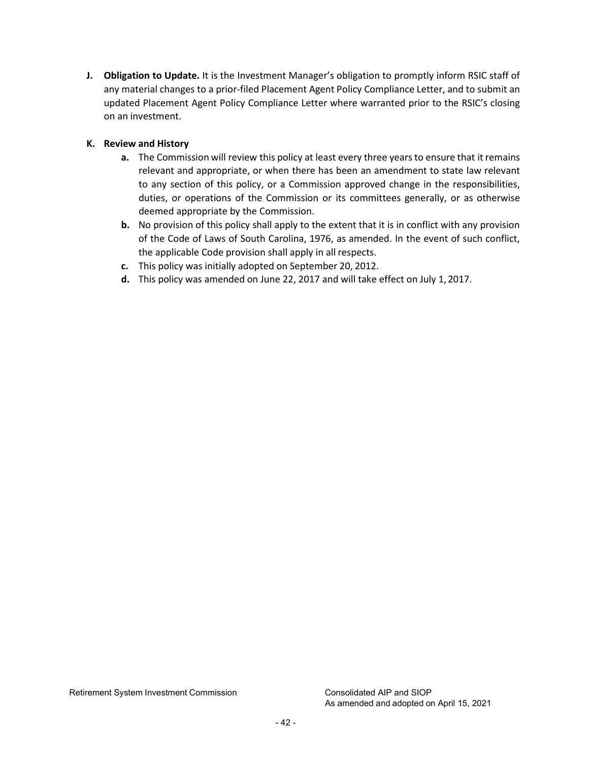**J. Obligation to Update.** It is the Investment Manager's obligation to promptly inform RSIC staff of any material changes to a prior-filed Placement Agent Policy Compliance Letter, and to submit an updated Placement Agent Policy Compliance Letter where warranted prior to the RSIC's closing on an investment.

**K. Review and History**

- **a.** The Commission will review this policy at least every three years to ensure that it remains relevant and appropriate, or when there has been an amendment to state law relevant to any section of this policy, or a Commission approved change in the responsibilities, duties, or operations of the Commission or its committees generally, or as otherwise deemed appropriate by the Commission.
- **b.** No provision of this policy shall apply to the extent that it is in conflict with any provision of the Code of Laws of South Carolina, 1976, as amended. In the event of such conflict, the applicable Code provision shall apply in all respects.
- **c.** This policy was initially adopted on September 20, 2012.
- **d.** This policy was amended on June 22, 2017 and will take effect on July 1, 2017.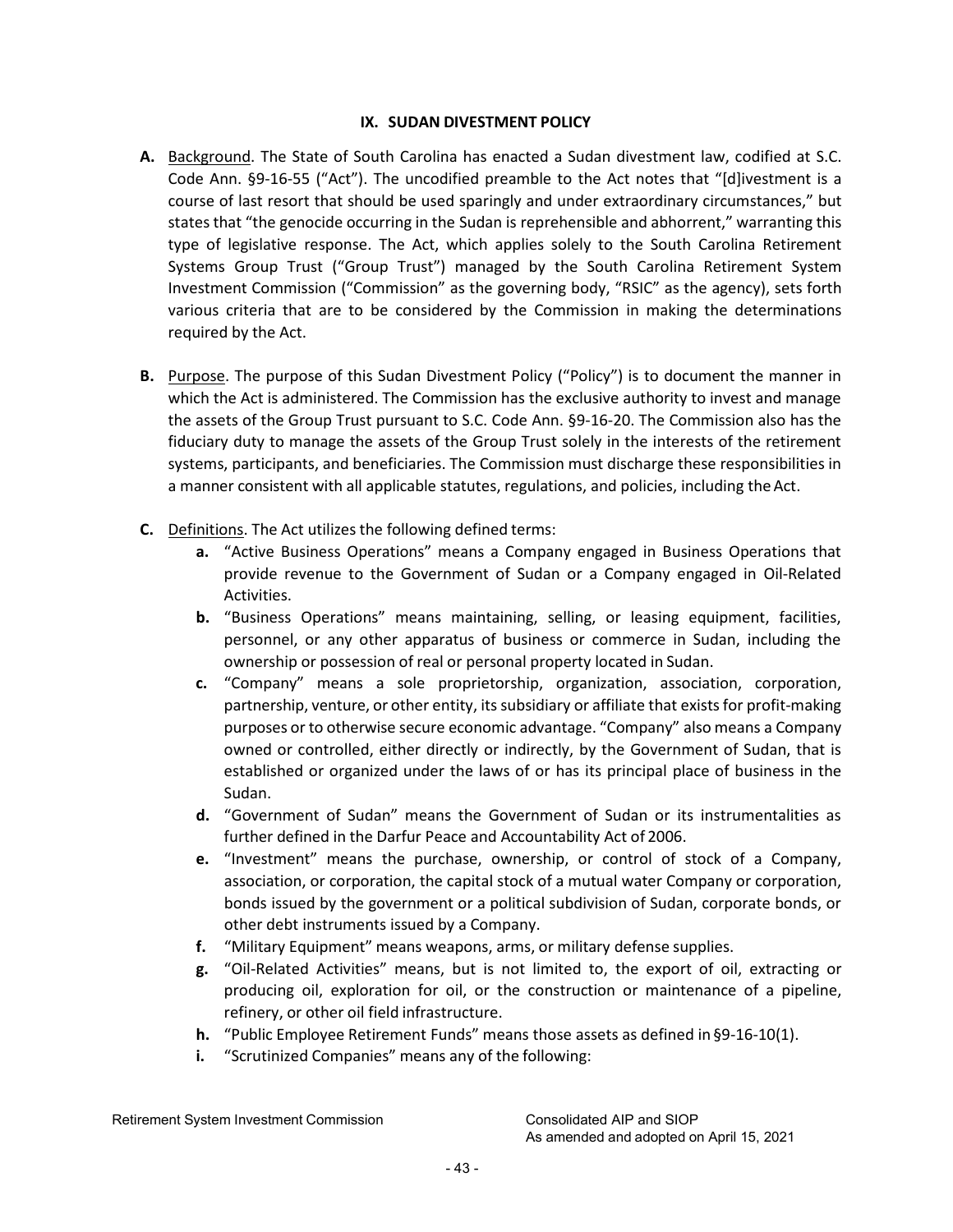## IX. SUDAN DIVESTMENT POLICY

**A.** Background. The State of South Carolina has enacted a Sudan divestment law, codified at S.C. Code Ann. §9-16-55 ("Act"). The uncodified preamble to the Act notes that "[d]ivestment is a course of last resort that should be used sparingly and under extraordinary circumstances," but states that "the genocide occurring in the Sudan is reprehensible and abhorrent," warranting this type of legislative response. The Act, which applies solely to the South Carolina Retirement Systems Group Trust ("Group Trust") managed by the South Carolina Retirement System Investment Commission ("Commission" as the governing body, "RSIC" as the agency), sets forth various criteria that are to be considered by the Commission in making the determinations required by the Act.

**B.** Purpose. The purpose of this Sudan Divestment Policy ("Policy") is to document the manner in which the Act is administered. The Commission has the exclusive authority to invest and manage the assets of the Group Trust pursuant to S.C. Code Ann. §9-16-20. The Commission also has the fiduciary duty to manage the assets of the Group Trust solely in the interests of the retirement systems, participants, and beneficiaries. The Commission must discharge these responsibilities in a manner consistent with all applicable statutes, regulations, and policies, including the Act.

**C.** Definitions. The Act utilizes the following defined terms:

- **a.** "Active Business Operations" means a Company engaged in Business Operations that provide revenue to the Government of Sudan or a Company engaged in Oil-Related Activities.
- **b.** "Business Operations" means maintaining, selling, or leasing equipment, facilities, personnel, or any other apparatus of business or commerce in Sudan, including the ownership or possession of real or personal property located in Sudan.
- **c.** "Company" means a sole proprietorship, organization, association, corporation, partnership, venture, or other entity, its subsidiary or affiliate that exists for profit-making purposes or to otherwise secure economic advantage. "Company" also means a Company owned or controlled, either directly or indirectly, by the Government of Sudan, that is established or organized under the laws of or has its principal place of business in the Sudan.
- **d.** "Government of Sudan" means the Government of Sudan or its instrumentalities as further defined in the Darfur Peace and Accountability Act of 2006.
- **e.** "Investment" means the purchase, ownership, or control of stock of a Company, association, or corporation, the capital stock of a mutual water Company or corporation, bonds issued by the government or a political subdivision of Sudan, corporate bonds, or other debt instruments issued by a Company.
- **f.** "Military Equipment" means weapons, arms, or military defense supplies.
- **g.** "Oil-Related Activities" means, but is not limited to, the export of oil, extracting or producing oil, exploration for oil, or the construction or maintenance of a pipeline, refinery, or other oil field infrastructure.
- **h.** "Public Employee Retirement Funds" means those assets as defined in §9-16-10(1).
- **i.** "Scrutinized Companies" means any of the following: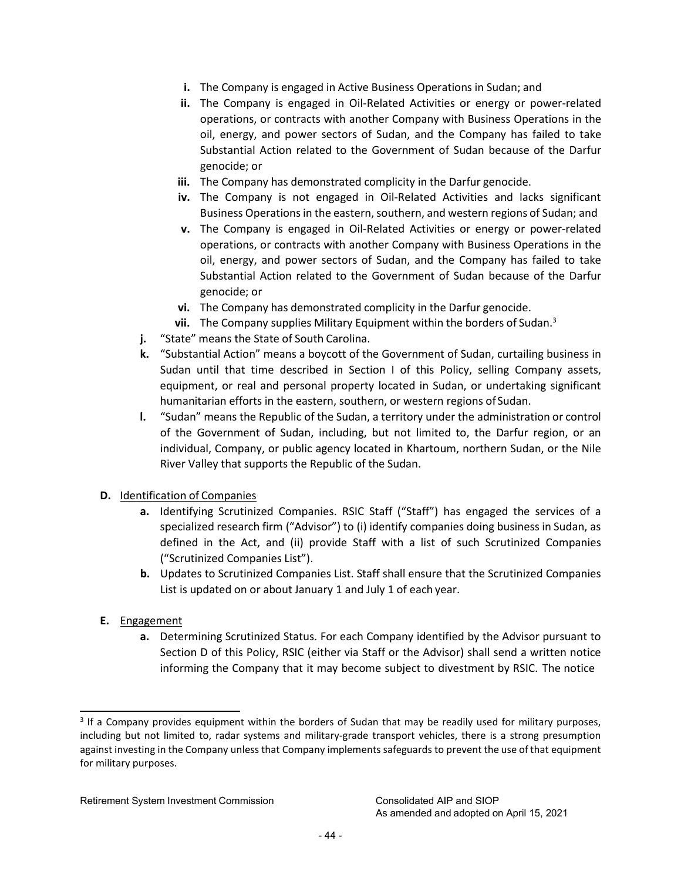- **i.** The Company is engaged in Active Business Operations in Sudan; and
- **ii.** The Company is engaged in Oil-Related Activities or energy or power-related operations, or contracts with another Company with Business Operations in the oil, energy, and power sectors of Sudan, and the Company has failed to take Substantial Action related to the Government of Sudan because of the Darfur genocide; or
- **iii.** The Company has demonstrated complicity in the Darfur genocide.
- **iv.** The Company is not engaged in Oil-Related Activities and lacks significant Business Operations in the eastern, southern, and western regions of Sudan; and
- **v.** The Company is engaged in Oil-Related Activities or energy or power-related operations, or contracts with another Company with Business Operations in the oil, energy, and power sectors of Sudan, and the Company has failed to take Substantial Action related to the Government of Sudan because of the Darfur genocide; or
- **vi.** The Company has demonstrated complicity in the Darfur genocide.
- **vii.** The Company supplies Military Equipment within the borders of Sudan.[3]

**j.** "State" means the State of South Carolina.

**k.** "Substantial Action" means a boycott of the Government of Sudan, curtailing business in Sudan until that time described in Section I of this Policy, selling Company assets, equipment, or real and personal property located in Sudan, or undertaking significant humanitarian efforts in the eastern, southern, or western regions of Sudan.

**l.** "Sudan" means the Republic of the Sudan, a territory under the administration or control of the Government of Sudan, including, but not limited to, the Darfur region, or an individual, Company, or public agency located in Khartoum, northern Sudan, or the Nile River Valley that supports the Republic of the Sudan.

**D.** Identification of Companies

**a.** Identifying Scrutinized Companies. RSIC Staff ("Staff") has engaged the services of a specialized research firm ("Advisor") to (i) identify companies doing business in Sudan, as defined in the Act, and (ii) provide Staff with a list of such Scrutinized Companies ("Scrutinized Companies List").

**b.** Updates to Scrutinized Companies List. Staff shall ensure that the Scrutinized Companies List is updated on or about January 1 and July 1 of each year.

**E.** Engagement

**a.** Determining Scrutinized Status. For each Company identified by the Advisor pursuant to Section D of this Policy, RSIC (either via Staff or the Advisor) shall send a written notice informing the Company that it may become subject to divestment by RSIC. The notice

---

[3] If a Company provides equipment within the borders of Sudan that may be readily used for military purposes, including but not limited to, radar systems and military-grade transport vehicles, there is a strong presumption against investing in the Company unless that Company implements safeguards to prevent the use of that equipment for military purposes.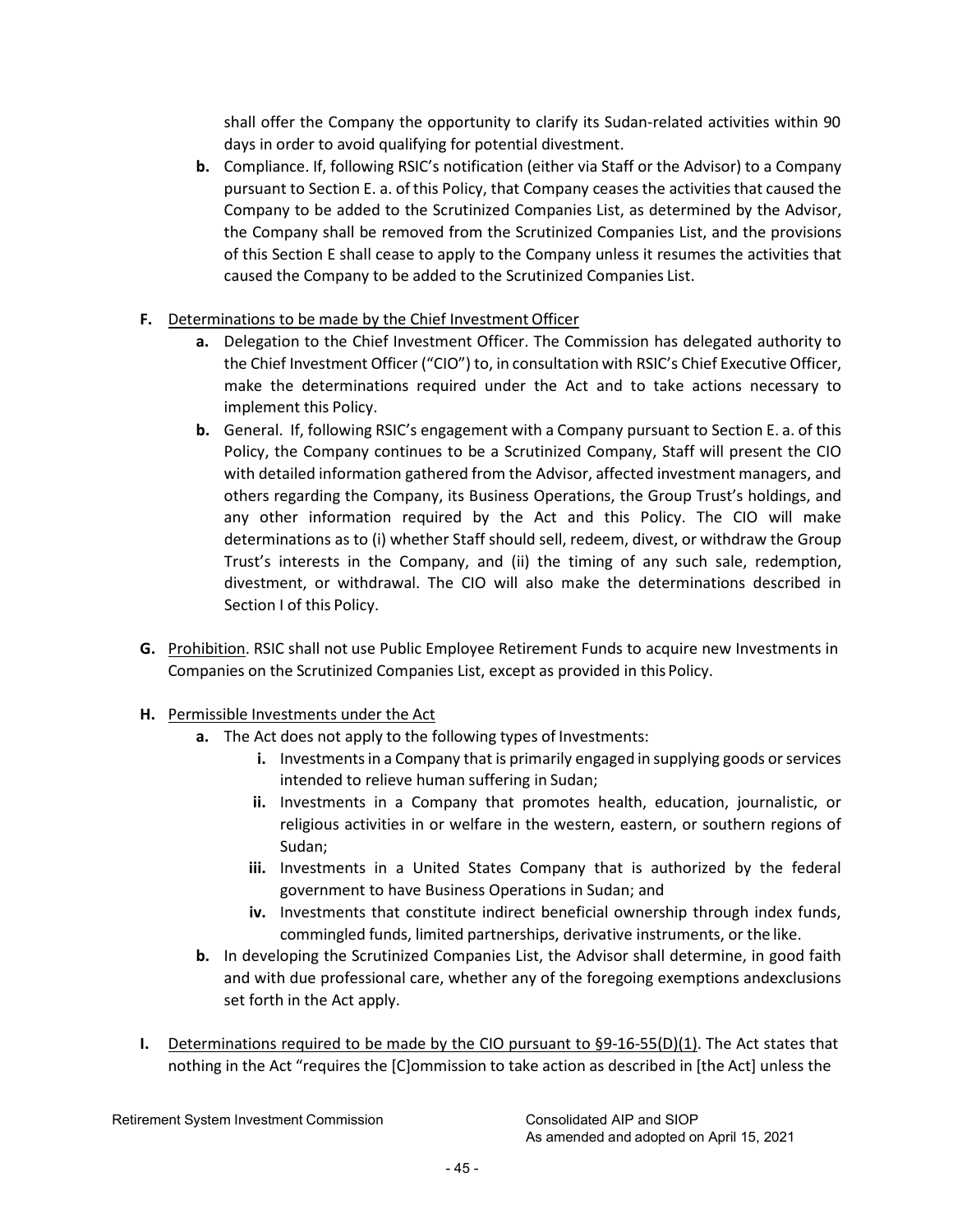shall offer the Company the opportunity to clarify its Sudan-related activities within 90 days in order to avoid qualifying for potential divestment.

- **b.** Compliance. If, following RSIC's notification (either via Staff or the Advisor) to a Company pursuant to Section E. a. of this Policy, that Company ceases the activities that caused the Company to be added to the Scrutinized Companies List, as determined by the Advisor, the Company shall be removed from the Scrutinized Companies List, and the provisions of this Section E shall cease to apply to the Company unless it resumes the activities that caused the Company to be added to the Scrutinized Companies List.

**F.** Determinations to be made by the Chief Investment Officer

- **a.** Delegation to the Chief Investment Officer. The Commission has delegated authority to the Chief Investment Officer ("CIO") to, in consultation with RSIC's Chief Executive Officer, make the determinations required under the Act and to take actions necessary to implement this Policy.
- **b.** General. If, following RSIC's engagement with a Company pursuant to Section E. a. of this Policy, the Company continues to be a Scrutinized Company, Staff will present the CIO with detailed information gathered from the Advisor, affected investment managers, and others regarding the Company, its Business Operations, the Group Trust's holdings, and any other information required by the Act and this Policy. The CIO will make determinations as to (i) whether Staff should sell, redeem, divest, or withdraw the Group Trust's interests in the Company, and (ii) the timing of any such sale, redemption, divestment, or withdrawal. The CIO will also make the determinations described in Section I of this Policy.

**G.** Prohibition. RSIC shall not use Public Employee Retirement Funds to acquire new Investments in Companies on the Scrutinized Companies List, except as provided in this Policy.

**H.** Permissible Investments under the Act

- **a.** The Act does not apply to the following types of Investments:
  - **i.** Investments in a Company that is primarily engaged in supplying goods or services intended to relieve human suffering in Sudan;
  - **ii.** Investments in a Company that promotes health, education, journalistic, or religious activities in or welfare in the western, eastern, or southern regions of Sudan;
  - **iii.** Investments in a United States Company that is authorized by the federal government to have Business Operations in Sudan; and
  - **iv.** Investments that constitute indirect beneficial ownership through index funds, commingled funds, limited partnerships, derivative instruments, or the like.
- **b.** In developing the Scrutinized Companies List, the Advisor shall determine, in good faith and with due professional care, whether any of the foregoing exemptions andexclusions set forth in the Act apply.

**I.** Determinations required to be made by the CIO pursuant to §9-16-55(D)(1). The Act states that nothing in the Act "requires the [C]ommission to take action as described in [the Act] unless the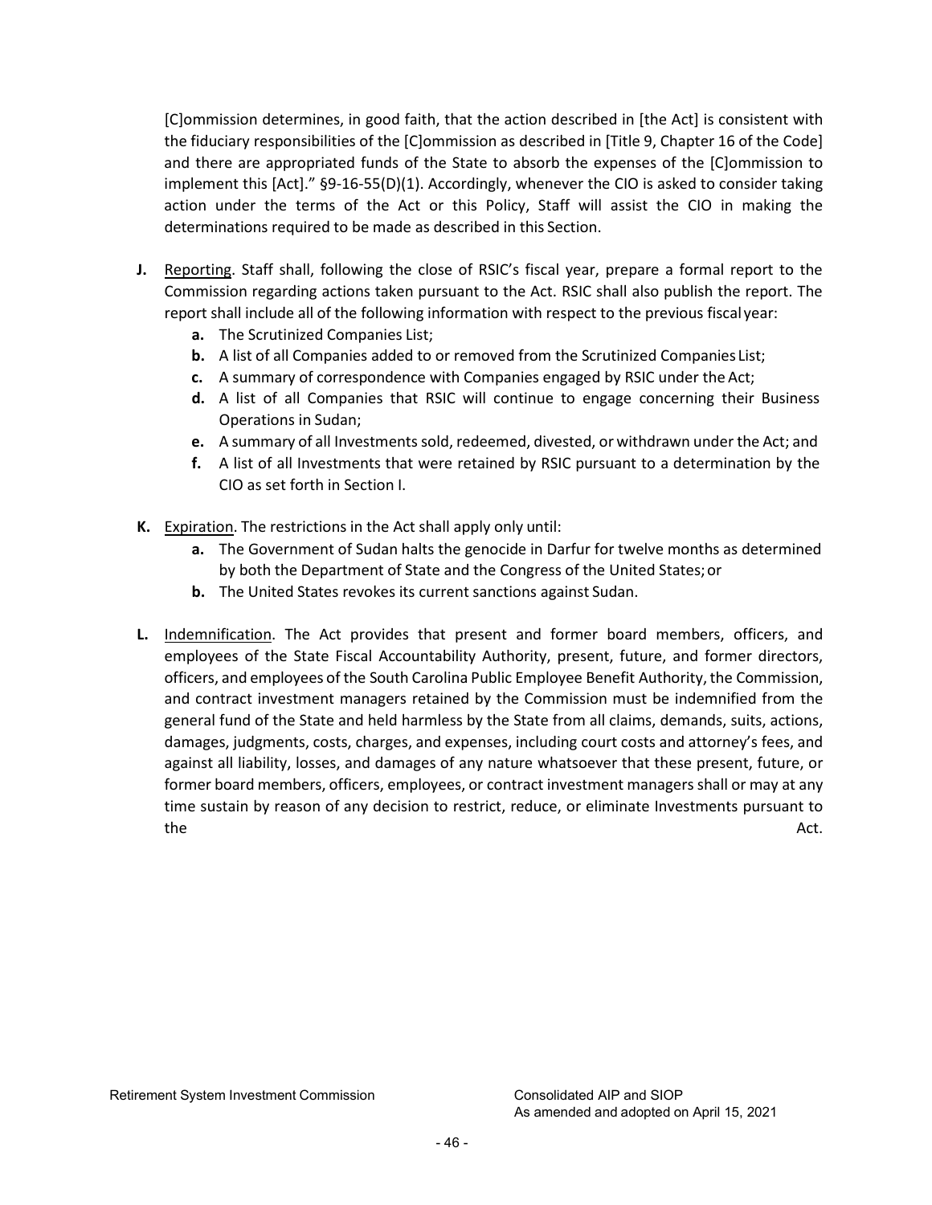[C]ommission determines, in good faith, that the action described in [the Act] is consistent with the fiduciary responsibilities of the [C]ommission as described in [Title 9, Chapter 16 of the Code] and there are appropriated funds of the State to absorb the expenses of the [C]ommission to implement this [Act]." §9-16-55(D)(1). Accordingly, whenever the CIO is asked to consider taking action under the terms of the Act or this Policy, Staff will assist the CIO in making the determinations required to be made as described in this Section.

**J.** Reporting. Staff shall, following the close of RSIC's fiscal year, prepare a formal report to the Commission regarding actions taken pursuant to the Act. RSIC shall also publish the report. The report shall include all of the following information with respect to the previous fiscal year:

- **a.** The Scrutinized Companies List;
- **b.** A list of all Companies added to or removed from the Scrutinized Companies List;
- **c.** A summary of correspondence with Companies engaged by RSIC under the Act;
- **d.** A list of all Companies that RSIC will continue to engage concerning their Business Operations in Sudan;
- **e.** A summary of all Investments sold, redeemed, divested, or withdrawn under the Act; and
- **f.** A list of all Investments that were retained by RSIC pursuant to a determination by the CIO as set forth in Section I.

**K.** Expiration. The restrictions in the Act shall apply only until:

- **a.** The Government of Sudan halts the genocide in Darfur for twelve months as determined by both the Department of State and the Congress of the United States; or
- **b.** The United States revokes its current sanctions against Sudan.

**L.** Indemnification. The Act provides that present and former board members, officers, and employees of the State Fiscal Accountability Authority, present, future, and former directors, officers, and employees of the South Carolina Public Employee Benefit Authority, the Commission, and contract investment managers retained by the Commission must be indemnified from the general fund of the State and held harmless by the State from all claims, demands, suits, actions, damages, judgments, costs, charges, and expenses, including court costs and attorney's fees, and against all liability, losses, and damages of any nature whatsoever that these present, future, or former board members, officers, employees, or contract investment managers shall or may at any time sustain by reason of any decision to restrict, reduce, or eliminate Investments pursuant to the Act.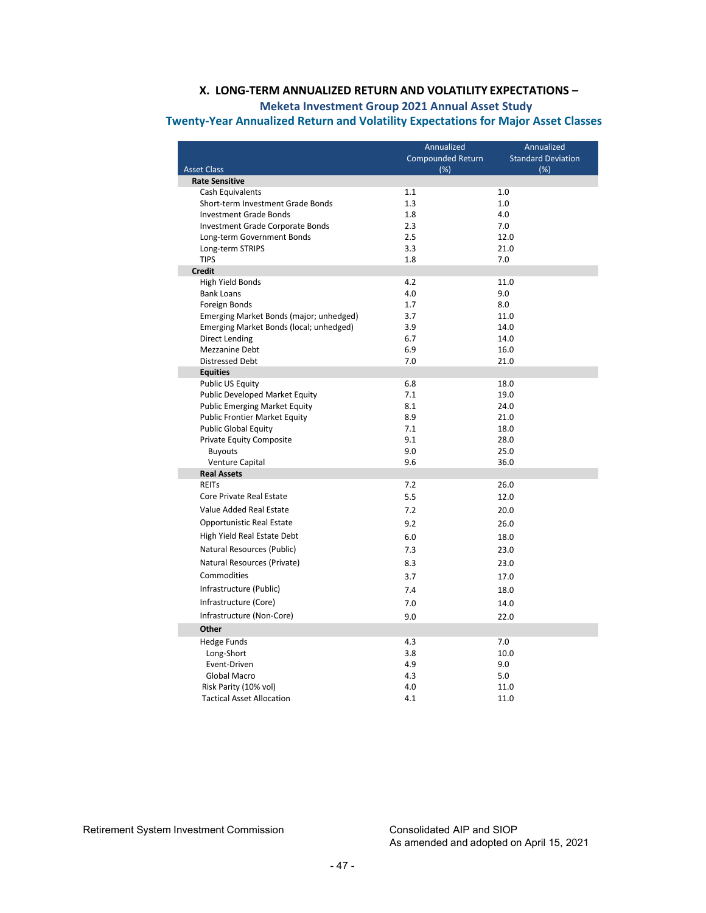## X. LONG-TERM ANNUALIZED RETURN AND VOLATILITY EXPECTATIONS –

### Meketa Investment Group 2021 Annual Asset Study

### Twenty-Year Annualized Return and Volatility Expectations for Major Asset Classes

| Asset Class | Annualized Compounded Return (%) | Annualized Standard Deviation (%) |
|---|---|---|
| **Rate Sensitive** | | |
| Cash Equivalents | 1.1 | 1.0 |
| Short-term Investment Grade Bonds | 1.3 | 1.0 |
| Investment Grade Bonds | 1.8 | 4.0 |
| Investment Grade Corporate Bonds | 2.3 | 7.0 |
| Long-term Government Bonds | 2.5 | 12.0 |
| Long-term STRIPS | 3.3 | 21.0 |
| TIPS | 1.8 | 7.0 |
| **Credit** | | |
| High Yield Bonds | 4.2 | 11.0 |
| Bank Loans | 4.0 | 9.0 |
| Foreign Bonds | 1.7 | 8.0 |
| Emerging Market Bonds (major; unhedged) | 3.7 | 11.0 |
| Emerging Market Bonds (local; unhedged) | 3.9 | 14.0 |
| Direct Lending | 6.7 | 14.0 |
| Mezzanine Debt | 6.9 | 16.0 |
| Distressed Debt | 7.0 | 21.0 |
| **Equities** | | |
| Public US Equity | 6.8 | 18.0 |
| Public Developed Market Equity | 7.1 | 19.0 |
| Public Emerging Market Equity | 8.1 | 24.0 |
| Public Frontier Market Equity | 8.9 | 21.0 |
| Public Global Equity | 7.1 | 18.0 |
| Private Equity Composite | 9.1 | 28.0 |
| Buyouts | 9.0 | 25.0 |
| Venture Capital | 9.6 | 36.0 |
| **Real Assets** | | |
| REITs | 7.2 | 26.0 |
| Core Private Real Estate | 5.5 | 12.0 |
| Value Added Real Estate | 7.2 | 20.0 |
| Opportunistic Real Estate | 9.2 | 26.0 |
| High Yield Real Estate Debt | 6.0 | 18.0 |
| Natural Resources (Public) | 7.3 | 23.0 |
| Natural Resources (Private) | 8.3 | 23.0 |
| Commodities | 3.7 | 17.0 |
| Infrastructure (Public) | 7.4 | 18.0 |
| Infrastructure (Core) | 7.0 | 14.0 |
| Infrastructure (Non-Core) | 9.0 | 22.0 |
| **Other** | | |
| Hedge Funds | 4.3 | 7.0 |
| Long-Short | 3.8 | 10.0 |
| Event-Driven | 4.9 | 9.0 |
| Global Macro | 4.3 | 5.0 |
| Risk Parity (10% vol) | 4.0 | 11.0 |
| Tactical Asset Allocation | 4.1 | 11.0 |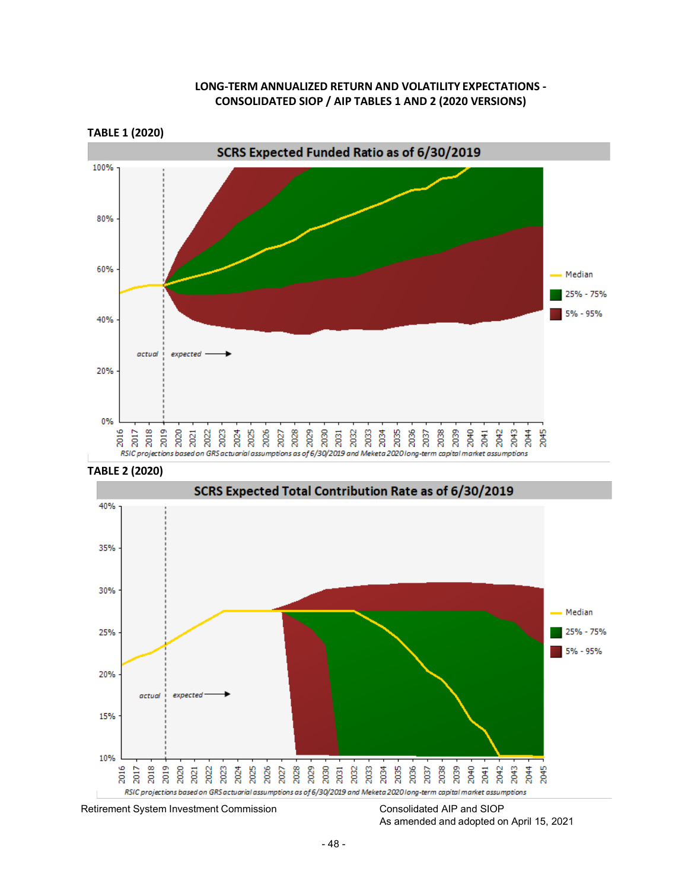**LONG-TERM ANNUALIZED RETURN AND VOLATILITY EXPECTATIONS - CONSOLIDATED SIOP / AIP TABLES 1 AND 2 (2020 VERSIONS)**

**TABLE 1 (2020)**

SCRS Expected Funded Ratio as of 6/30/2019

100%
80%
60%
40%
20%
0%

actual | expected →

2016 2017 2018 2019 2020 2021 2022 2023 2024 2025 2026 2027 2028 2029 2030 2031 2032 2033 2034 2035 2036 2037 2038 2039 2040 2041 2042 2043 2044 2045

Median
25% - 75%
5% - 95%

*RSIC projections based on GRS actuarial assumptions as of 6/30/2019 and Meketa 2020 long-term capital market assumptions*

**TABLE 2 (2020)**

SCRS Expected Total Contribution Rate as of 6/30/2019

40%
35%
30%
25%
20%
15%
10%

actual | expected →

2016 2017 2018 2019 2020 2021 2022 2023 2024 2025 2026 2027 2028 2029 2030 2031 2032 2033 2034 2035 2036 2037 2038 2039 2040 2041 2042 2043 2044 2045

Median
25% - 75%
5% - 95%

*RSIC projections based on GRS actuarial assumptions as of 6/30/2019 and Meketa 2020 long-term capital market assumptions*